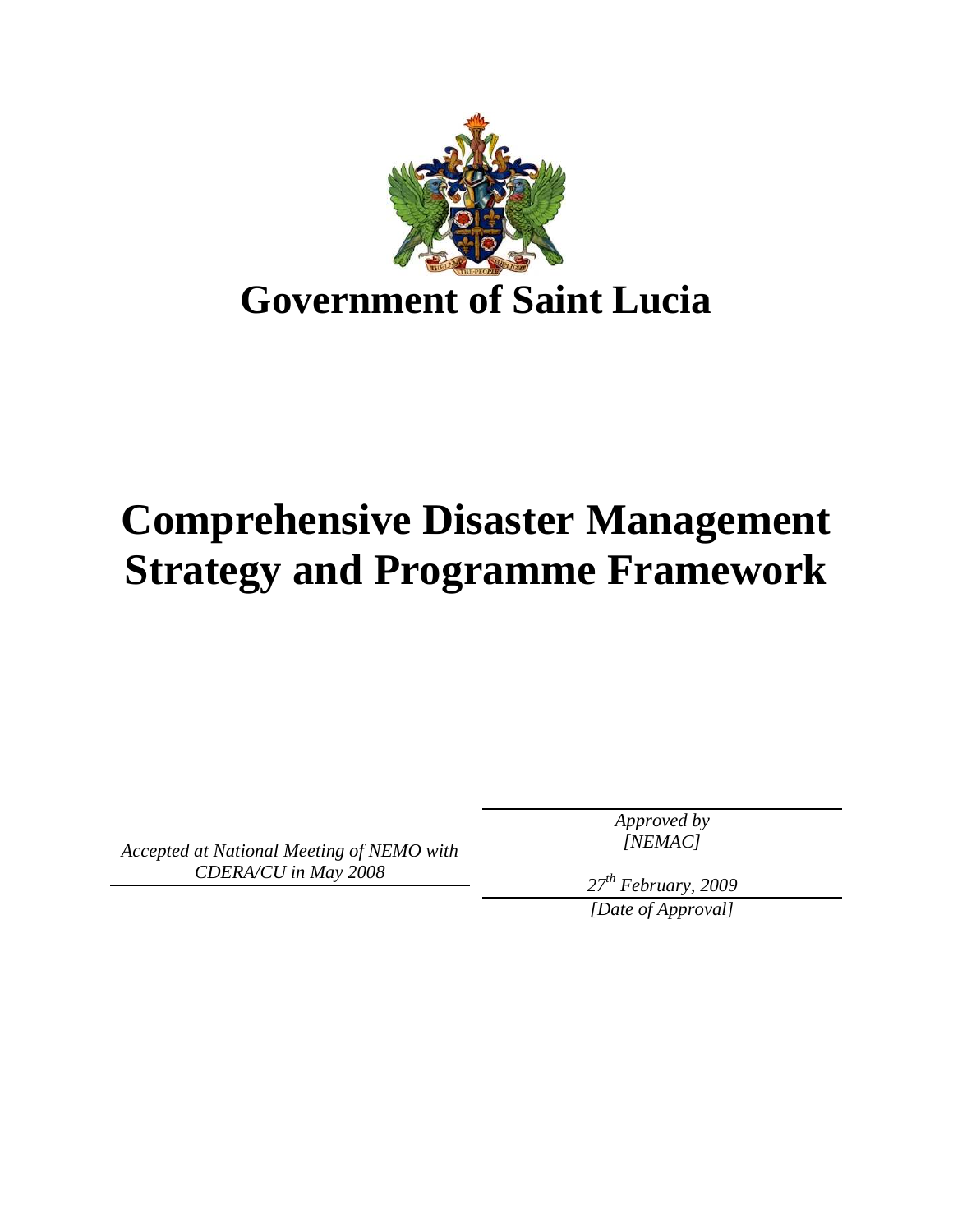# Government of Saint Lucia

# Comprehensive Disaster Management Strategy and Programme Framework

*Accepted at National Meeting of NEMO with CDERA/CU in May 2008*

*Approved by [NEMAC]*

*27th February, 2009*

*[Date of Approval]*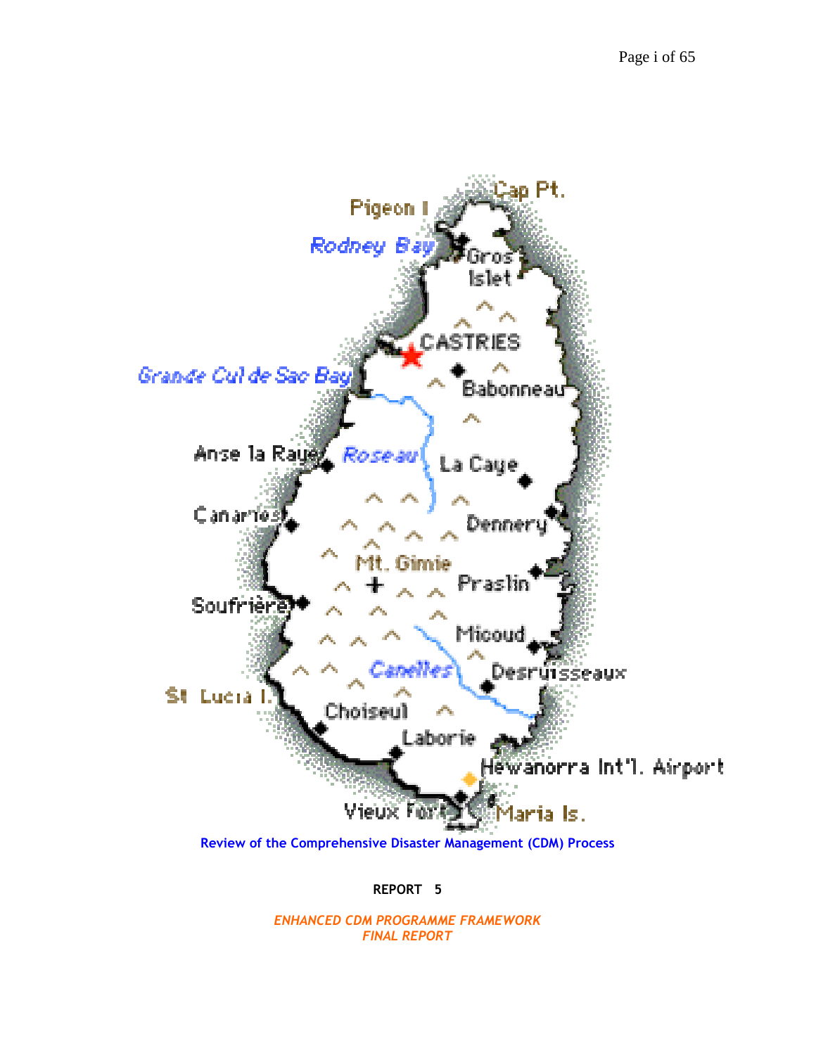**Review of the Comprehensive Disaster Management (CDM) Process**

**REPORT 5**

***ENHANCED CDM PROGRAMME FRAMEWORK***
***FINAL REPORT***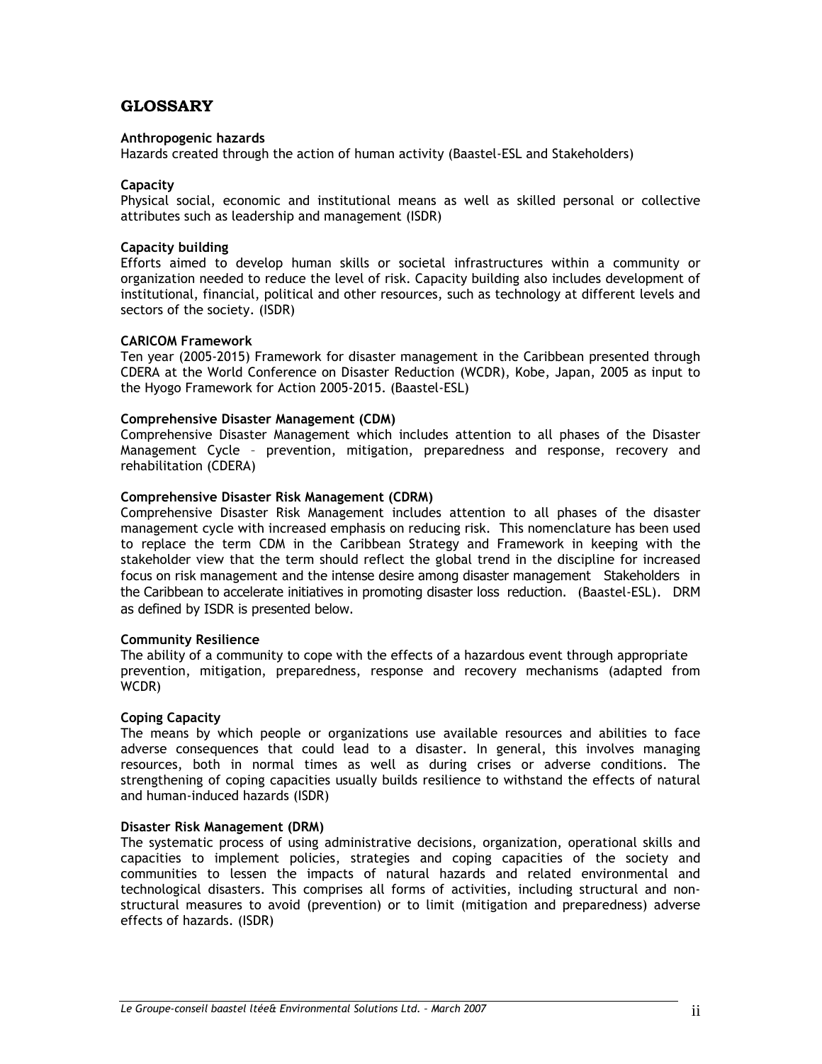## GLOSSARY

**Anthropogenic hazards**
Hazards created through the action of human activity (Baastel-ESL and Stakeholders)

**Capacity**
Physical social, economic and institutional means as well as skilled personal or collective attributes such as leadership and management (ISDR)

**Capacity building**
Efforts aimed to develop human skills or societal infrastructures within a community or organization needed to reduce the level of risk. Capacity building also includes development of institutional, financial, political and other resources, such as technology at different levels and sectors of the society. (ISDR)

**CARICOM Framework**
Ten year (2005-2015) Framework for disaster management in the Caribbean presented through CDERA at the World Conference on Disaster Reduction (WCDR), Kobe, Japan, 2005 as input to the Hyogo Framework for Action 2005-2015. (Baastel-ESL)

**Comprehensive Disaster Management (CDM)**
Comprehensive Disaster Management which includes attention to all phases of the Disaster Management Cycle – prevention, mitigation, preparedness and response, recovery and rehabilitation (CDERA)

**Comprehensive Disaster Risk Management (CDRM)**
Comprehensive Disaster Risk Management includes attention to all phases of the disaster management cycle with increased emphasis on reducing risk. This nomenclature has been used to replace the term CDM in the Caribbean Strategy and Framework in keeping with the stakeholder view that the term should reflect the global trend in the discipline for increased focus on risk management and the intense desire among disaster management Stakeholders in the Caribbean to accelerate initiatives in promoting disaster loss reduction. (Baastel-ESL). DRM as defined by ISDR is presented below.

**Community Resilience**
The ability of a community to cope with the effects of a hazardous event through appropriate prevention, mitigation, preparedness, response and recovery mechanisms (adapted from WCDR)

**Coping Capacity**
The means by which people or organizations use available resources and abilities to face adverse consequences that could lead to a disaster. In general, this involves managing resources, both in normal times as well as during crises or adverse conditions. The strengthening of coping capacities usually builds resilience to withstand the effects of natural and human-induced hazards (ISDR)

**Disaster Risk Management (DRM)**
The systematic process of using administrative decisions, organization, operational skills and capacities to implement policies, strategies and coping capacities of the society and communities to lessen the impacts of natural hazards and related environmental and technological disasters. This comprises all forms of activities, including structural and non-structural measures to avoid (prevention) or to limit (mitigation and preparedness) adverse effects of hazards. (ISDR)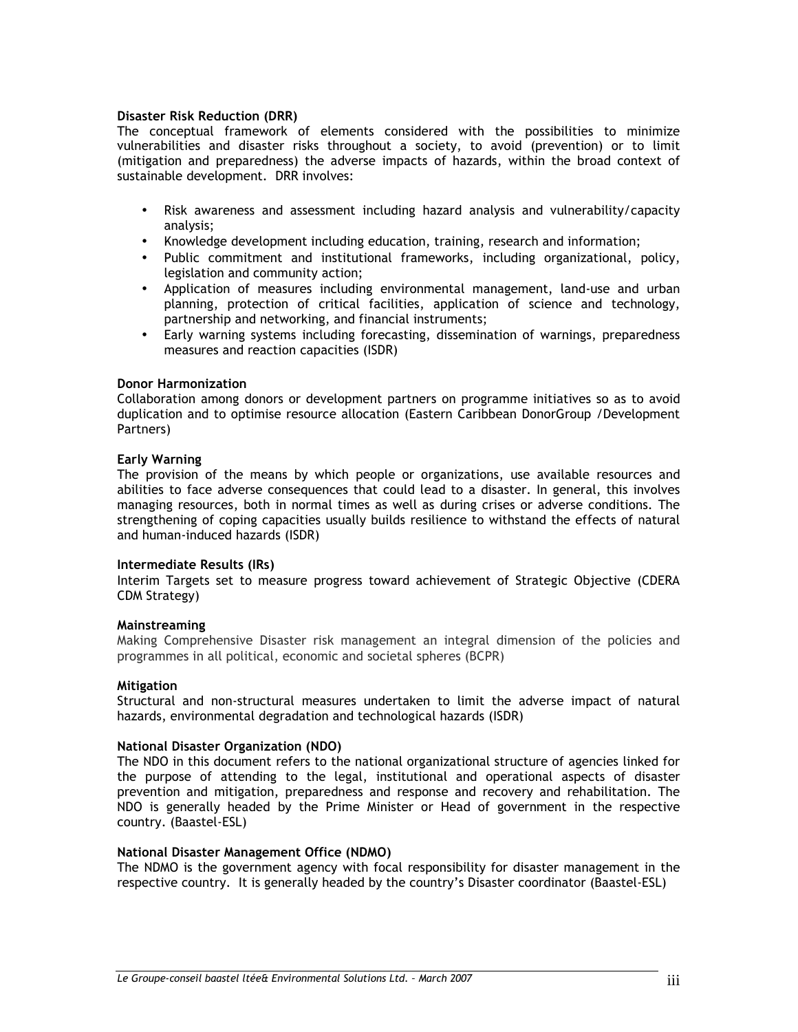**Disaster Risk Reduction (DRR)**
The conceptual framework of elements considered with the possibilities to minimize vulnerabilities and disaster risks throughout a society, to avoid (prevention) or to limit (mitigation and preparedness) the adverse impacts of hazards, within the broad context of sustainable development. DRR involves:

- Risk awareness and assessment including hazard analysis and vulnerability/capacity analysis;
- Knowledge development including education, training, research and information;
- Public commitment and institutional frameworks, including organizational, policy, legislation and community action;
- Application of measures including environmental management, land-use and urban planning, protection of critical facilities, application of science and technology, partnership and networking, and financial instruments;
- Early warning systems including forecasting, dissemination of warnings, preparedness measures and reaction capacities (ISDR)

**Donor Harmonization**
Collaboration among donors or development partners on programme initiatives so as to avoid duplication and to optimise resource allocation (Eastern Caribbean DonorGroup /Development Partners)

**Early Warning**
The provision of the means by which people or organizations, use available resources and abilities to face adverse consequences that could lead to a disaster. In general, this involves managing resources, both in normal times as well as during crises or adverse conditions. The strengthening of coping capacities usually builds resilience to withstand the effects of natural and human-induced hazards (ISDR)

**Intermediate Results (IRs)**
Interim Targets set to measure progress toward achievement of Strategic Objective (CDERA CDM Strategy)

**Mainstreaming**
Making Comprehensive Disaster risk management an integral dimension of the policies and programmes in all political, economic and societal spheres (BCPR)

**Mitigation**
Structural and non-structural measures undertaken to limit the adverse impact of natural hazards, environmental degradation and technological hazards (ISDR)

**National Disaster Organization (NDO)**
The NDO in this document refers to the national organizational structure of agencies linked for the purpose of attending to the legal, institutional and operational aspects of disaster prevention and mitigation, preparedness and response and recovery and rehabilitation. The NDO is generally headed by the Prime Minister or Head of government in the respective country. (Baastel-ESL)

**National Disaster Management Office (NDMO)**
The NDMO is the government agency with focal responsibility for disaster management in the respective country. It is generally headed by the country's Disaster coordinator (Baastel-ESL)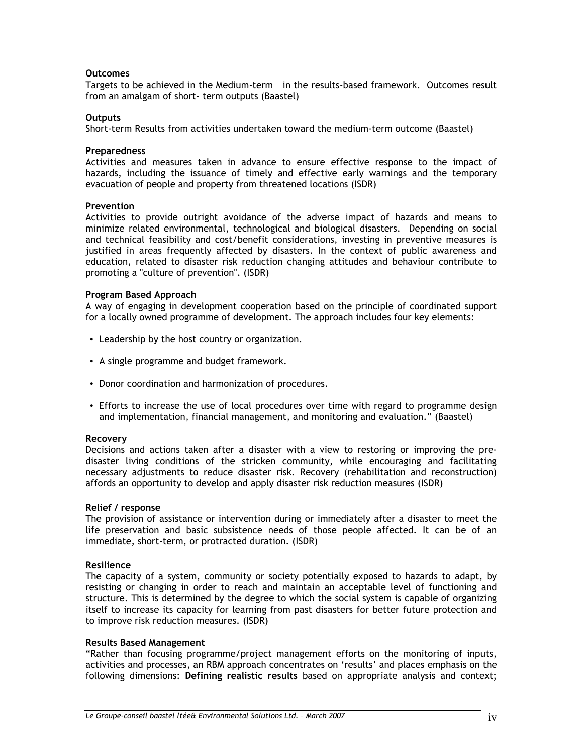**Outcomes**
Targets to be achieved in the Medium-term in the results-based framework. Outcomes result from an amalgam of short- term outputs (Baastel)

**Outputs**
Short-term Results from activities undertaken toward the medium-term outcome (Baastel)

**Preparedness**
Activities and measures taken in advance to ensure effective response to the impact of hazards, including the issuance of timely and effective early warnings and the temporary evacuation of people and property from threatened locations (ISDR)

**Prevention**
Activities to provide outright avoidance of the adverse impact of hazards and means to minimize related environmental, technological and biological disasters. Depending on social and technical feasibility and cost/benefit considerations, investing in preventive measures is justified in areas frequently affected by disasters. In the context of public awareness and education, related to disaster risk reduction changing attitudes and behaviour contribute to promoting a "culture of prevention". (ISDR)

**Program Based Approach**
A way of engaging in development cooperation based on the principle of coordinated support for a locally owned programme of development. The approach includes four key elements:

- Leadership by the host country or organization.
- A single programme and budget framework.
- Donor coordination and harmonization of procedures.
- Efforts to increase the use of local procedures over time with regard to programme design and implementation, financial management, and monitoring and evaluation." (Baastel)

**Recovery**
Decisions and actions taken after a disaster with a view to restoring or improving the pre-disaster living conditions of the stricken community, while encouraging and facilitating necessary adjustments to reduce disaster risk. Recovery (rehabilitation and reconstruction) affords an opportunity to develop and apply disaster risk reduction measures (ISDR)

**Relief / response**
The provision of assistance or intervention during or immediately after a disaster to meet the life preservation and basic subsistence needs of those people affected. It can be of an immediate, short-term, or protracted duration. (ISDR)

**Resilience**
The capacity of a system, community or society potentially exposed to hazards to adapt, by resisting or changing in order to reach and maintain an acceptable level of functioning and structure. This is determined by the degree to which the social system is capable of organizing itself to increase its capacity for learning from past disasters for better future protection and to improve risk reduction measures. (ISDR)

**Results Based Management**
"Rather than focusing programme/project management efforts on the monitoring of inputs, activities and processes, an RBM approach concentrates on 'results' and places emphasis on the following dimensions: **Defining realistic results** based on appropriate analysis and context;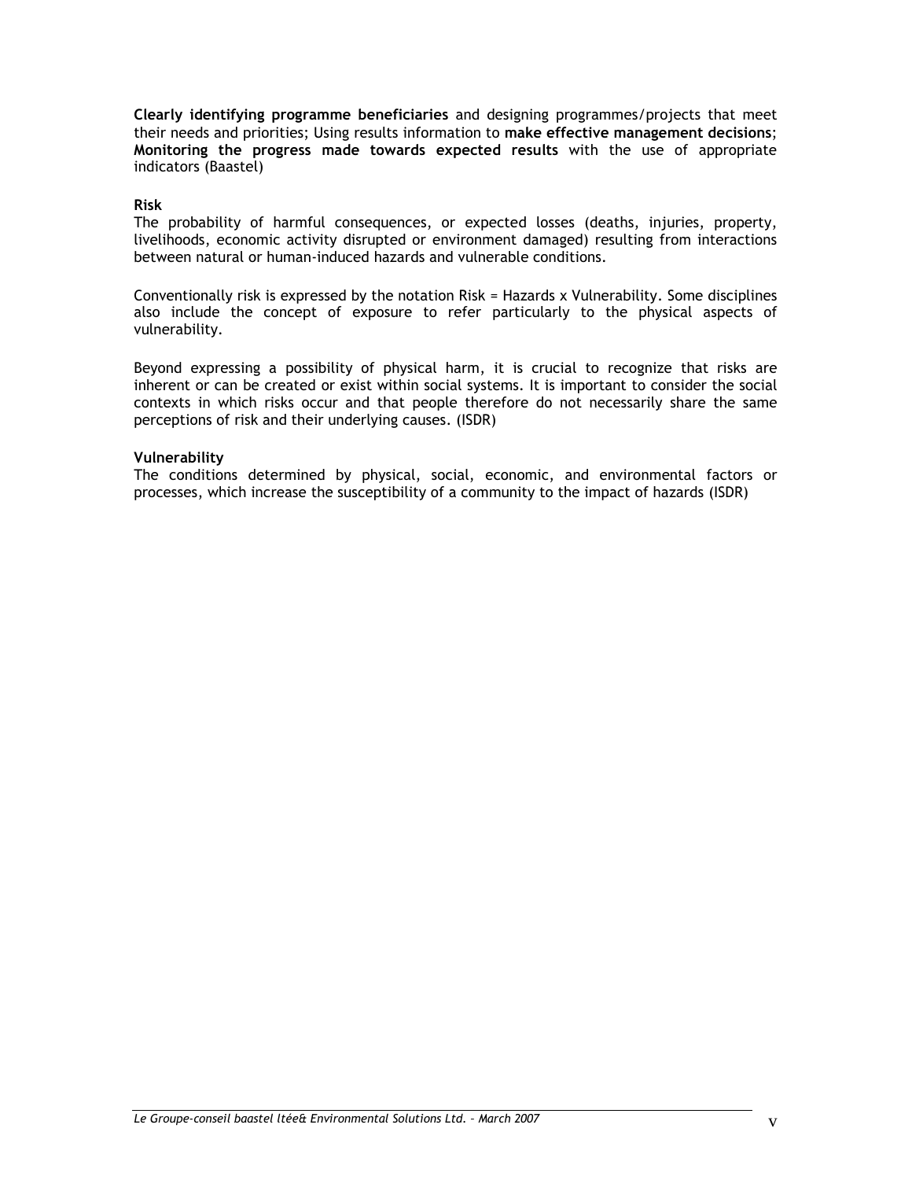**Clearly identifying programme beneficiaries** and designing programmes/projects that meet their needs and priorities; Using results information to **make effective management decisions**; **Monitoring the progress made towards expected results** with the use of appropriate indicators (Baastel)

**Risk**
The probability of harmful consequences, or expected losses (deaths, injuries, property, livelihoods, economic activity disrupted or environment damaged) resulting from interactions between natural or human-induced hazards and vulnerable conditions.

Conventionally risk is expressed by the notation Risk = Hazards x Vulnerability. Some disciplines also include the concept of exposure to refer particularly to the physical aspects of vulnerability.

Beyond expressing a possibility of physical harm, it is crucial to recognize that risks are inherent or can be created or exist within social systems. It is important to consider the social contexts in which risks occur and that people therefore do not necessarily share the same perceptions of risk and their underlying causes. (ISDR)

**Vulnerability**
The conditions determined by physical, social, economic, and environmental factors or processes, which increase the susceptibility of a community to the impact of hazards (ISDR)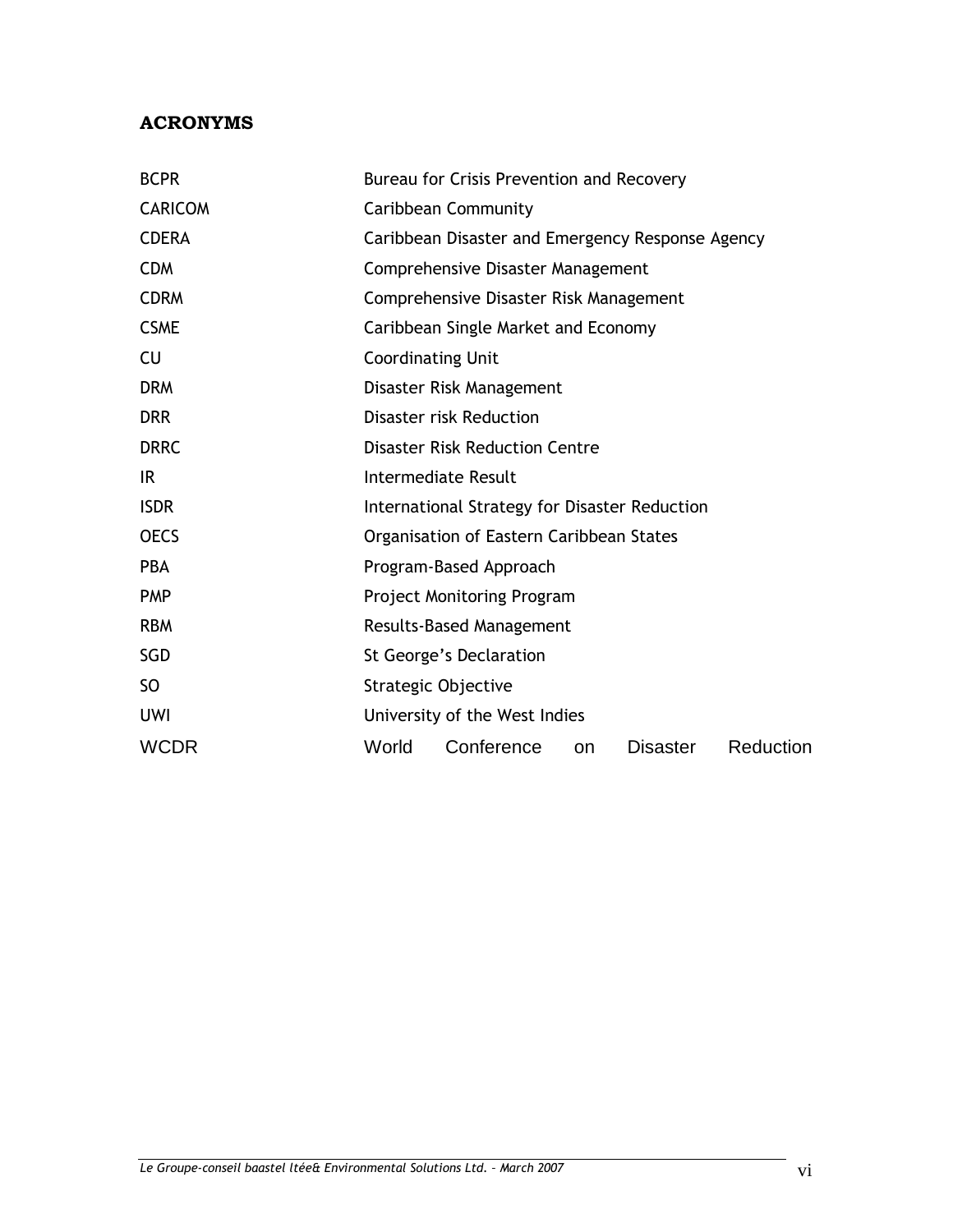## ACRONYMS

| | |
|---|---|
| BCPR | Bureau for Crisis Prevention and Recovery |
| CARICOM | Caribbean Community |
| CDERA | Caribbean Disaster and Emergency Response Agency |
| CDM | Comprehensive Disaster Management |
| CDRM | Comprehensive Disaster Risk Management |
| CSME | Caribbean Single Market and Economy |
| CU | Coordinating Unit |
| DRM | Disaster Risk Management |
| DRR | Disaster risk Reduction |
| DRRC | Disaster Risk Reduction Centre |
| IR | Intermediate Result |
| ISDR | International Strategy for Disaster Reduction |
| OECS | Organisation of Eastern Caribbean States |
| PBA | Program-Based Approach |
| PMP | Project Monitoring Program |
| RBM | Results-Based Management |
| SGD | St George's Declaration |
| SO | Strategic Objective |
| UWI | University of the West Indies |
| WCDR | World Conference on Disaster Reduction |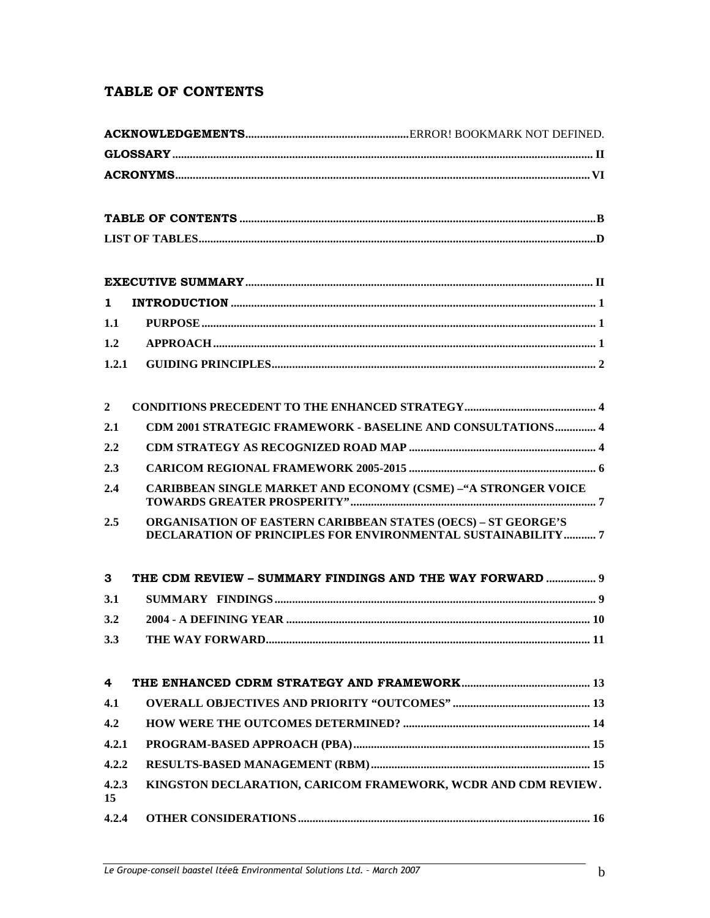# TABLE OF CONTENTS

**ACKNOWLEDGEMENTS**........................................................ERROR! BOOKMARK NOT DEFINED.

**GLOSSARY**........................................................................................................................................... II

**ACRONYMS**......................................................................................................................................... VI

**TABLE OF CONTENTS** .......................................................................................................................B

**LIST OF TABLES**.....................................................................................................................................D

**EXECUTIVE SUMMARY**.................................................................................................................... II

**1 INTRODUCTION** ........................................................................................................................... 1

**1.1 PURPOSE**..................................................................................................................................... 1

**1.2 APPROACH**................................................................................................................................. 1

**1.2.1 GUIDING PRINCIPLES**............................................................................................................ 2

**2 CONDITIONS PRECEDENT TO THE ENHANCED STRATEGY**............................................. 4

**2.1 CDM 2001 STRATEGIC FRAMEWORK - BASELINE AND CONSULTATIONS**.............. 4

**2.2 CDM STRATEGY AS RECOGNIZED ROAD MAP** ............................................................... 4

**2.3 CARICOM REGIONAL FRAMEWORK 2005-2015** ................................................................ 6

**2.4 CARIBBEAN SINGLE MARKET AND ECONOMY (CSME) –"A STRONGER VOICE TOWARDS GREATER PROSPERITY"**.................................................................................. 7

**2.5 ORGANISATION OF EASTERN CARIBBEAN STATES (OECS) – ST GEORGE'S DECLARATION OF PRINCIPLES FOR ENVIRONMENTAL SUSTAINABILITY**........... 7

**3 THE CDM REVIEW – SUMMARY FINDINGS AND THE WAY FORWARD** ................. 9

**3.1 SUMMARY FINDINGS**............................................................................................................ 9

**3.2 2004 - A DEFINING YEAR** ...................................................................................................... 10

**3.3 THE WAY FORWARD**............................................................................................................ 11

**4 THE ENHANCED CDRM STRATEGY AND FRAMEWORK**............................................ 13

**4.1 OVERALL OBJECTIVES AND PRIORITY "OUTCOMES"** ............................................... 13

**4.2 HOW WERE THE OUTCOMES DETERMINED?** ................................................................ 14

**4.2.1 PROGRAM-BASED APPROACH (PBA)**................................................................................ 15

**4.2.2 RESULTS-BASED MANAGEMENT (RBM)**.......................................................................... 15

**4.2.3 KINGSTON DECLARATION, CARICOM FRAMEWORK, WCDR AND CDM REVIEW.** 15

**4.2.4 OTHER CONSIDERATIONS**................................................................................................... 16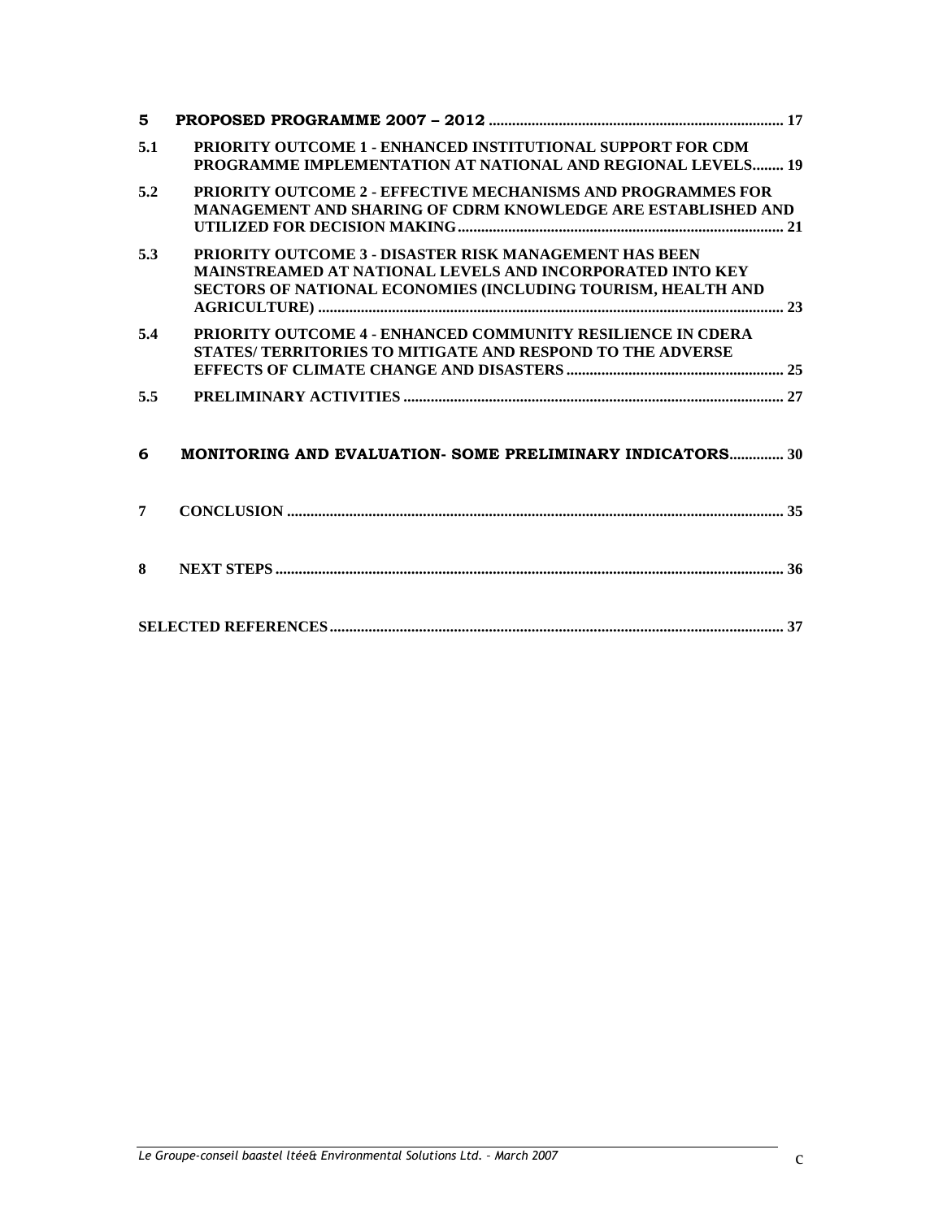**5 PROPOSED PROGRAMME 2007 – 2012 ....................................................................................... 17**

**5.1 PRIORITY OUTCOME 1 - ENHANCED INSTITUTIONAL SUPPORT FOR CDM PROGRAMME IMPLEMENTATION AT NATIONAL AND REGIONAL LEVELS........ 19**

**5.2 PRIORITY OUTCOME 2 - EFFECTIVE MECHANISMS AND PROGRAMMES FOR MANAGEMENT AND SHARING OF CDRM KNOWLEDGE ARE ESTABLISHED AND UTILIZED FOR DECISION MAKING................................................................................... 21**

**5.3 PRIORITY OUTCOME 3 - DISASTER RISK MANAGEMENT HAS BEEN MAINSTREAMED AT NATIONAL LEVELS AND INCORPORATED INTO KEY SECTORS OF NATIONAL ECONOMIES (INCLUDING TOURISM, HEALTH AND AGRICULTURE) ....................................................................................................................... 23**

**5.4 PRIORITY OUTCOME 4 - ENHANCED COMMUNITY RESILIENCE IN CDERA STATES/ TERRITORIES TO MITIGATE AND RESPOND TO THE ADVERSE EFFECTS OF CLIMATE CHANGE AND DISASTERS ........................................................ 25**

**5.5 PRELIMINARY ACTIVITIES ................................................................................................. 27**

**6 MONITORING AND EVALUATION- SOME PRELIMINARY INDICATORS.............. 30**

**7 CONCLUSION .............................................................................................................................. 35**

**8 NEXT STEPS ................................................................................................................................. 36**

**SELECTED REFERENCES.................................................................................................................... 37**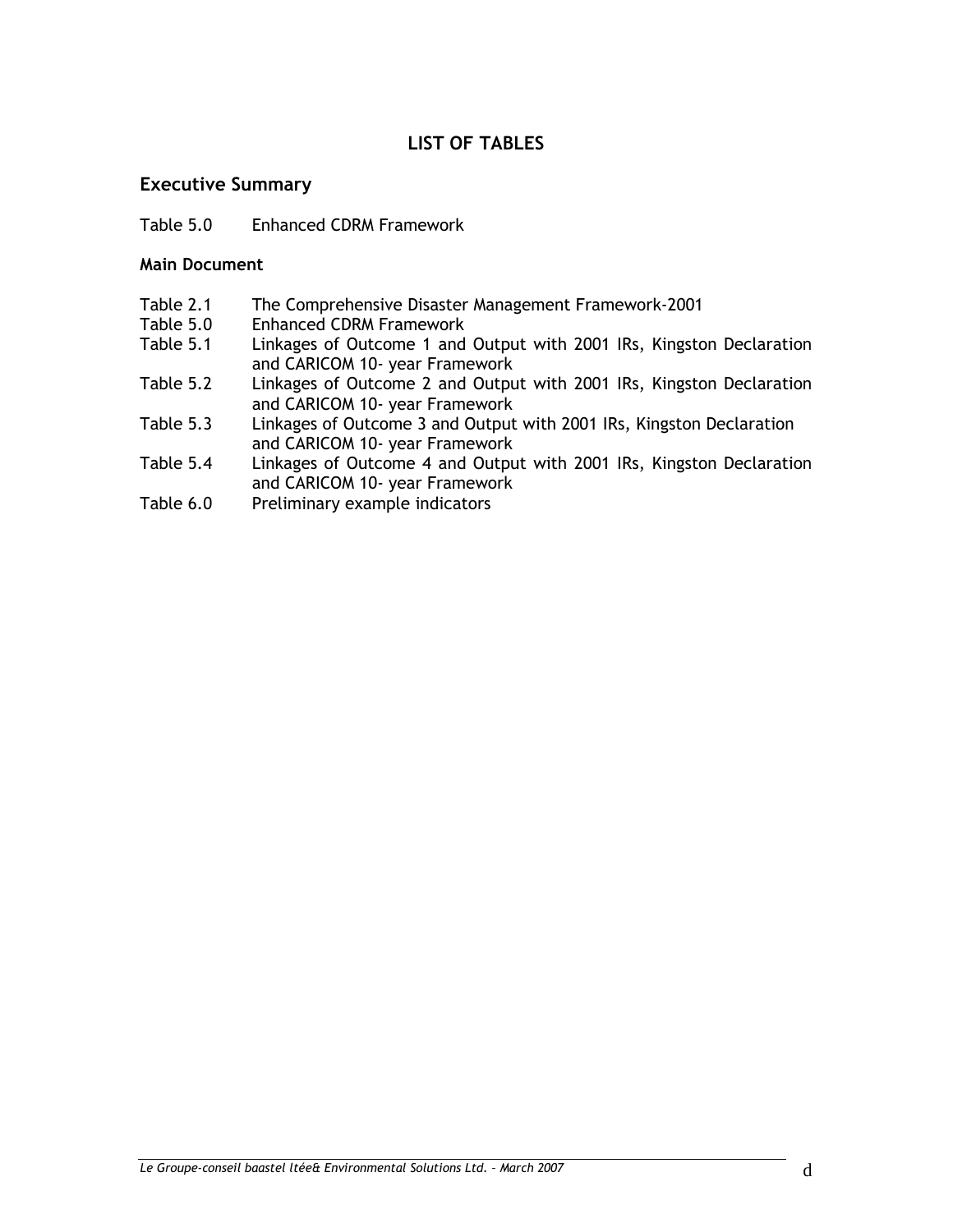# LIST OF TABLES

## Executive Summary

Table 5.0 Enhanced CDRM Framework

### Main Document

| | |
|---|---|
| Table 2.1 | The Comprehensive Disaster Management Framework-2001 |
| Table 5.0 | Enhanced CDRM Framework |
| Table 5.1 | Linkages of Outcome 1 and Output with 2001 IRs, Kingston Declaration and CARICOM 10- year Framework |
| Table 5.2 | Linkages of Outcome 2 and Output with 2001 IRs, Kingston Declaration and CARICOM 10- year Framework |
| Table 5.3 | Linkages of Outcome 3 and Output with 2001 IRs, Kingston Declaration and CARICOM 10- year Framework |
| Table 5.4 | Linkages of Outcome 4 and Output with 2001 IRs, Kingston Declaration and CARICOM 10- year Framework |
| Table 6.0 | Preliminary example indicators |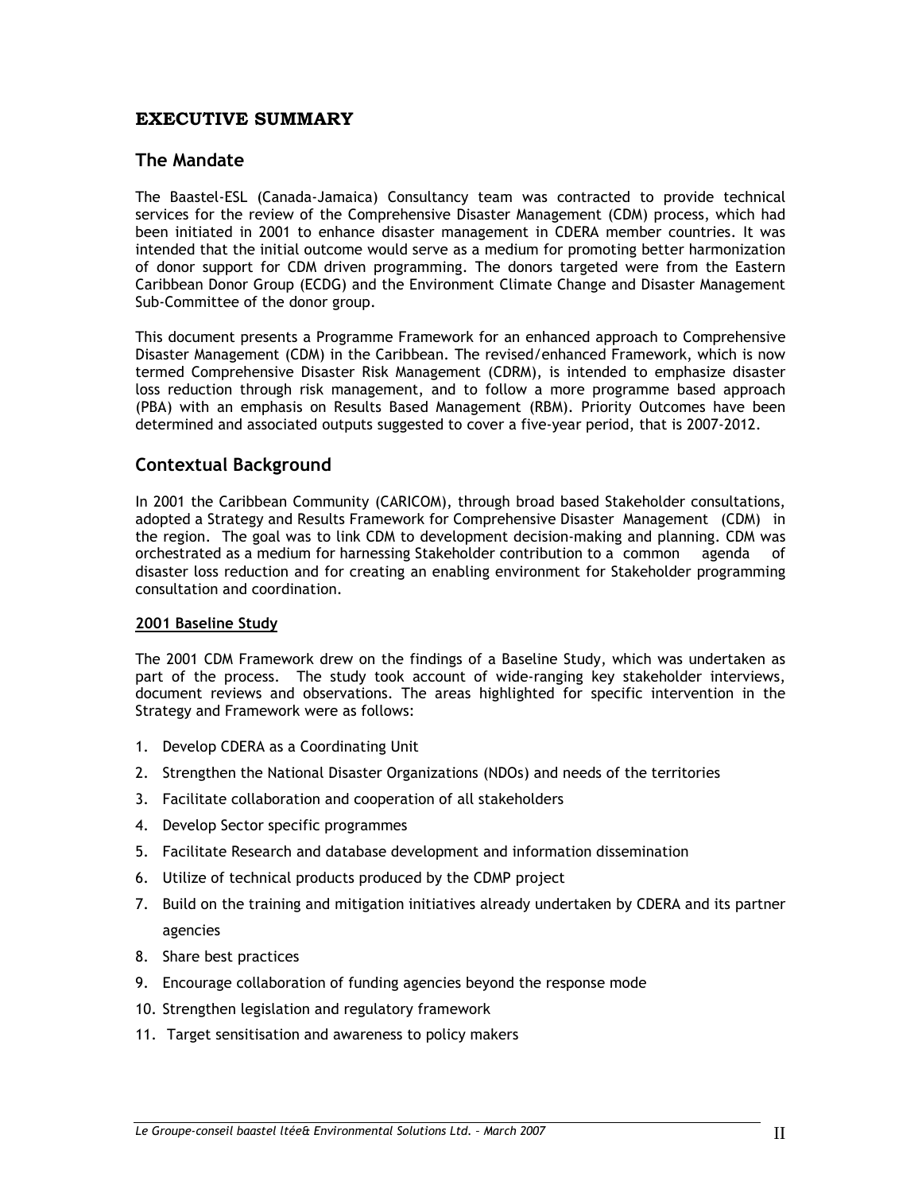# EXECUTIVE SUMMARY

## The Mandate

The Baastel-ESL (Canada-Jamaica) Consultancy team was contracted to provide technical services for the review of the Comprehensive Disaster Management (CDM) process, which had been initiated in 2001 to enhance disaster management in CDERA member countries. It was intended that the initial outcome would serve as a medium for promoting better harmonization of donor support for CDM driven programming. The donors targeted were from the Eastern Caribbean Donor Group (ECDG) and the Environment Climate Change and Disaster Management Sub-Committee of the donor group.

This document presents a Programme Framework for an enhanced approach to Comprehensive Disaster Management (CDM) in the Caribbean. The revised/enhanced Framework, which is now termed Comprehensive Disaster Risk Management (CDRM), is intended to emphasize disaster loss reduction through risk management, and to follow a more programme based approach (PBA) with an emphasis on Results Based Management (RBM). Priority Outcomes have been determined and associated outputs suggested to cover a five-year period, that is 2007-2012.

## Contextual Background

In 2001 the Caribbean Community (CARICOM), through broad based Stakeholder consultations, adopted a Strategy and Results Framework for Comprehensive Disaster Management (CDM) in the region. The goal was to link CDM to development decision-making and planning. CDM was orchestrated as a medium for harnessing Stakeholder contribution to a common agenda of disaster loss reduction and for creating an enabling environment for Stakeholder programming consultation and coordination.

### 2001 Baseline Study

The 2001 CDM Framework drew on the findings of a Baseline Study, which was undertaken as part of the process. The study took account of wide-ranging key stakeholder interviews, document reviews and observations. The areas highlighted for specific intervention in the Strategy and Framework were as follows:

1. Develop CDERA as a Coordinating Unit
2. Strengthen the National Disaster Organizations (NDOs) and needs of the territories
3. Facilitate collaboration and cooperation of all stakeholders
4. Develop Sector specific programmes
5. Facilitate Research and database development and information dissemination
6. Utilize of technical products produced by the CDMP project
7. Build on the training and mitigation initiatives already undertaken by CDERA and its partner agencies
8. Share best practices
9. Encourage collaboration of funding agencies beyond the response mode
10. Strengthen legislation and regulatory framework
11. Target sensitisation and awareness to policy makers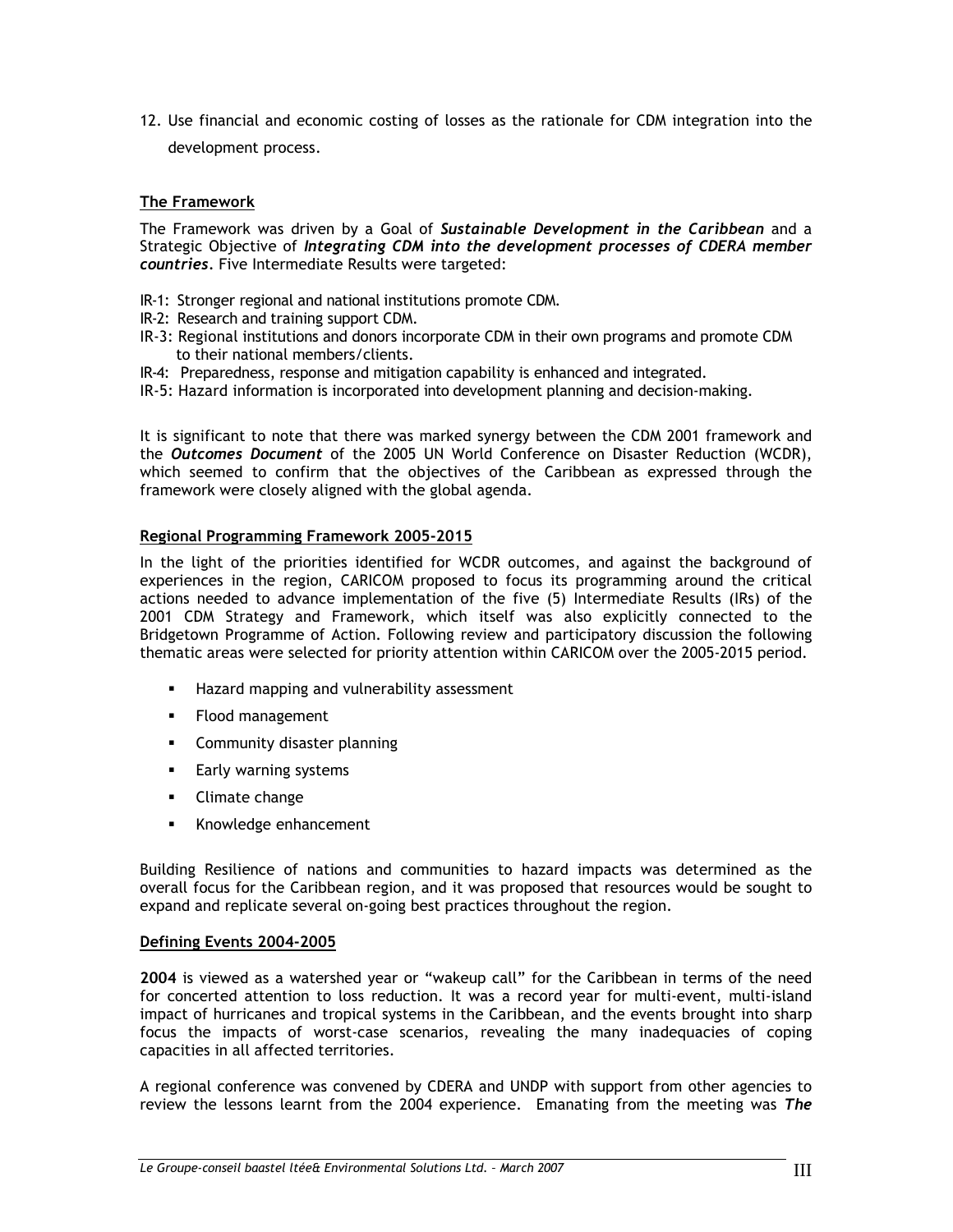12. Use financial and economic costing of losses as the rationale for CDM integration into the development process.

**The Framework**

The Framework was driven by a Goal of ***Sustainable Development in the Caribbean*** and a Strategic Objective of ***Integrating CDM into the development processes of CDERA member countries***. Five Intermediate Results were targeted:

- IR-1: Stronger regional and national institutions promote CDM.
- IR-2: Research and training support CDM.
- IR-3: Regional institutions and donors incorporate CDM in their own programs and promote CDM to their national members/clients.
- IR-4: Preparedness, response and mitigation capability is enhanced and integrated.
- IR-5: Hazard information is incorporated into development planning and decision-making.

It is significant to note that there was marked synergy between the CDM 2001 framework and the ***Outcomes Document*** of the 2005 UN World Conference on Disaster Reduction (WCDR), which seemed to confirm that the objectives of the Caribbean as expressed through the framework were closely aligned with the global agenda.

**Regional Programming Framework 2005-2015**

In the light of the priorities identified for WCDR outcomes, and against the background of experiences in the region, CARICOM proposed to focus its programming around the critical actions needed to advance implementation of the five (5) Intermediate Results (IRs) of the 2001 CDM Strategy and Framework, which itself was also explicitly connected to the Bridgetown Programme of Action. Following review and participatory discussion the following thematic areas were selected for priority attention within CARICOM over the 2005-2015 period.

- Hazard mapping and vulnerability assessment
- Flood management
- Community disaster planning
- Early warning systems
- Climate change
- Knowledge enhancement

Building Resilience of nations and communities to hazard impacts was determined as the overall focus for the Caribbean region, and it was proposed that resources would be sought to expand and replicate several on-going best practices throughout the region.

**Defining Events 2004-2005**

**2004** is viewed as a watershed year or "wakeup call" for the Caribbean in terms of the need for concerted attention to loss reduction. It was a record year for multi-event, multi-island impact of hurricanes and tropical systems in the Caribbean, and the events brought into sharp focus the impacts of worst-case scenarios, revealing the many inadequacies of coping capacities in all affected territories.

A regional conference was convened by CDERA and UNDP with support from other agencies to review the lessons learnt from the 2004 experience. Emanating from the meeting was ***The***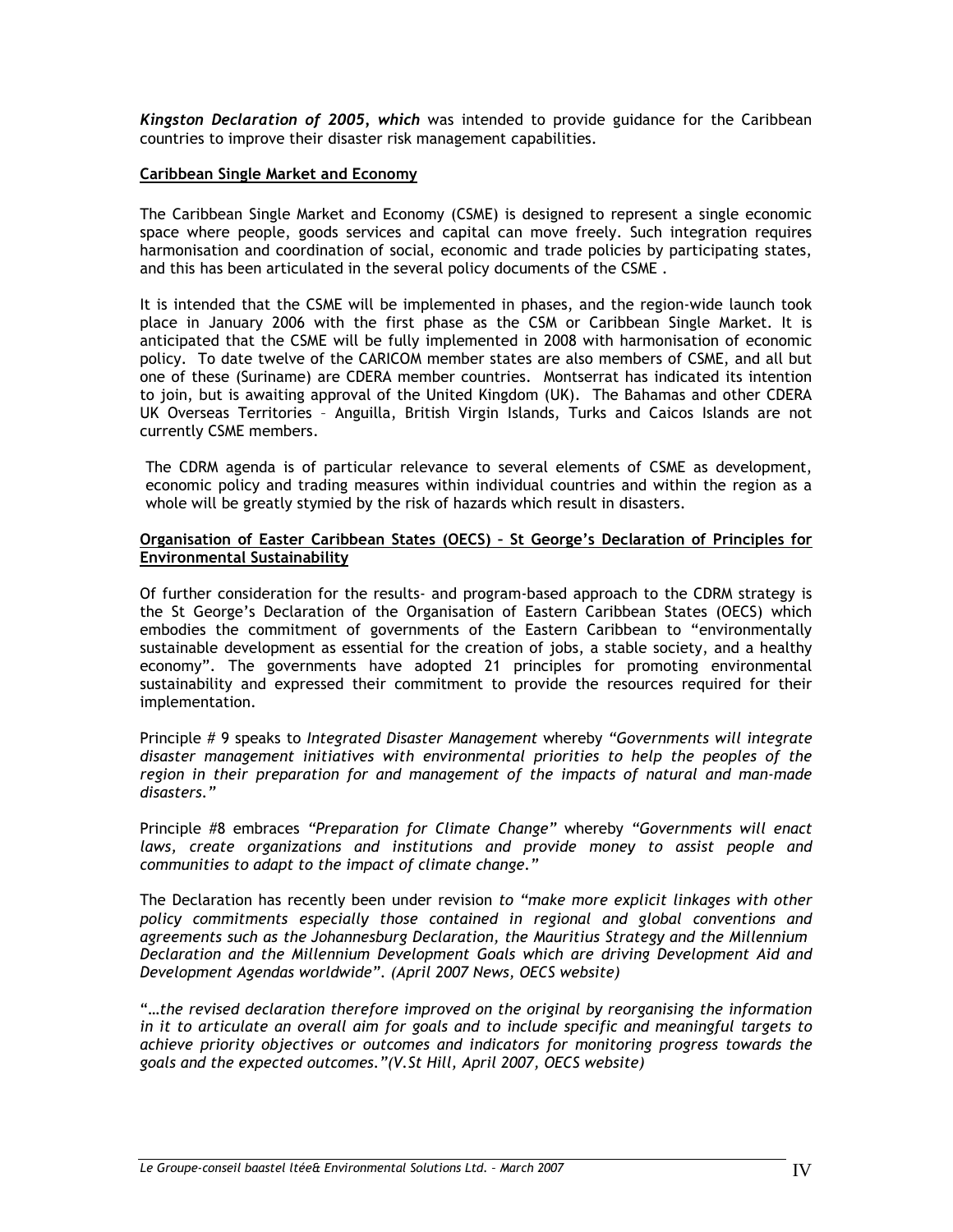***Kingston Declaration of 2005, which*** was intended to provide guidance for the Caribbean countries to improve their disaster risk management capabilities.

**Caribbean Single Market and Economy**

The Caribbean Single Market and Economy (CSME) is designed to represent a single economic space where people, goods services and capital can move freely. Such integration requires harmonisation and coordination of social, economic and trade policies by participating states, and this has been articulated in the several policy documents of the CSME .

It is intended that the CSME will be implemented in phases, and the region-wide launch took place in January 2006 with the first phase as the CSM or Caribbean Single Market. It is anticipated that the CSME will be fully implemented in 2008 with harmonisation of economic policy. To date twelve of the CARICOM member states are also members of CSME, and all but one of these (Suriname) are CDERA member countries. Montserrat has indicated its intention to join, but is awaiting approval of the United Kingdom (UK). The Bahamas and other CDERA UK Overseas Territories – Anguilla, British Virgin Islands, Turks and Caicos Islands are not currently CSME members.

The CDRM agenda is of particular relevance to several elements of CSME as development, economic policy and trading measures within individual countries and within the region as a whole will be greatly stymied by the risk of hazards which result in disasters.

**Organisation of Easter Caribbean States (OECS) – St George's Declaration of Principles for Environmental Sustainability**

Of further consideration for the results- and program-based approach to the CDRM strategy is the St George's Declaration of the Organisation of Eastern Caribbean States (OECS) which embodies the commitment of governments of the Eastern Caribbean to "environmentally sustainable development as essential for the creation of jobs, a stable society, and a healthy economy". The governments have adopted 21 principles for promoting environmental sustainability and expressed their commitment to provide the resources required for their implementation.

Principle # 9 speaks to *Integrated Disaster Management* whereby *"Governments will integrate disaster management initiatives with environmental priorities to help the peoples of the region in their preparation for and management of the impacts of natural and man-made disasters."*

Principle #8 embraces *"Preparation for Climate Change"* whereby *"Governments will enact laws, create organizations and institutions and provide money to assist people and communities to adapt to the impact of climate change."*

The Declaration has recently been under revision *to "make more explicit linkages with other policy commitments especially those contained in regional and global conventions and agreements such as the Johannesburg Declaration, the Mauritius Strategy and the Millennium Declaration and the Millennium Development Goals which are driving Development Aid and Development Agendas worldwide". (April 2007 News, OECS website)*

*"…the revised declaration therefore improved on the original by reorganising the information in it to articulate an overall aim for goals and to include specific and meaningful targets to achieve priority objectives or outcomes and indicators for monitoring progress towards the goals and the expected outcomes."(V.St Hill, April 2007, OECS website)*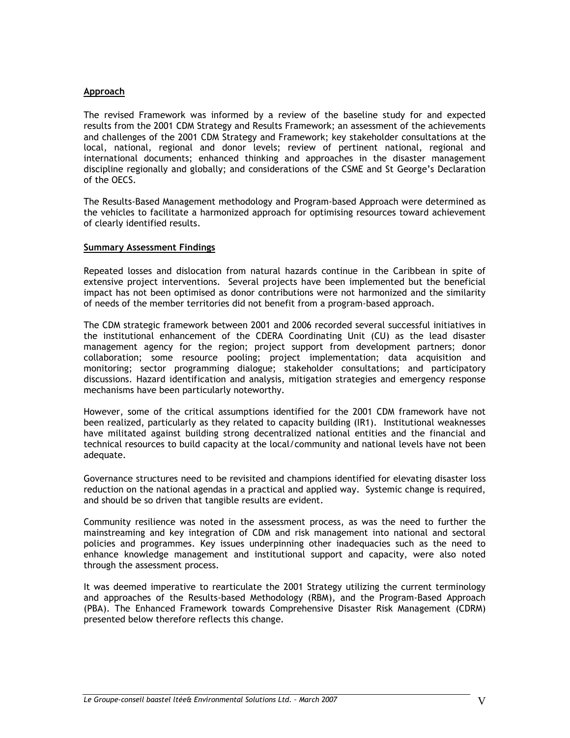**Approach**

The revised Framework was informed by a review of the baseline study for and expected results from the 2001 CDM Strategy and Results Framework; an assessment of the achievements and challenges of the 2001 CDM Strategy and Framework; key stakeholder consultations at the local, national, regional and donor levels; review of pertinent national, regional and international documents; enhanced thinking and approaches in the disaster management discipline regionally and globally; and considerations of the CSME and St George's Declaration of the OECS.

The Results-Based Management methodology and Program-based Approach were determined as the vehicles to facilitate a harmonized approach for optimising resources toward achievement of clearly identified results.

**Summary Assessment Findings**

Repeated losses and dislocation from natural hazards continue in the Caribbean in spite of extensive project interventions. Several projects have been implemented but the beneficial impact has not been optimised as donor contributions were not harmonized and the similarity of needs of the member territories did not benefit from a program-based approach.

The CDM strategic framework between 2001 and 2006 recorded several successful initiatives in the institutional enhancement of the CDERA Coordinating Unit (CU) as the lead disaster management agency for the region; project support from development partners; donor collaboration; some resource pooling; project implementation; data acquisition and monitoring; sector programming dialogue; stakeholder consultations; and participatory discussions. Hazard identification and analysis, mitigation strategies and emergency response mechanisms have been particularly noteworthy.

However, some of the critical assumptions identified for the 2001 CDM framework have not been realized, particularly as they related to capacity building (IR1). Institutional weaknesses have militated against building strong decentralized national entities and the financial and technical resources to build capacity at the local/community and national levels have not been adequate.

Governance structures need to be revisited and champions identified for elevating disaster loss reduction on the national agendas in a practical and applied way. Systemic change is required, and should be so driven that tangible results are evident.

Community resilience was noted in the assessment process, as was the need to further the mainstreaming and key integration of CDM and risk management into national and sectoral policies and programmes. Key issues underpinning other inadequacies such as the need to enhance knowledge management and institutional support and capacity, were also noted through the assessment process.

It was deemed imperative to rearticulate the 2001 Strategy utilizing the current terminology and approaches of the Results-based Methodology (RBM), and the Program-Based Approach (PBA). The Enhanced Framework towards Comprehensive Disaster Risk Management (CDRM) presented below therefore reflects this change.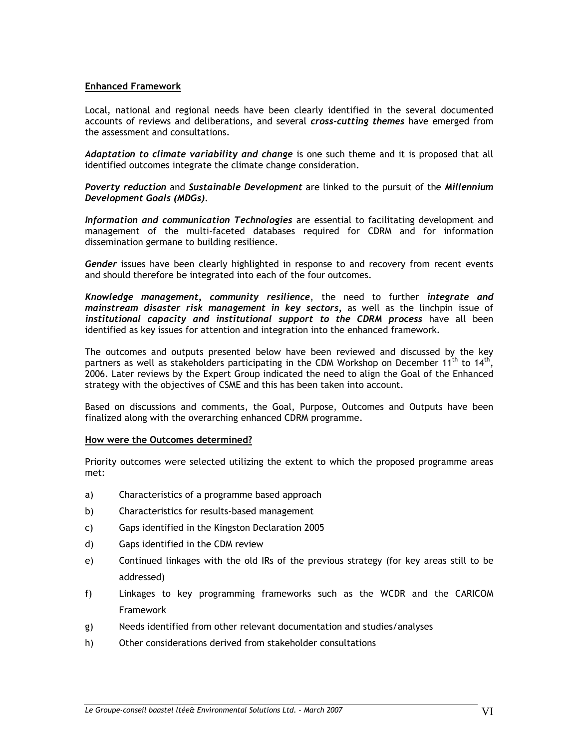**Enhanced Framework**

Local, national and regional needs have been clearly identified in the several documented accounts of reviews and deliberations, and several ***cross-cutting themes*** have emerged from the assessment and consultations.

***Adaptation to climate variability and change*** is one such theme and it is proposed that all identified outcomes integrate the climate change consideration.

***Poverty reduction*** and ***Sustainable Development*** are linked to the pursuit of the ***Millennium Development Goals (MDGs)***.

***Information and communication Technologies*** are essential to facilitating development and management of the multi-faceted databases required for CDRM and for information dissemination germane to building resilience.

***Gender*** issues have been clearly highlighted in response to and recovery from recent events and should therefore be integrated into each of the four outcomes.

***Knowledge management***, ***community resilience***, the need to further ***integrate and mainstream disaster risk management in key sectors***, as well as the linchpin issue of ***institutional capacity and institutional support to the CDRM process*** have all been identified as key issues for attention and integration into the enhanced framework.

The outcomes and outputs presented below have been reviewed and discussed by the key partners as well as stakeholders participating in the CDM Workshop on December 11th to 14th, 2006. Later reviews by the Expert Group indicated the need to align the Goal of the Enhanced strategy with the objectives of CSME and this has been taken into account.

Based on discussions and comments, the Goal, Purpose, Outcomes and Outputs have been finalized along with the overarching enhanced CDRM programme.

**How were the Outcomes determined?**

Priority outcomes were selected utilizing the extent to which the proposed programme areas met:

a) Characteristics of a programme based approach

b) Characteristics for results-based management

c) Gaps identified in the Kingston Declaration 2005

d) Gaps identified in the CDM review

e) Continued linkages with the old IRs of the previous strategy (for key areas still to be addressed)

f) Linkages to key programming frameworks such as the WCDR and the CARICOM Framework

g) Needs identified from other relevant documentation and studies/analyses

h) Other considerations derived from stakeholder consultations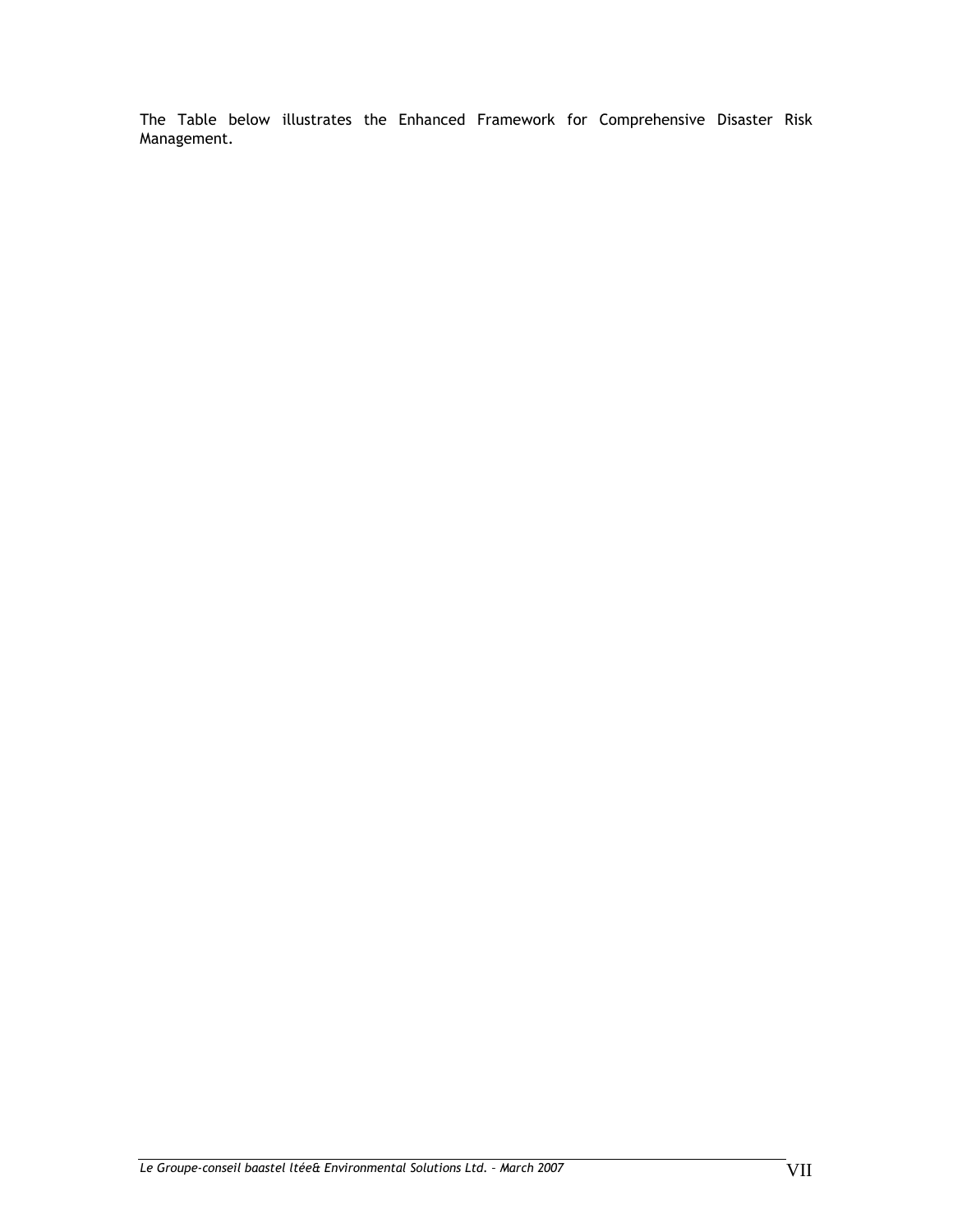The Table below illustrates the Enhanced Framework for Comprehensive Disaster Risk Management.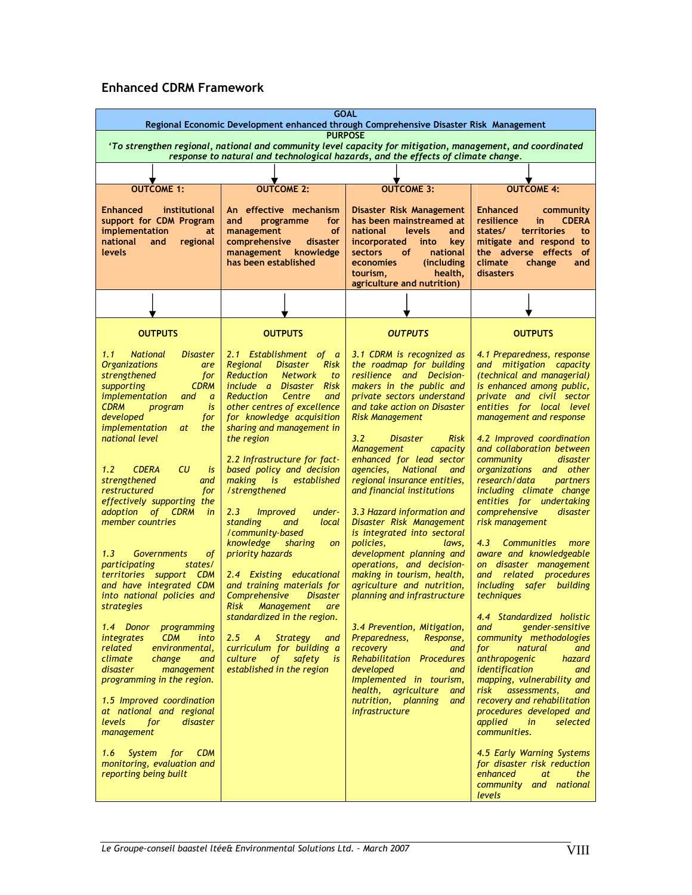## Enhanced CDRM Framework

| GOAL<br>Regional Economic Development enhanced through Comprehensive Disaster Risk Management | | | |
|---|---|---|---|
| **PURPOSE**<br>*'To strengthen regional, national and community level capacity for mitigation, management, and coordinated response to natural and technological hazards, and the effects of climate change.* | | | |
| **OUTCOME 1:**<br><br>**Enhanced institutional support for CDM Program implementation at national and regional levels** | **OUTCOME 2:**<br><br>**An effective mechanism and programme for management of comprehensive disaster management knowledge has been established** | **OUTCOME 3:**<br><br>**Disaster Risk Management has been mainstreamed at national levels and incorporated into key sectors of national economies (including tourism, health, agriculture and nutrition)** | **OUTCOME 4:**<br><br>**Enhanced community resilience in CDERA states/ territories to mitigate and respond to the adverse effects of climate change and disasters** |
| **OUTPUTS**<br><br>*1.1 National Disaster Organizations are strengthened for supporting CDRM implementation and a CDRM program is developed for implementation at the national level*<br><br>*1.2 CDERA CU is strengthened and restructured for effectively supporting the adoption of CDRM in member countries*<br><br>*1.3 Governments of participating states/ territories support CDM and have integrated CDM into national policies and strategies*<br><br>*1.4 Donor programming integrates CDM into related environmental, climate change and disaster management programming in the region.*<br><br>*1.5 Improved coordination at national and regional levels for disaster management*<br><br>*1.6 System for CDM monitoring, evaluation and reporting being built* | **OUTPUTS**<br><br>*2.1 Establishment of a Regional Disaster Risk Reduction Network to include a Disaster Risk Reduction Centre and other centres of excellence for knowledge acquisition sharing and management in the region*<br><br>*2.2 Infrastructure for fact-based policy and decision making is established /strengthened*<br><br>*2.3 Improved under-standing and local /community-based knowledge sharing on priority hazards*<br><br>*2.4 Existing educational and training materials for Comprehensive Disaster Risk Management are standardized in the region.*<br><br>*2.5 A Strategy and curriculum for building a culture of safety is established in the region* | ***OUTPUTS***<br><br>*3.1 CDRM is recognized as the roadmap for building resilience and Decision-makers in the public and private sectors understand and take action on Disaster Risk Management*<br><br>*3.2 Disaster Risk Management capacity enhanced for lead sector agencies, National and regional insurance entities, and financial institutions*<br><br>*3.3 Hazard information and Disaster Risk Management is integrated into sectoral policies, laws, development planning and operations, and decision-making in tourism, health, agriculture and nutrition, planning and infrastructure*<br><br>*3.4 Prevention, Mitigation, Preparedness, Response, recovery and Rehabilitation Procedures developed and Implemented in tourism, health, agriculture and nutrition, planning and infrastructure* | **OUTPUTS**<br><br>*4.1 Preparedness, response and mitigation capacity (technical and managerial) is enhanced among public, private and civil sector entities for local level management and response*<br><br>*4.2 Improved coordination and collaboration between community disaster organizations and other research/data partners including climate change entities for undertaking comprehensive disaster risk management*<br><br>*4.3 Communities more aware and knowledgeable on disaster management and related procedures including safer building techniques*<br><br>*4.4 Standardized holistic and gender-sensitive community methodologies for natural and anthropogenic hazard identification and mapping, vulnerability and risk assessments, and recovery and rehabilitation procedures developed and applied in selected communities.*<br><br>*4.5 Early Warning Systems for disaster risk reduction enhanced at the community and national levels* |

*Le Groupe-conseil baastel ltée& Environmental Solutions Ltd. – March 2007*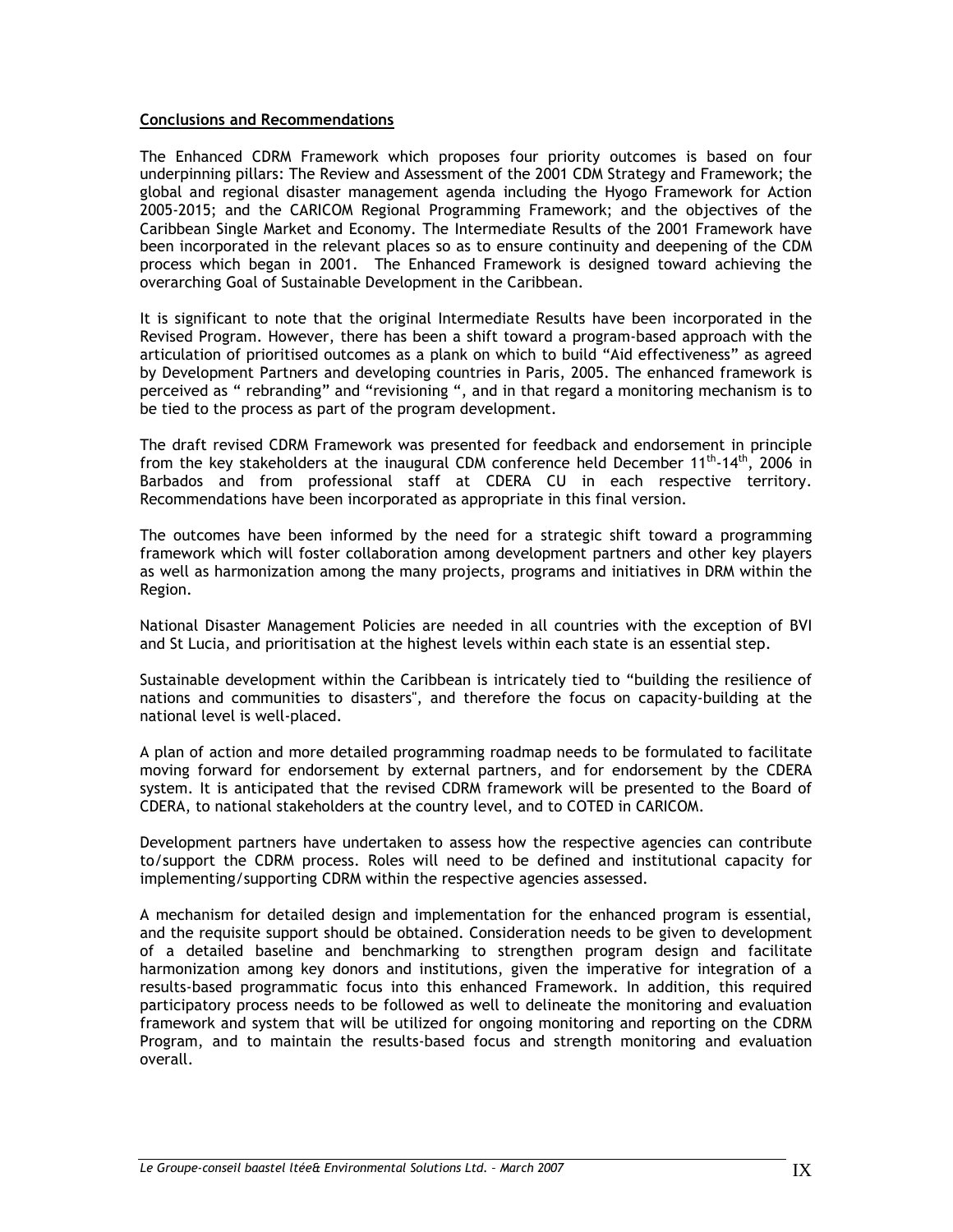**Conclusions and Recommendations**

The Enhanced CDRM Framework which proposes four priority outcomes is based on four underpinning pillars: The Review and Assessment of the 2001 CDM Strategy and Framework; the global and regional disaster management agenda including the Hyogo Framework for Action 2005-2015; and the CARICOM Regional Programming Framework; and the objectives of the Caribbean Single Market and Economy. The Intermediate Results of the 2001 Framework have been incorporated in the relevant places so as to ensure continuity and deepening of the CDM process which began in 2001. The Enhanced Framework is designed toward achieving the overarching Goal of Sustainable Development in the Caribbean.

It is significant to note that the original Intermediate Results have been incorporated in the Revised Program. However, there has been a shift toward a program-based approach with the articulation of prioritised outcomes as a plank on which to build "Aid effectiveness" as agreed by Development Partners and developing countries in Paris, 2005. The enhanced framework is perceived as " rebranding" and "revisioning ", and in that regard a monitoring mechanism is to be tied to the process as part of the program development.

The draft revised CDRM Framework was presented for feedback and endorsement in principle from the key stakeholders at the inaugural CDM conference held December 11th-14th, 2006 in Barbados and from professional staff at CDERA CU in each respective territory. Recommendations have been incorporated as appropriate in this final version.

The outcomes have been informed by the need for a strategic shift toward a programming framework which will foster collaboration among development partners and other key players as well as harmonization among the many projects, programs and initiatives in DRM within the Region.

National Disaster Management Policies are needed in all countries with the exception of BVI and St Lucia, and prioritisation at the highest levels within each state is an essential step.

Sustainable development within the Caribbean is intricately tied to "building the resilience of nations and communities to disasters", and therefore the focus on capacity-building at the national level is well-placed.

A plan of action and more detailed programming roadmap needs to be formulated to facilitate moving forward for endorsement by external partners, and for endorsement by the CDERA system. It is anticipated that the revised CDRM framework will be presented to the Board of CDERA, to national stakeholders at the country level, and to COTED in CARICOM.

Development partners have undertaken to assess how the respective agencies can contribute to/support the CDRM process. Roles will need to be defined and institutional capacity for implementing/supporting CDRM within the respective agencies assessed.

A mechanism for detailed design and implementation for the enhanced program is essential, and the requisite support should be obtained. Consideration needs to be given to development of a detailed baseline and benchmarking to strengthen program design and facilitate harmonization among key donors and institutions, given the imperative for integration of a results-based programmatic focus into this enhanced Framework. In addition, this required participatory process needs to be followed as well to delineate the monitoring and evaluation framework and system that will be utilized for ongoing monitoring and reporting on the CDRM Program, and to maintain the results-based focus and strength monitoring and evaluation overall.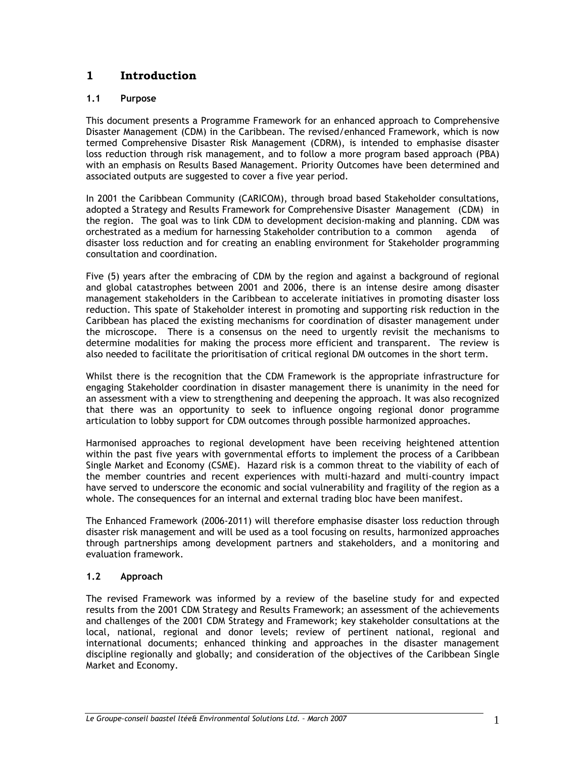# 1 Introduction

## 1.1 Purpose

This document presents a Programme Framework for an enhanced approach to Comprehensive Disaster Management (CDM) in the Caribbean. The revised/enhanced Framework, which is now termed Comprehensive Disaster Risk Management (CDRM), is intended to emphasise disaster loss reduction through risk management, and to follow a more program based approach (PBA) with an emphasis on Results Based Management. Priority Outcomes have been determined and associated outputs are suggested to cover a five year period.

In 2001 the Caribbean Community (CARICOM), through broad based Stakeholder consultations, adopted a Strategy and Results Framework for Comprehensive Disaster Management (CDM) in the region. The goal was to link CDM to development decision-making and planning. CDM was orchestrated as a medium for harnessing Stakeholder contribution to a common agenda of disaster loss reduction and for creating an enabling environment for Stakeholder programming consultation and coordination.

Five (5) years after the embracing of CDM by the region and against a background of regional and global catastrophes between 2001 and 2006, there is an intense desire among disaster management stakeholders in the Caribbean to accelerate initiatives in promoting disaster loss reduction. This spate of Stakeholder interest in promoting and supporting risk reduction in the Caribbean has placed the existing mechanisms for coordination of disaster management under the microscope. There is a consensus on the need to urgently revisit the mechanisms to determine modalities for making the process more efficient and transparent. The review is also needed to facilitate the prioritisation of critical regional DM outcomes in the short term.

Whilst there is the recognition that the CDM Framework is the appropriate infrastructure for engaging Stakeholder coordination in disaster management there is unanimity in the need for an assessment with a view to strengthening and deepening the approach. It was also recognized that there was an opportunity to seek to influence ongoing regional donor programme articulation to lobby support for CDM outcomes through possible harmonized approaches.

Harmonised approaches to regional development have been receiving heightened attention within the past five years with governmental efforts to implement the process of a Caribbean Single Market and Economy (CSME). Hazard risk is a common threat to the viability of each of the member countries and recent experiences with multi-hazard and multi-country impact have served to underscore the economic and social vulnerability and fragility of the region as a whole. The consequences for an internal and external trading bloc have been manifest.

The Enhanced Framework (2006-2011) will therefore emphasise disaster loss reduction through disaster risk management and will be used as a tool focusing on results, harmonized approaches through partnerships among development partners and stakeholders, and a monitoring and evaluation framework.

## 1.2 Approach

The revised Framework was informed by a review of the baseline study for and expected results from the 2001 CDM Strategy and Results Framework; an assessment of the achievements and challenges of the 2001 CDM Strategy and Framework; key stakeholder consultations at the local, national, regional and donor levels; review of pertinent national, regional and international documents; enhanced thinking and approaches in the disaster management discipline regionally and globally; and consideration of the objectives of the Caribbean Single Market and Economy.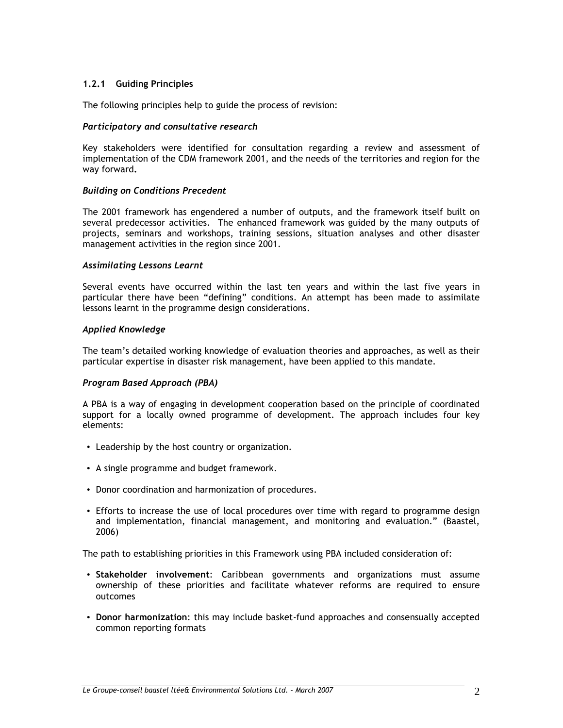### 1.2.1 Guiding Principles

The following principles help to guide the process of revision:

***Participatory and consultative research***

Key stakeholders were identified for consultation regarding a review and assessment of implementation of the CDM framework 2001, and the needs of the territories and region for the way forward.

***Building on Conditions Precedent***

The 2001 framework has engendered a number of outputs, and the framework itself built on several predecessor activities. The enhanced framework was guided by the many outputs of projects, seminars and workshops, training sessions, situation analyses and other disaster management activities in the region since 2001.

***Assimilating Lessons Learnt***

Several events have occurred within the last ten years and within the last five years in particular there have been "defining" conditions. An attempt has been made to assimilate lessons learnt in the programme design considerations.

***Applied Knowledge***

The team's detailed working knowledge of evaluation theories and approaches, as well as their particular expertise in disaster risk management, have been applied to this mandate.

***Program Based Approach (PBA)***

A PBA is a way of engaging in development cooperation based on the principle of coordinated support for a locally owned programme of development. The approach includes four key elements:

- Leadership by the host country or organization.
- A single programme and budget framework.
- Donor coordination and harmonization of procedures.
- Efforts to increase the use of local procedures over time with regard to programme design and implementation, financial management, and monitoring and evaluation." (Baastel, 2006)

The path to establishing priorities in this Framework using PBA included consideration of:

- **Stakeholder involvement**: Caribbean governments and organizations must assume ownership of these priorities and facilitate whatever reforms are required to ensure outcomes
- **Donor harmonization**: this may include basket-fund approaches and consensually accepted common reporting formats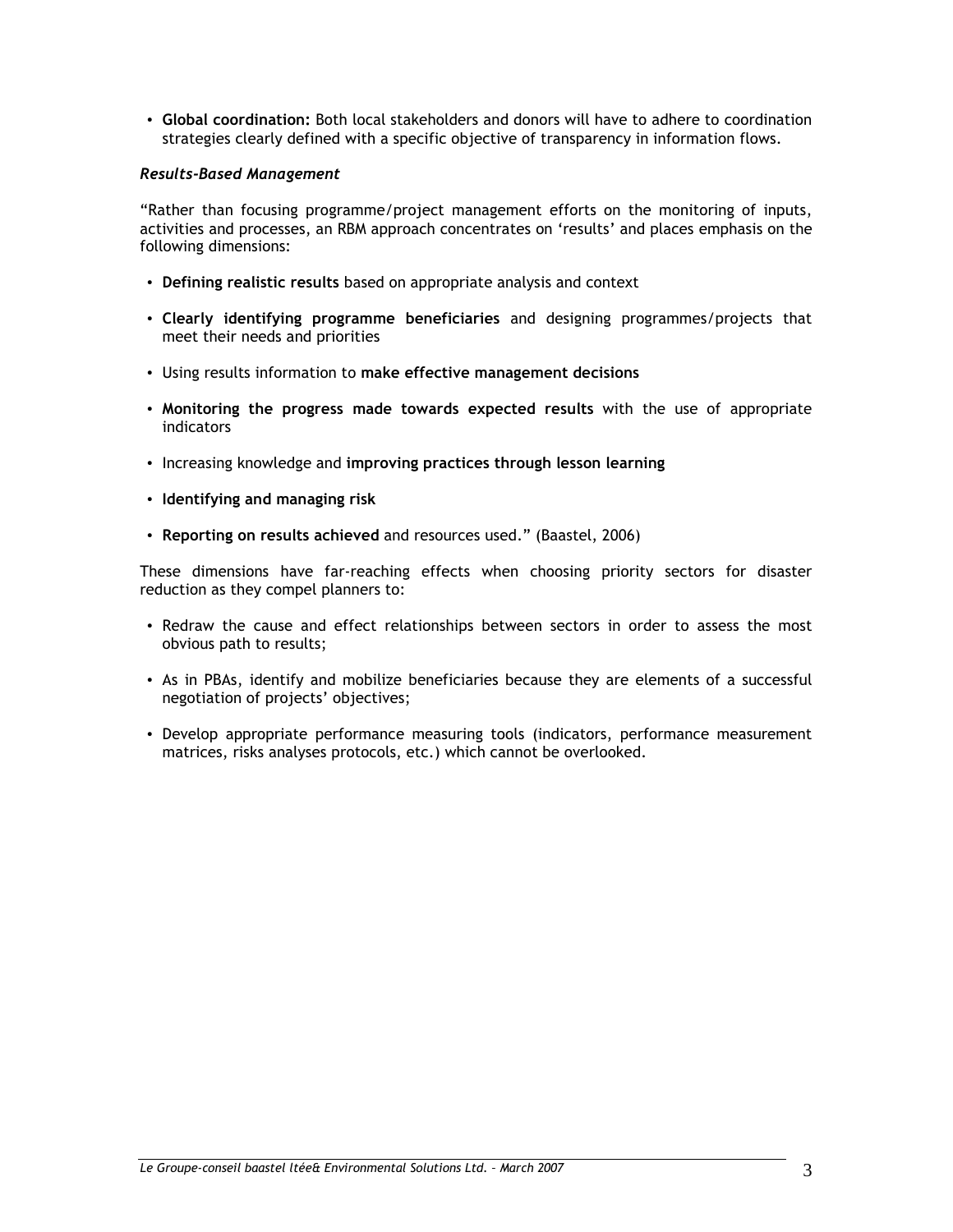- **Global coordination:** Both local stakeholders and donors will have to adhere to coordination strategies clearly defined with a specific objective of transparency in information flows.

***Results-Based Management***

"Rather than focusing programme/project management efforts on the monitoring of inputs, activities and processes, an RBM approach concentrates on 'results' and places emphasis on the following dimensions:

- **Defining realistic results** based on appropriate analysis and context
- **Clearly identifying programme beneficiaries** and designing programmes/projects that meet their needs and priorities
- Using results information to **make effective management decisions**
- **Monitoring the progress made towards expected results** with the use of appropriate indicators
- Increasing knowledge and **improving practices through lesson learning**
- **Identifying and managing risk**
- **Reporting on results achieved** and resources used." (Baastel, 2006)

These dimensions have far-reaching effects when choosing priority sectors for disaster reduction as they compel planners to:

- Redraw the cause and effect relationships between sectors in order to assess the most obvious path to results;
- As in PBAs, identify and mobilize beneficiaries because they are elements of a successful negotiation of projects' objectives;
- Develop appropriate performance measuring tools (indicators, performance measurement matrices, risks analyses protocols, etc.) which cannot be overlooked.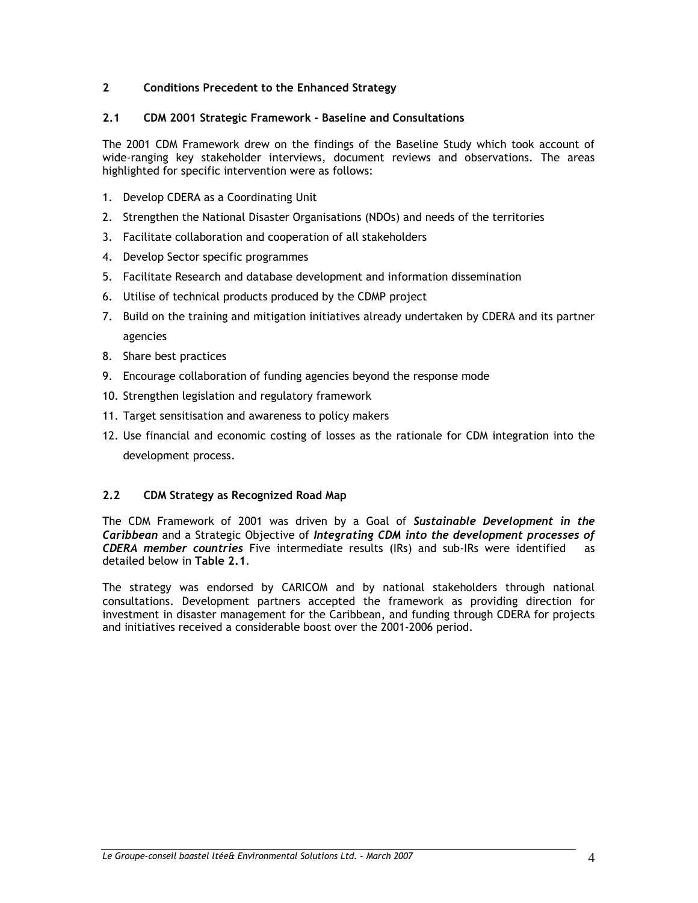## 2 Conditions Precedent to the Enhanced Strategy

### 2.1 CDM 2001 Strategic Framework - Baseline and Consultations

The 2001 CDM Framework drew on the findings of the Baseline Study which took account of wide-ranging key stakeholder interviews, document reviews and observations. The areas highlighted for specific intervention were as follows:

1. Develop CDERA as a Coordinating Unit
2. Strengthen the National Disaster Organisations (NDOs) and needs of the territories
3. Facilitate collaboration and cooperation of all stakeholders
4. Develop Sector specific programmes
5. Facilitate Research and database development and information dissemination
6. Utilise of technical products produced by the CDMP project
7. Build on the training and mitigation initiatives already undertaken by CDERA and its partner agencies
8. Share best practices
9. Encourage collaboration of funding agencies beyond the response mode
10. Strengthen legislation and regulatory framework
11. Target sensitisation and awareness to policy makers
12. Use financial and economic costing of losses as the rationale for CDM integration into the development process.

### 2.2 CDM Strategy as Recognized Road Map

The CDM Framework of 2001 was driven by a Goal of ***Sustainable Development in the Caribbean*** and a Strategic Objective of ***Integrating CDM into the development processes of CDERA member countries*** Five intermediate results (IRs) and sub-IRs were identified as detailed below in **Table 2.1**.

The strategy was endorsed by CARICOM and by national stakeholders through national consultations. Development partners accepted the framework as providing direction for investment in disaster management for the Caribbean, and funding through CDERA for projects and initiatives received a considerable boost over the 2001-2006 period.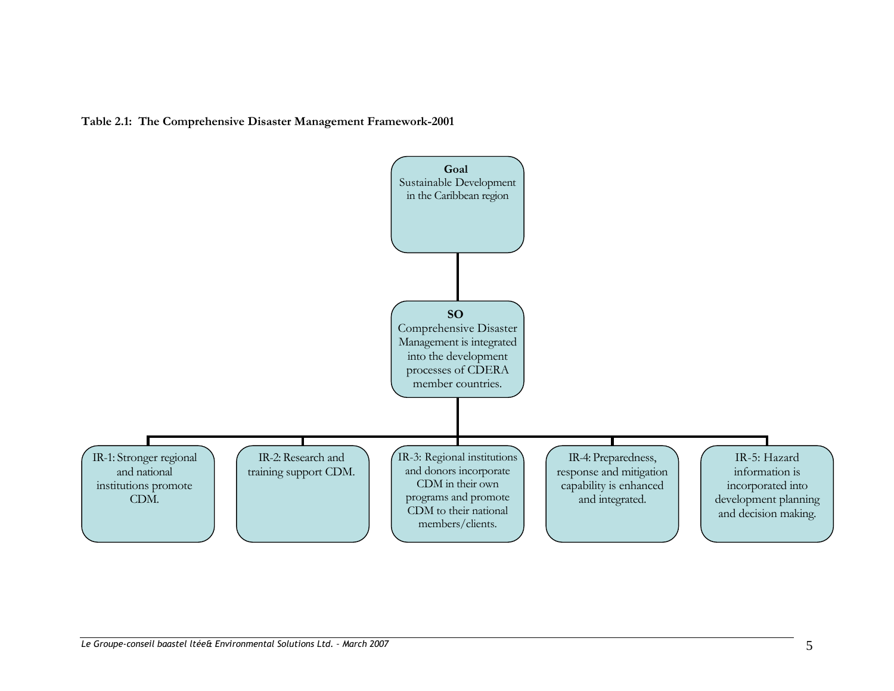**Table 2.1: The Comprehensive Disaster Management Framework-2001**

**Goal**
Sustainable Development in the Caribbean region

**SO**
Comprehensive Disaster Management is integrated into the development processes of CDERA member countries.

- IR-1: Stronger regional and national institutions promote CDM.
- IR-2: Research and training support CDM.
- IR-3: Regional institutions and donors incorporate CDM in their own programs and promote CDM to their national members/clients.
- IR-4: Preparedness, response and mitigation capability is enhanced and integrated.
- IR-5: Hazard information is incorporated into development planning and decision making.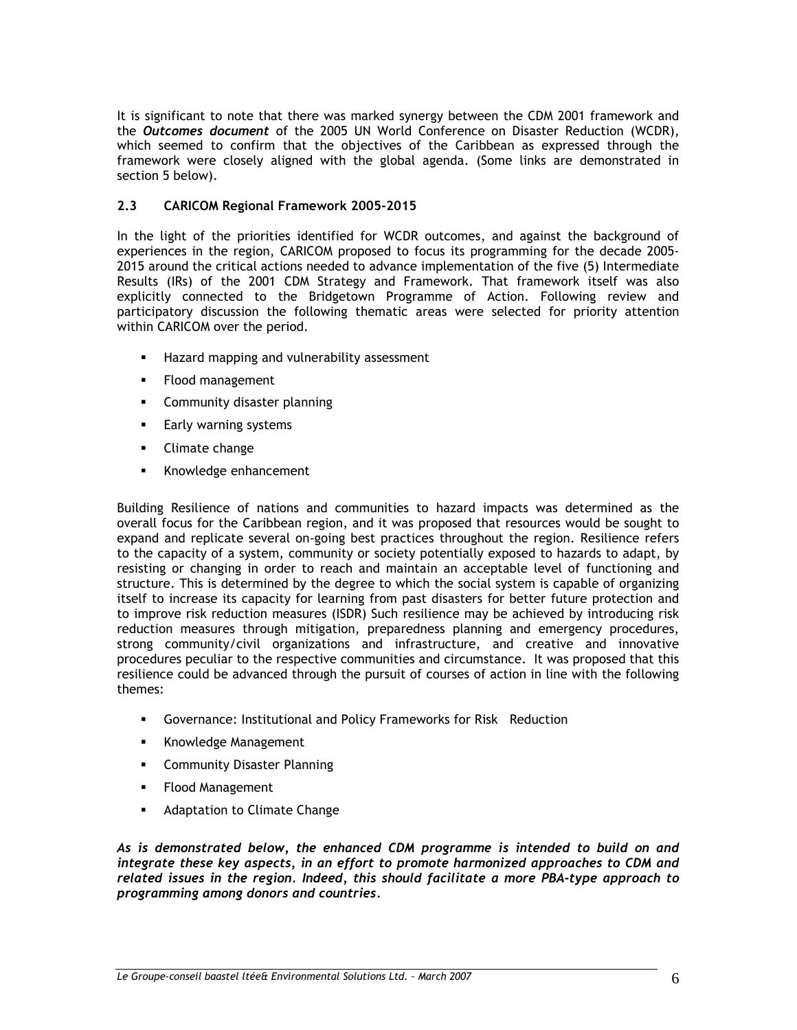It is significant to note that there was marked synergy between the CDM 2001 framework and the ***Outcomes document*** of the 2005 UN World Conference on Disaster Reduction (WCDR), which seemed to confirm that the objectives of the Caribbean as expressed through the framework were closely aligned with the global agenda. (Some links are demonstrated in section 5 below).

### 2.3 CARICOM Regional Framework 2005-2015

In the light of the priorities identified for WCDR outcomes, and against the background of experiences in the region, CARICOM proposed to focus its programming for the decade 2005-2015 around the critical actions needed to advance implementation of the five (5) Intermediate Results (IRs) of the 2001 CDM Strategy and Framework. That framework itself was also explicitly connected to the Bridgetown Programme of Action. Following review and participatory discussion the following thematic areas were selected for priority attention within CARICOM over the period.

- Hazard mapping and vulnerability assessment
- Flood management
- Community disaster planning
- Early warning systems
- Climate change
- Knowledge enhancement

Building Resilience of nations and communities to hazard impacts was determined as the overall focus for the Caribbean region, and it was proposed that resources would be sought to expand and replicate several on-going best practices throughout the region. Resilience refers to the capacity of a system, community or society potentially exposed to hazards to adapt, by resisting or changing in order to reach and maintain an acceptable level of functioning and structure. This is determined by the degree to which the social system is capable of organizing itself to increase its capacity for learning from past disasters for better future protection and to improve risk reduction measures (ISDR) Such resilience may be achieved by introducing risk reduction measures through mitigation, preparedness planning and emergency procedures, strong community/civil organizations and infrastructure, and creative and innovative procedures peculiar to the respective communities and circumstance. It was proposed that this resilience could be advanced through the pursuit of courses of action in line with the following themes:

- Governance: Institutional and Policy Frameworks for Risk Reduction
- Knowledge Management
- Community Disaster Planning
- Flood Management
- Adaptation to Climate Change

***As is demonstrated below, the enhanced CDM programme is intended to build on and integrate these key aspects, in an effort to promote harmonized approaches to CDM and related issues in the region. Indeed, this should facilitate a more PBA-type approach to programming among donors and countries.***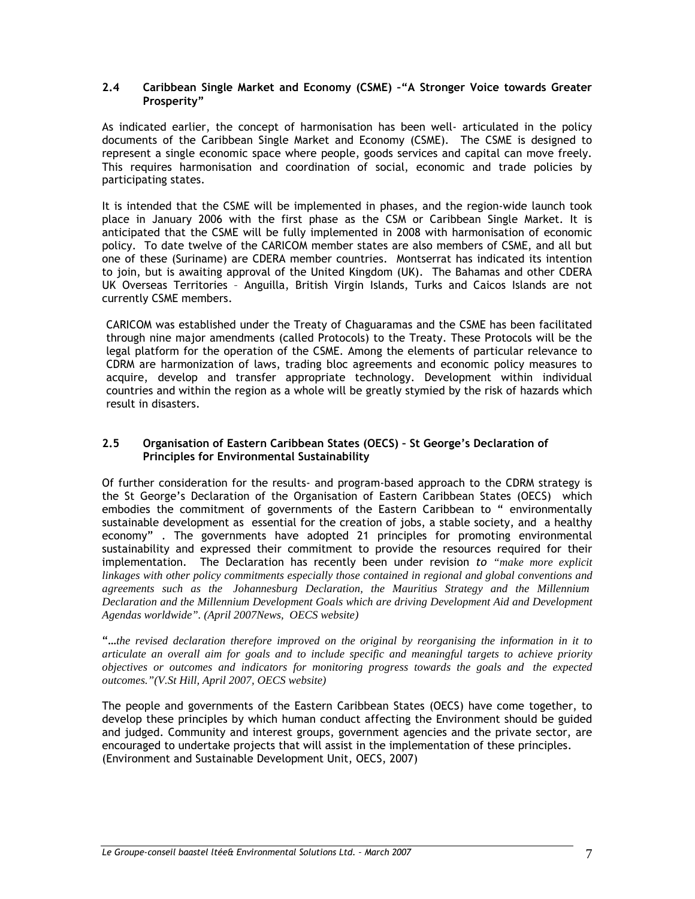### 2.4 Caribbean Single Market and Economy (CSME) –"A Stronger Voice towards Greater Prosperity"

As indicated earlier, the concept of harmonisation has been well- articulated in the policy documents of the Caribbean Single Market and Economy (CSME). The CSME is designed to represent a single economic space where people, goods services and capital can move freely. This requires harmonisation and coordination of social, economic and trade policies by participating states.

It is intended that the CSME will be implemented in phases, and the region-wide launch took place in January 2006 with the first phase as the CSM or Caribbean Single Market. It is anticipated that the CSME will be fully implemented in 2008 with harmonisation of economic policy. To date twelve of the CARICOM member states are also members of CSME, and all but one of these (Suriname) are CDERA member countries. Montserrat has indicated its intention to join, but is awaiting approval of the United Kingdom (UK). The Bahamas and other CDERA UK Overseas Territories – Anguilla, British Virgin Islands, Turks and Caicos Islands are not currently CSME members.

CARICOM was established under the Treaty of Chaguaramas and the CSME has been facilitated through nine major amendments (called Protocols) to the Treaty. These Protocols will be the legal platform for the operation of the CSME. Among the elements of particular relevance to CDRM are harmonization of laws, trading bloc agreements and economic policy measures to acquire, develop and transfer appropriate technology. Development within individual countries and within the region as a whole will be greatly stymied by the risk of hazards which result in disasters.

### 2.5 Organisation of Eastern Caribbean States (OECS) – St George's Declaration of Principles for Environmental Sustainability

Of further consideration for the results- and program-based approach to the CDRM strategy is the St George's Declaration of the Organisation of Eastern Caribbean States (OECS) which embodies the commitment of governments of the Eastern Caribbean to " environmentally sustainable development as essential for the creation of jobs, a stable society, and a healthy economy" . The governments have adopted 21 principles for promoting environmental sustainability and expressed their commitment to provide the resources required for their implementation. The Declaration has recently been under revision *to "make more explicit linkages with other policy commitments especially those contained in regional and global conventions and agreements such as the Johannesburg Declaration, the Mauritius Strategy and the Millennium Declaration and the Millennium Development Goals which are driving Development Aid and Development Agendas worldwide". (April 2007News, OECS website)*

*"…the revised declaration therefore improved on the original by reorganising the information in it to articulate an overall aim for goals and to include specific and meaningful targets to achieve priority objectives or outcomes and indicators for monitoring progress towards the goals and the expected outcomes."(V.St Hill, April 2007, OECS website)*

The people and governments of the Eastern Caribbean States (OECS) have come together, to develop these principles by which human conduct affecting the Environment should be guided and judged. Community and interest groups, government agencies and the private sector, are encouraged to undertake projects that will assist in the implementation of these principles. (Environment and Sustainable Development Unit, OECS, 2007)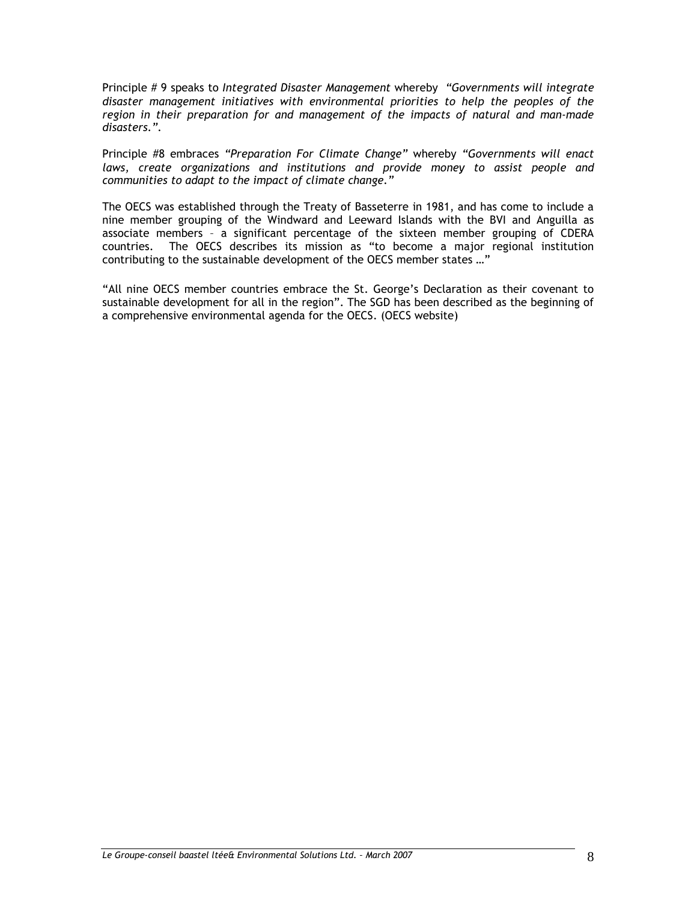Principle # 9 speaks to *Integrated Disaster Management* whereby *"Governments will integrate disaster management initiatives with environmental priorities to help the peoples of the region in their preparation for and management of the impacts of natural and man-made disasters."*.

Principle #8 embraces *"Preparation For Climate Change"* whereby *"Governments will enact laws, create organizations and institutions and provide money to assist people and communities to adapt to the impact of climate change."*

The OECS was established through the Treaty of Basseterre in 1981, and has come to include a nine member grouping of the Windward and Leeward Islands with the BVI and Anguilla as associate members – a significant percentage of the sixteen member grouping of CDERA countries. The OECS describes its mission as "to become a major regional institution contributing to the sustainable development of the OECS member states …"

"All nine OECS member countries embrace the St. George's Declaration as their covenant to sustainable development for all in the region". The SGD has been described as the beginning of a comprehensive environmental agenda for the OECS. (OECS website)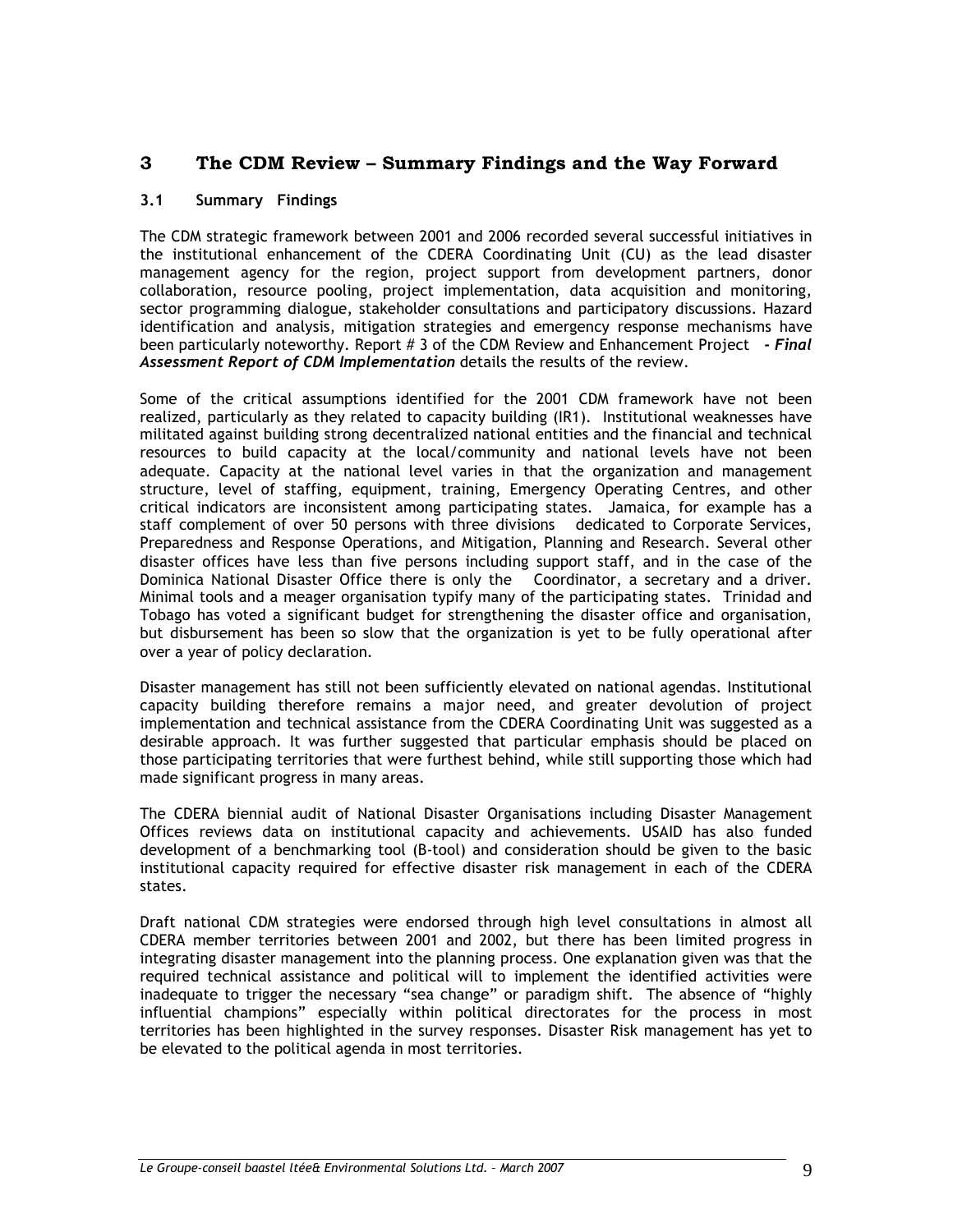# 3 The CDM Review – Summary Findings and the Way Forward

## 3.1 Summary Findings

The CDM strategic framework between 2001 and 2006 recorded several successful initiatives in the institutional enhancement of the CDERA Coordinating Unit (CU) as the lead disaster management agency for the region, project support from development partners, donor collaboration, resource pooling, project implementation, data acquisition and monitoring, sector programming dialogue, stakeholder consultations and participatory discussions. Hazard identification and analysis, mitigation strategies and emergency response mechanisms have been particularly noteworthy. Report # 3 of the CDM Review and Enhancement Project ***- Final Assessment Report of CDM Implementation*** details the results of the review.

Some of the critical assumptions identified for the 2001 CDM framework have not been realized, particularly as they related to capacity building (IR1). Institutional weaknesses have militated against building strong decentralized national entities and the financial and technical resources to build capacity at the local/community and national levels have not been adequate. Capacity at the national level varies in that the organization and management structure, level of staffing, equipment, training, Emergency Operating Centres, and other critical indicators are inconsistent among participating states. Jamaica, for example has a staff complement of over 50 persons with three divisions dedicated to Corporate Services, Preparedness and Response Operations, and Mitigation, Planning and Research. Several other disaster offices have less than five persons including support staff, and in the case of the Dominica National Disaster Office there is only the Coordinator, a secretary and a driver. Minimal tools and a meager organisation typify many of the participating states. Trinidad and Tobago has voted a significant budget for strengthening the disaster office and organisation, but disbursement has been so slow that the organization is yet to be fully operational after over a year of policy declaration.

Disaster management has still not been sufficiently elevated on national agendas. Institutional capacity building therefore remains a major need, and greater devolution of project implementation and technical assistance from the CDERA Coordinating Unit was suggested as a desirable approach. It was further suggested that particular emphasis should be placed on those participating territories that were furthest behind, while still supporting those which had made significant progress in many areas.

The CDERA biennial audit of National Disaster Organisations including Disaster Management Offices reviews data on institutional capacity and achievements. USAID has also funded development of a benchmarking tool (B-tool) and consideration should be given to the basic institutional capacity required for effective disaster risk management in each of the CDERA states.

Draft national CDM strategies were endorsed through high level consultations in almost all CDERA member territories between 2001 and 2002, but there has been limited progress in integrating disaster management into the planning process. One explanation given was that the required technical assistance and political will to implement the identified activities were inadequate to trigger the necessary "sea change" or paradigm shift. The absence of "highly influential champions" especially within political directorates for the process in most territories has been highlighted in the survey responses. Disaster Risk management has yet to be elevated to the political agenda in most territories.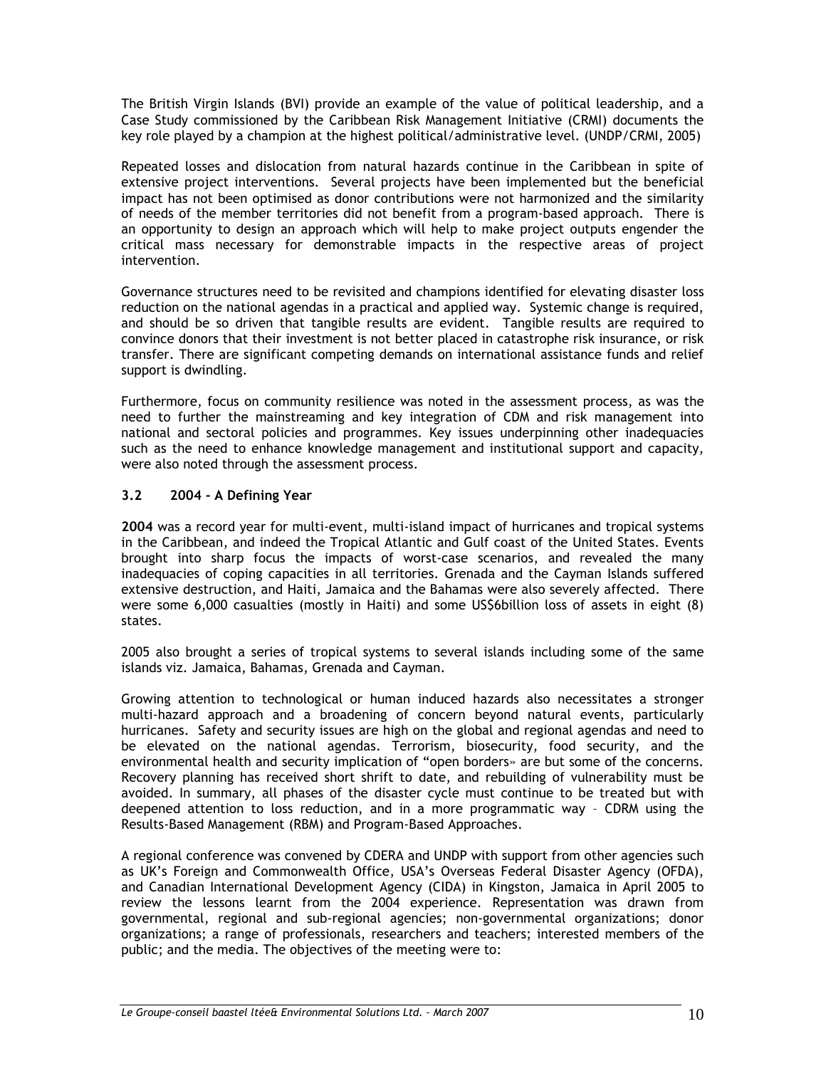The British Virgin Islands (BVI) provide an example of the value of political leadership, and a Case Study commissioned by the Caribbean Risk Management Initiative (CRMI) documents the key role played by a champion at the highest political/administrative level. (UNDP/CRMI, 2005)

Repeated losses and dislocation from natural hazards continue in the Caribbean in spite of extensive project interventions. Several projects have been implemented but the beneficial impact has not been optimised as donor contributions were not harmonized and the similarity of needs of the member territories did not benefit from a program-based approach. There is an opportunity to design an approach which will help to make project outputs engender the critical mass necessary for demonstrable impacts in the respective areas of project intervention.

Governance structures need to be revisited and champions identified for elevating disaster loss reduction on the national agendas in a practical and applied way. Systemic change is required, and should be so driven that tangible results are evident. Tangible results are required to convince donors that their investment is not better placed in catastrophe risk insurance, or risk transfer. There are significant competing demands on international assistance funds and relief support is dwindling.

Furthermore, focus on community resilience was noted in the assessment process, as was the need to further the mainstreaming and key integration of CDM and risk management into national and sectoral policies and programmes. Key issues underpinning other inadequacies such as the need to enhance knowledge management and institutional support and capacity, were also noted through the assessment process.

### 3.2 2004 - A Defining Year

**2004** was a record year for multi-event, multi-island impact of hurricanes and tropical systems in the Caribbean, and indeed the Tropical Atlantic and Gulf coast of the United States. Events brought into sharp focus the impacts of worst-case scenarios, and revealed the many inadequacies of coping capacities in all territories. Grenada and the Cayman Islands suffered extensive destruction, and Haiti, Jamaica and the Bahamas were also severely affected. There were some 6,000 casualties (mostly in Haiti) and some US$6billion loss of assets in eight (8) states.

2005 also brought a series of tropical systems to several islands including some of the same islands viz. Jamaica, Bahamas, Grenada and Cayman.

Growing attention to technological or human induced hazards also necessitates a stronger multi-hazard approach and a broadening of concern beyond natural events, particularly hurricanes. Safety and security issues are high on the global and regional agendas and need to be elevated on the national agendas. Terrorism, biosecurity, food security, and the environmental health and security implication of "open borders» are but some of the concerns. Recovery planning has received short shrift to date, and rebuilding of vulnerability must be avoided. In summary, all phases of the disaster cycle must continue to be treated but with deepened attention to loss reduction, and in a more programmatic way – CDRM using the Results-Based Management (RBM) and Program-Based Approaches.

A regional conference was convened by CDERA and UNDP with support from other agencies such as UK's Foreign and Commonwealth Office, USA's Overseas Federal Disaster Agency (OFDA), and Canadian International Development Agency (CIDA) in Kingston, Jamaica in April 2005 to review the lessons learnt from the 2004 experience. Representation was drawn from governmental, regional and sub-regional agencies; non-governmental organizations; donor organizations; a range of professionals, researchers and teachers; interested members of the public; and the media. The objectives of the meeting were to: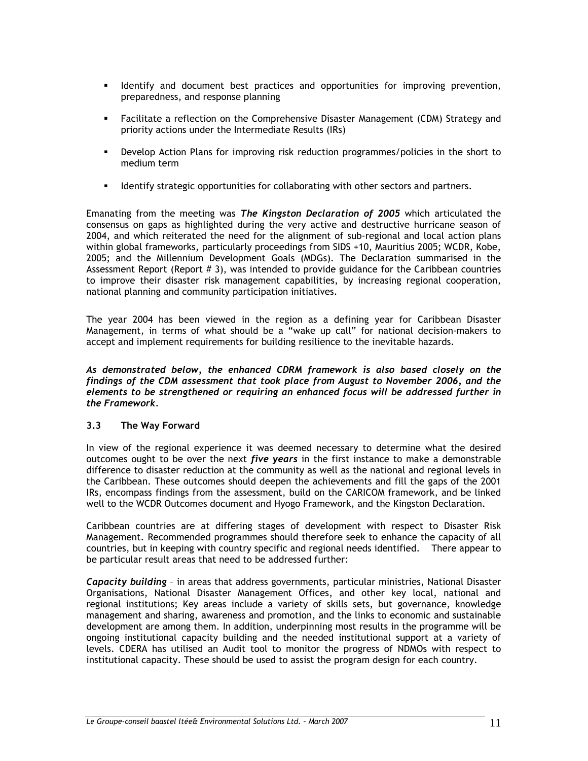- Identify and document best practices and opportunities for improving prevention, preparedness, and response planning
- Facilitate a reflection on the Comprehensive Disaster Management (CDM) Strategy and priority actions under the Intermediate Results (IRs)
- Develop Action Plans for improving risk reduction programmes/policies in the short to medium term
- Identify strategic opportunities for collaborating with other sectors and partners.

Emanating from the meeting was ***The Kingston Declaration of 2005*** which articulated the consensus on gaps as highlighted during the very active and destructive hurricane season of 2004, and which reiterated the need for the alignment of sub-regional and local action plans within global frameworks, particularly proceedings from SIDS +10, Mauritius 2005; WCDR, Kobe, 2005; and the Millennium Development Goals (MDGs). The Declaration summarised in the Assessment Report (Report # 3), was intended to provide guidance for the Caribbean countries to improve their disaster risk management capabilities, by increasing regional cooperation, national planning and community participation initiatives.

The year 2004 has been viewed in the region as a defining year for Caribbean Disaster Management, in terms of what should be a "wake up call" for national decision-makers to accept and implement requirements for building resilience to the inevitable hazards.

***As demonstrated below, the enhanced CDRM framework is also based closely on the findings of the CDM assessment that took place from August to November 2006, and the elements to be strengthened or requiring an enhanced focus will be addressed further in the Framework.***

### 3.3 The Way Forward

In view of the regional experience it was deemed necessary to determine what the desired outcomes ought to be over the next ***five years*** in the first instance to make a demonstrable difference to disaster reduction at the community as well as the national and regional levels in the Caribbean. These outcomes should deepen the achievements and fill the gaps of the 2001 IRs, encompass findings from the assessment, build on the CARICOM framework, and be linked well to the WCDR Outcomes document and Hyogo Framework, and the Kingston Declaration.

Caribbean countries are at differing stages of development with respect to Disaster Risk Management. Recommended programmes should therefore seek to enhance the capacity of all countries, but in keeping with country specific and regional needs identified. There appear to be particular result areas that need to be addressed further:

***Capacity building*** – in areas that address governments, particular ministries, National Disaster Organisations, National Disaster Management Offices, and other key local, national and regional institutions; Key areas include a variety of skills sets, but governance, knowledge management and sharing, awareness and promotion, and the links to economic and sustainable development are among them. In addition, underpinning most results in the programme will be ongoing institutional capacity building and the needed institutional support at a variety of levels. CDERA has utilised an Audit tool to monitor the progress of NDMOs with respect to institutional capacity. These should be used to assist the program design for each country.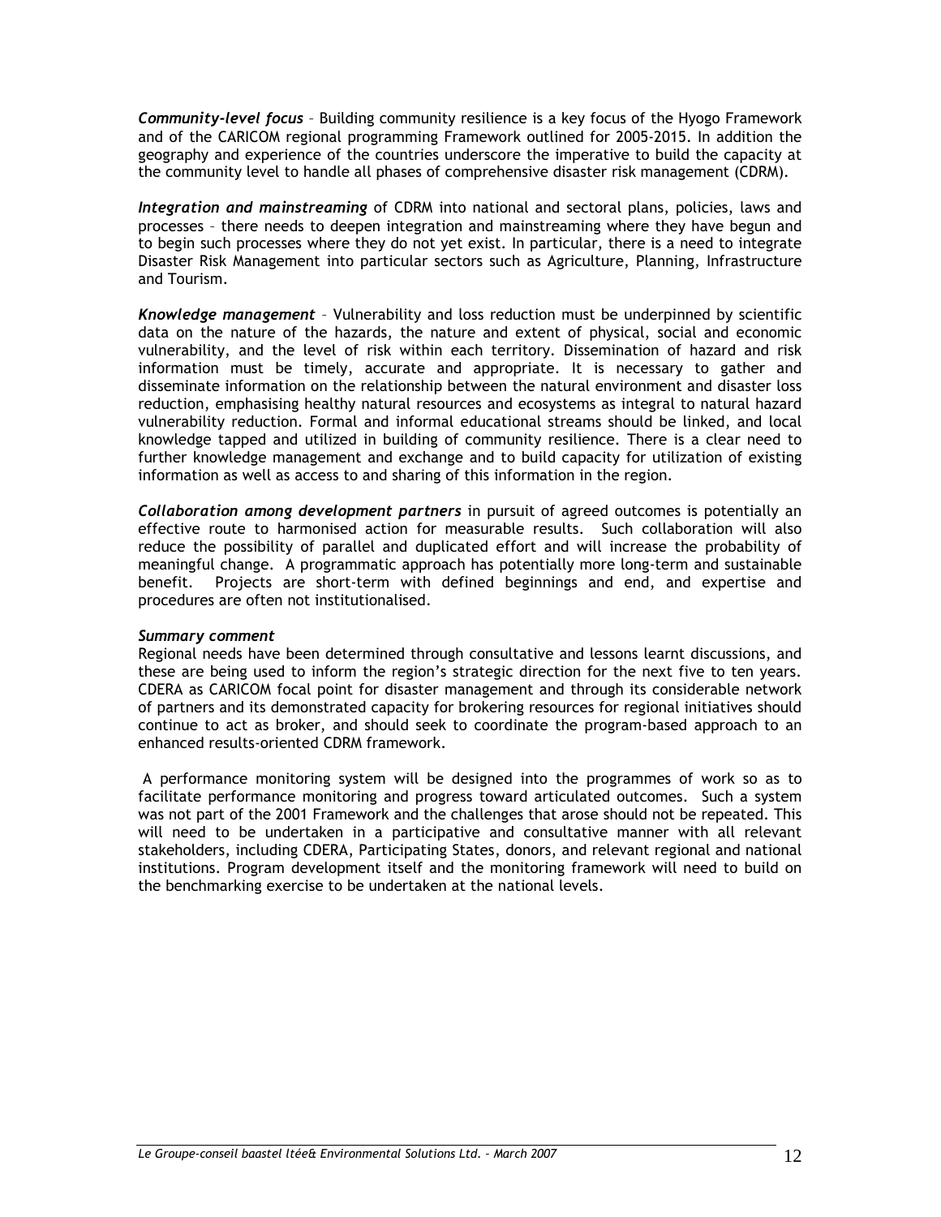***Community-level focus*** – Building community resilience is a key focus of the Hyogo Framework and of the CARICOM regional programming Framework outlined for 2005-2015. In addition the geography and experience of the countries underscore the imperative to build the capacity at the community level to handle all phases of comprehensive disaster risk management (CDRM).

***Integration and mainstreaming*** of CDRM into national and sectoral plans, policies, laws and processes – there needs to deepen integration and mainstreaming where they have begun and to begin such processes where they do not yet exist. In particular, there is a need to integrate Disaster Risk Management into particular sectors such as Agriculture, Planning, Infrastructure and Tourism.

***Knowledge management*** – Vulnerability and loss reduction must be underpinned by scientific data on the nature of the hazards, the nature and extent of physical, social and economic vulnerability, and the level of risk within each territory. Dissemination of hazard and risk information must be timely, accurate and appropriate. It is necessary to gather and disseminate information on the relationship between the natural environment and disaster loss reduction, emphasising healthy natural resources and ecosystems as integral to natural hazard vulnerability reduction. Formal and informal educational streams should be linked, and local knowledge tapped and utilized in building of community resilience. There is a clear need to further knowledge management and exchange and to build capacity for utilization of existing information as well as access to and sharing of this information in the region.

***Collaboration among development partners*** in pursuit of agreed outcomes is potentially an effective route to harmonised action for measurable results. Such collaboration will also reduce the possibility of parallel and duplicated effort and will increase the probability of meaningful change. A programmatic approach has potentially more long-term and sustainable benefit. Projects are short-term with defined beginnings and end, and expertise and procedures are often not institutionalised.

***Summary comment***

Regional needs have been determined through consultative and lessons learnt discussions, and these are being used to inform the region's strategic direction for the next five to ten years. CDERA as CARICOM focal point for disaster management and through its considerable network of partners and its demonstrated capacity for brokering resources for regional initiatives should continue to act as broker, and should seek to coordinate the program-based approach to an enhanced results-oriented CDRM framework.

A performance monitoring system will be designed into the programmes of work so as to facilitate performance monitoring and progress toward articulated outcomes. Such a system was not part of the 2001 Framework and the challenges that arose should not be repeated. This will need to be undertaken in a participative and consultative manner with all relevant stakeholders, including CDERA, Participating States, donors, and relevant regional and national institutions. Program development itself and the monitoring framework will need to build on the benchmarking exercise to be undertaken at the national levels.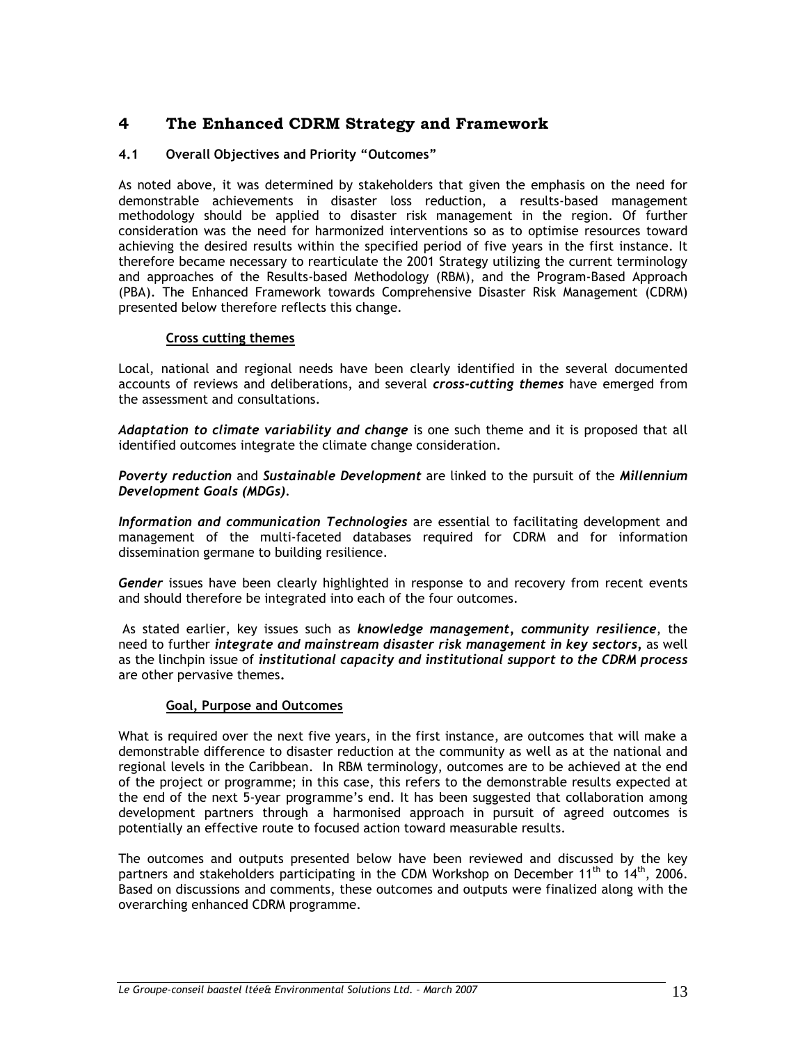# 4 The Enhanced CDRM Strategy and Framework

## 4.1 Overall Objectives and Priority "Outcomes"

As noted above, it was determined by stakeholders that given the emphasis on the need for demonstrable achievements in disaster loss reduction, a results-based management methodology should be applied to disaster risk management in the region. Of further consideration was the need for harmonized interventions so as to optimise resources toward achieving the desired results within the specified period of five years in the first instance. It therefore became necessary to rearticulate the 2001 Strategy utilizing the current terminology and approaches of the Results-based Methodology (RBM), and the Program-Based Approach (PBA). The Enhanced Framework towards Comprehensive Disaster Risk Management (CDRM) presented below therefore reflects this change.

### Cross cutting themes

Local, national and regional needs have been clearly identified in the several documented accounts of reviews and deliberations, and several ***cross-cutting themes*** have emerged from the assessment and consultations.

***Adaptation to climate variability and change*** is one such theme and it is proposed that all identified outcomes integrate the climate change consideration.

***Poverty reduction*** and ***Sustainable Development*** are linked to the pursuit of the ***Millennium Development Goals (MDGs)***.

***Information and communication Technologies*** are essential to facilitating development and management of the multi-faceted databases required for CDRM and for information dissemination germane to building resilience.

***Gender*** issues have been clearly highlighted in response to and recovery from recent events and should therefore be integrated into each of the four outcomes.

As stated earlier, key issues such as ***knowledge management***, ***community resilience***, the need to further ***integrate and mainstream disaster risk management in key sectors***, as well as the linchpin issue of ***institutional capacity and institutional support to the CDRM process*** are other pervasive themes**.**

### Goal, Purpose and Outcomes

What is required over the next five years, in the first instance, are outcomes that will make a demonstrable difference to disaster reduction at the community as well as at the national and regional levels in the Caribbean. In RBM terminology, outcomes are to be achieved at the end of the project or programme; in this case, this refers to the demonstrable results expected at the end of the next 5-year programme's end. It has been suggested that collaboration among development partners through a harmonised approach in pursuit of agreed outcomes is potentially an effective route to focused action toward measurable results.

The outcomes and outputs presented below have been reviewed and discussed by the key partners and stakeholders participating in the CDM Workshop on December 11th to 14th, 2006. Based on discussions and comments, these outcomes and outputs were finalized along with the overarching enhanced CDRM programme.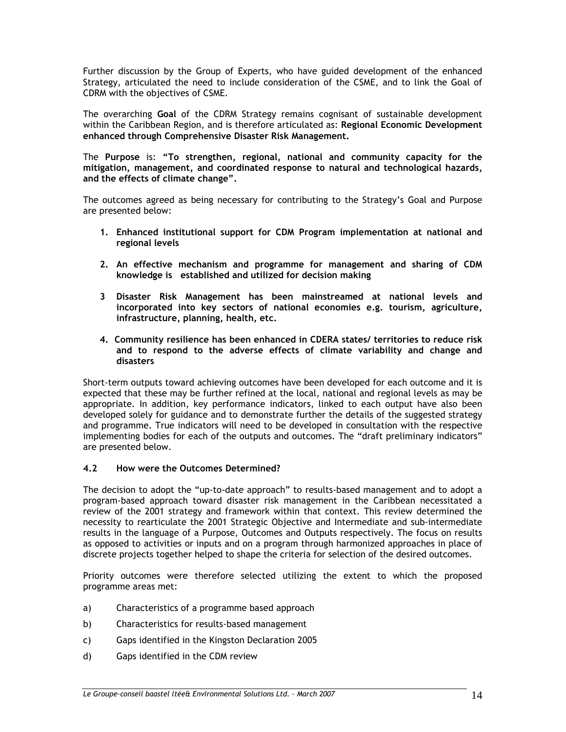Further discussion by the Group of Experts, who have guided development of the enhanced Strategy, articulated the need to include consideration of the CSME, and to link the Goal of CDRM with the objectives of CSME.

The overarching **Goal** of the CDRM Strategy remains cognisant of sustainable development within the Caribbean Region, and is therefore articulated as: **Regional Economic Development enhanced through Comprehensive Disaster Risk Management.**

The **Purpose** is: **"To strengthen, regional, national and community capacity for the mitigation, management, and coordinated response to natural and technological hazards, and the effects of climate change".**

The outcomes agreed as being necessary for contributing to the Strategy's Goal and Purpose are presented below:

1. **Enhanced institutional support for CDM Program implementation at national and regional levels**

2. **An effective mechanism and programme for management and sharing of CDM knowledge is established and utilized for decision making**

3. **Disaster Risk Management has been mainstreamed at national levels and incorporated into key sectors of national economies e.g. tourism, agriculture, infrastructure, planning, health, etc.**

4. **Community resilience has been enhanced in CDERA states/ territories to reduce risk and to respond to the adverse effects of climate variability and change and disasters**

Short-term outputs toward achieving outcomes have been developed for each outcome and it is expected that these may be further refined at the local, national and regional levels as may be appropriate. In addition, key performance indicators, linked to each output have also been developed solely for guidance and to demonstrate further the details of the suggested strategy and programme. True indicators will need to be developed in consultation with the respective implementing bodies for each of the outputs and outcomes. The "draft preliminary indicators" are presented below.

### 4.2 How were the Outcomes Determined?

The decision to adopt the "up-to-date approach" to results-based management and to adopt a program-based approach toward disaster risk management in the Caribbean necessitated a review of the 2001 strategy and framework within that context. This review determined the necessity to rearticulate the 2001 Strategic Objective and Intermediate and sub-intermediate results in the language of a Purpose, Outcomes and Outputs respectively. The focus on results as opposed to activities or inputs and on a program through harmonized approaches in place of discrete projects together helped to shape the criteria for selection of the desired outcomes.

Priority outcomes were therefore selected utilizing the extent to which the proposed programme areas met:

a) Characteristics of a programme based approach

b) Characteristics for results-based management

c) Gaps identified in the Kingston Declaration 2005

d) Gaps identified in the CDM review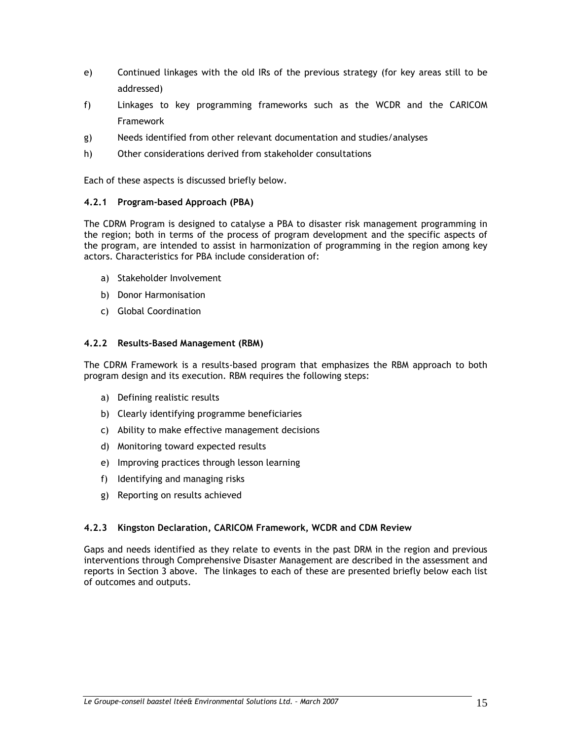e) Continued linkages with the old IRs of the previous strategy (for key areas still to be addressed)

f) Linkages to key programming frameworks such as the WCDR and the CARICOM Framework

g) Needs identified from other relevant documentation and studies/analyses

h) Other considerations derived from stakeholder consultations

Each of these aspects is discussed briefly below.

### 4.2.1 Program-based Approach (PBA)

The CDRM Program is designed to catalyse a PBA to disaster risk management programming in the region; both in terms of the process of program development and the specific aspects of the program, are intended to assist in harmonization of programming in the region among key actors. Characteristics for PBA include consideration of:

a) Stakeholder Involvement
b) Donor Harmonisation
c) Global Coordination

### 4.2.2 Results-Based Management (RBM)

The CDRM Framework is a results-based program that emphasizes the RBM approach to both program design and its execution. RBM requires the following steps:

a) Defining realistic results
b) Clearly identifying programme beneficiaries
c) Ability to make effective management decisions
d) Monitoring toward expected results
e) Improving practices through lesson learning
f) Identifying and managing risks
g) Reporting on results achieved

### 4.2.3 Kingston Declaration, CARICOM Framework, WCDR and CDM Review

Gaps and needs identified as they relate to events in the past DRM in the region and previous interventions through Comprehensive Disaster Management are described in the assessment and reports in Section 3 above. The linkages to each of these are presented briefly below each list of outcomes and outputs.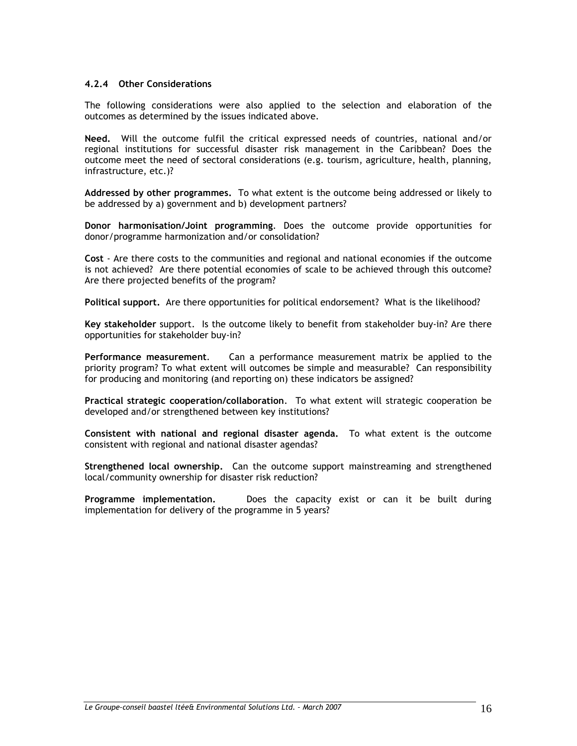### 4.2.4 Other Considerations

The following considerations were also applied to the selection and elaboration of the outcomes as determined by the issues indicated above.

**Need.** Will the outcome fulfil the critical expressed needs of countries, national and/or regional institutions for successful disaster risk management in the Caribbean? Does the outcome meet the need of sectoral considerations (e.g. tourism, agriculture, health, planning, infrastructure, etc.)?

**Addressed by other programmes.** To what extent is the outcome being addressed or likely to be addressed by a) government and b) development partners?

**Donor harmonisation/Joint programming**. Does the outcome provide opportunities for donor/programme harmonization and/or consolidation?

**Cost** - Are there costs to the communities and regional and national economies if the outcome is not achieved? Are there potential economies of scale to be achieved through this outcome? Are there projected benefits of the program?

**Political support.** Are there opportunities for political endorsement? What is the likelihood?

**Key stakeholder** support. Is the outcome likely to benefit from stakeholder buy-in? Are there opportunities for stakeholder buy-in?

**Performance measurement**. Can a performance measurement matrix be applied to the priority program? To what extent will outcomes be simple and measurable? Can responsibility for producing and monitoring (and reporting on) these indicators be assigned?

**Practical strategic cooperation/collaboration**. To what extent will strategic cooperation be developed and/or strengthened between key institutions?

**Consistent with national and regional disaster agenda.** To what extent is the outcome consistent with regional and national disaster agendas?

**Strengthened local ownership.** Can the outcome support mainstreaming and strengthened local/community ownership for disaster risk reduction?

**Programme implementation.** Does the capacity exist or can it be built during implementation for delivery of the programme in 5 years?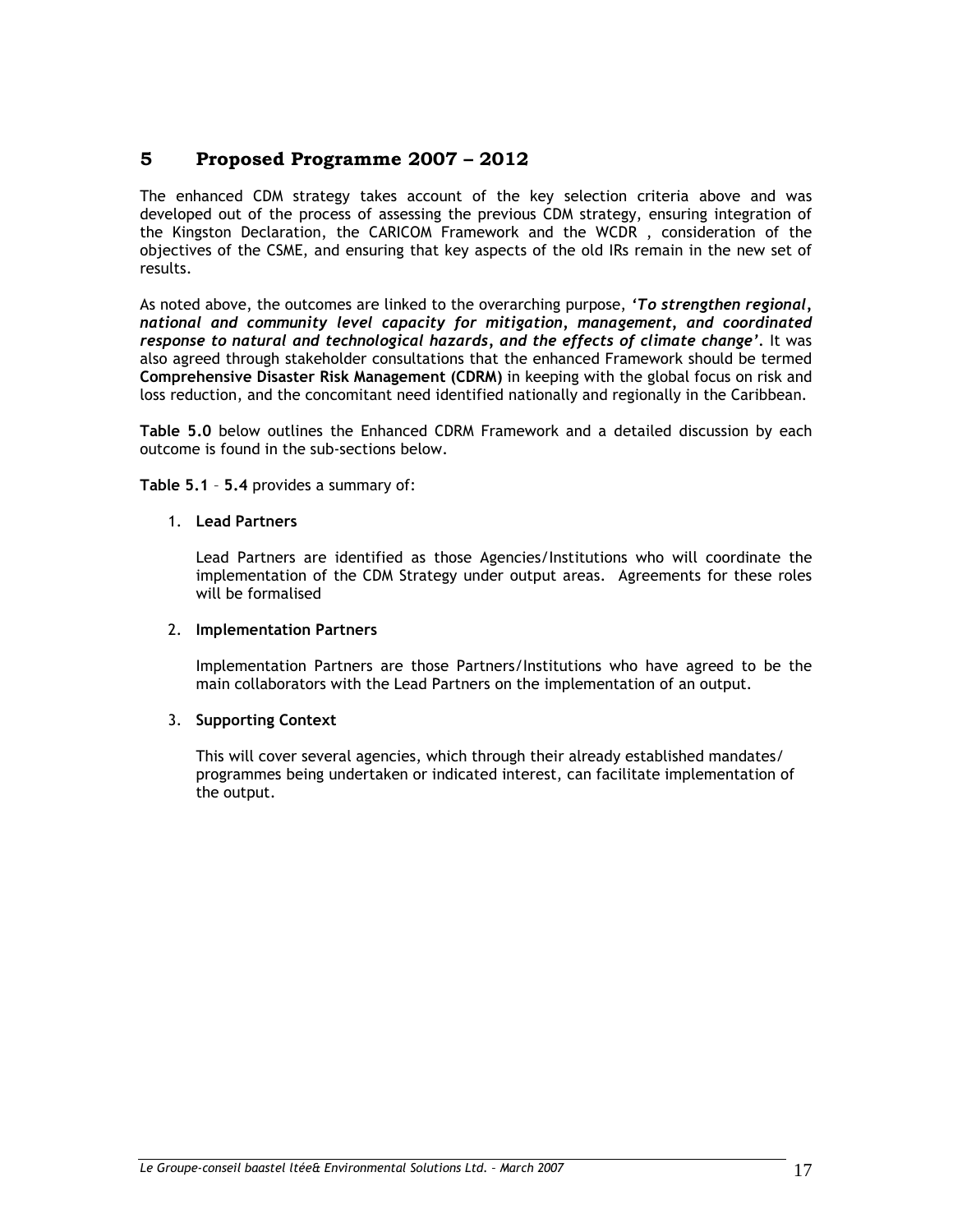# 5 Proposed Programme 2007 – 2012

The enhanced CDM strategy takes account of the key selection criteria above and was developed out of the process of assessing the previous CDM strategy, ensuring integration of the Kingston Declaration, the CARICOM Framework and the WCDR , consideration of the objectives of the CSME, and ensuring that key aspects of the old IRs remain in the new set of results.

As noted above, the outcomes are linked to the overarching purpose, ***'To strengthen regional, national and community level capacity for mitigation, management, and coordinated response to natural and technological hazards, and the effects of climate change'***. It was also agreed through stakeholder consultations that the enhanced Framework should be termed **Comprehensive Disaster Risk Management (CDRM)** in keeping with the global focus on risk and loss reduction, and the concomitant need identified nationally and regionally in the Caribbean.

**Table 5.0** below outlines the Enhanced CDRM Framework and a detailed discussion by each outcome is found in the sub-sections below.

**Table 5.1** – **5.4** provides a summary of:

1. **Lead Partners**

   Lead Partners are identified as those Agencies/Institutions who will coordinate the implementation of the CDM Strategy under output areas. Agreements for these roles will be formalised

2. **Implementation Partners**

   Implementation Partners are those Partners/Institutions who have agreed to be the main collaborators with the Lead Partners on the implementation of an output.

3. **Supporting Context**

   This will cover several agencies, which through their already established mandates/ programmes being undertaken or indicated interest, can facilitate implementation of the output.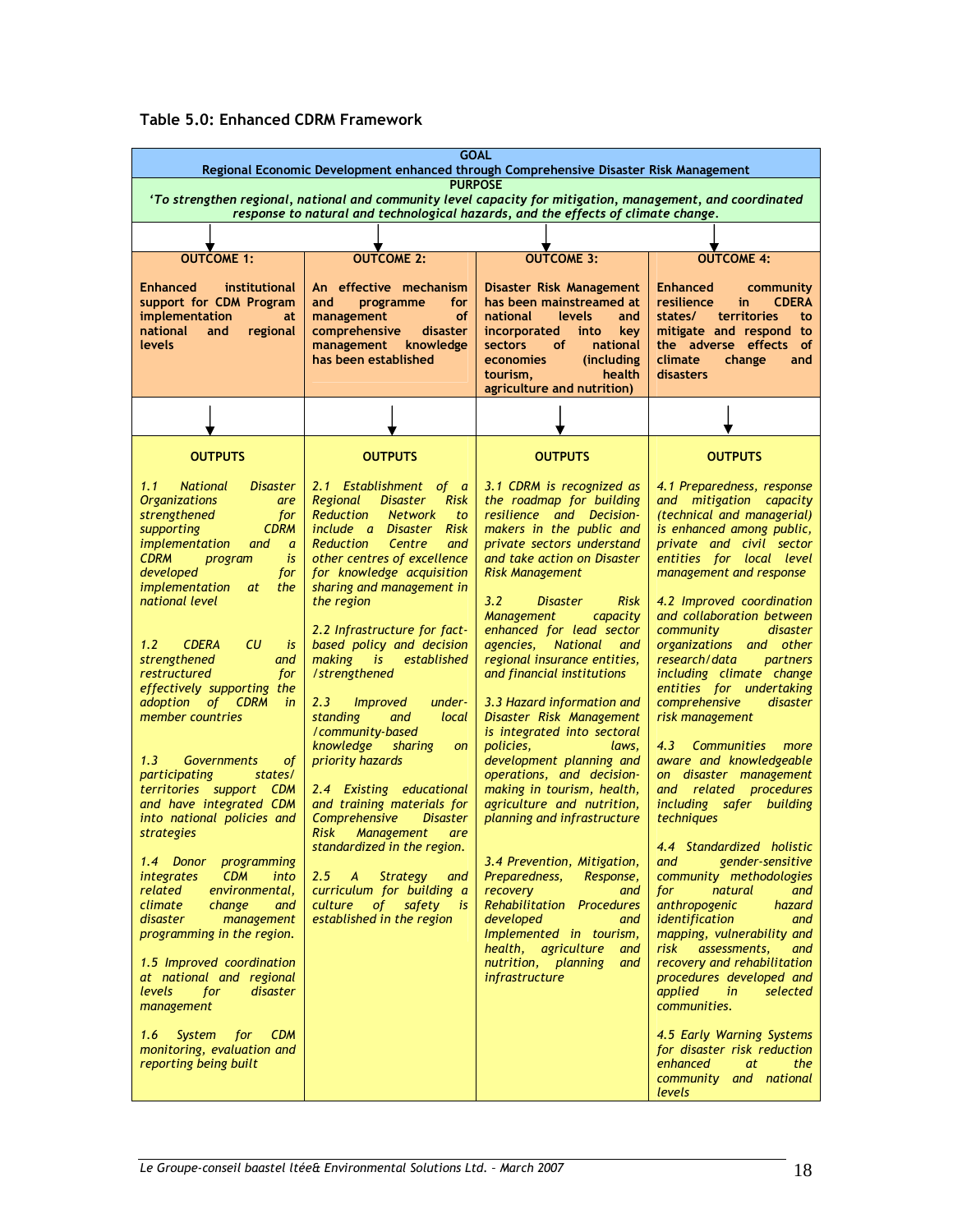**Table 5.0: Enhanced CDRM Framework**

| **GOAL**<br>**Regional Economic Development enhanced through Comprehensive Disaster Risk Management** | | | |
|---|---|---|---|
| **PURPOSE**<br>***'To strengthen regional, national and community level capacity for mitigation, management, and coordinated response to natural and technological hazards, and the effects of climate change.*** | | | |
| **OUTCOME 1:**<br><br>**Enhanced institutional support for CDM Program implementation at national and regional levels** | **OUTCOME 2:**<br><br>**An effective mechanism and programme for management of comprehensive disaster management knowledge has been established** | **OUTCOME 3:**<br><br>**Disaster Risk Management has been mainstreamed at national levels and incorporated into key sectors of national economies (including tourism, health agriculture and nutrition)** | **OUTCOME 4:**<br><br>**Enhanced community resilience in CDERA states/ territories to mitigate and respond to the adverse effects of climate change and disasters** |
| **OUTPUTS**<br><br>*1.1 National Disaster Organizations are strengthened for supporting CDRM implementation and a CDRM program is developed for implementation at the national level*<br><br>*1.2 CDERA CU is strengthened and restructured for effectively supporting the adoption of CDRM in member countries*<br><br>*1.3 Governments of participating states/ territories support CDM and have integrated CDM into national policies and strategies*<br><br>*1.4 Donor programming integrates CDM into related environmental, climate change and disaster management programming in the region.*<br><br>*1.5 Improved coordination at national and regional levels for disaster management*<br><br>*1.6 System for CDM monitoring, evaluation and reporting being built* | **OUTPUTS**<br><br>*2.1 Establishment of a Regional Disaster Risk Reduction Network to include a Disaster Risk Reduction Centre and other centres of excellence for knowledge acquisition sharing and management in the region*<br><br>*2.2 Infrastructure for fact-based policy and decision making is established /strengthened*<br><br>*2.3 Improved under-standing and local /community-based knowledge sharing on priority hazards*<br><br>*2.4 Existing educational and training materials for Comprehensive Disaster Risk Management are standardized in the region.*<br><br>*2.5 A Strategy and curriculum for building a culture of safety is established in the region* | **OUTPUTS**<br><br>*3.1 CDRM is recognized as the roadmap for building resilience and Decision-makers in the public and private sectors understand and take action on Disaster Risk Management*<br><br>*3.2 Disaster Risk Management capacity enhanced for lead sector agencies, National and regional insurance entities, and financial institutions*<br><br>*3.3 Hazard information and Disaster Risk Management is integrated into sectoral policies, laws, development planning and operations, and decision-making in tourism, health, agriculture and nutrition, planning and infrastructure*<br><br>*3.4 Prevention, Mitigation, Preparedness, Response, recovery and Rehabilitation Procedures developed and Implemented in tourism, health, agriculture and nutrition, planning and infrastructure* | **OUTPUTS**<br><br>*4.1 Preparedness, response and mitigation capacity (technical and managerial) is enhanced among public, private and civil sector entities for local level management and response*<br><br>*4.2 Improved coordination and collaboration between community disaster organizations and other research/data partners including climate change entities for undertaking comprehensive disaster risk management*<br><br>*4.3 Communities more aware and knowledgeable on disaster management and related procedures including safer building techniques*<br><br>*4.4 Standardized holistic and gender-sensitive community methodologies for natural and anthropogenic hazard identification and mapping, vulnerability and risk assessments, and recovery and rehabilitation procedures developed and applied in selected communities.*<br><br>*4.5 Early Warning Systems for disaster risk reduction enhanced at the community and national levels* |

*Le Groupe-conseil baastel ltée& Environmental Solutions Ltd. – March 2007*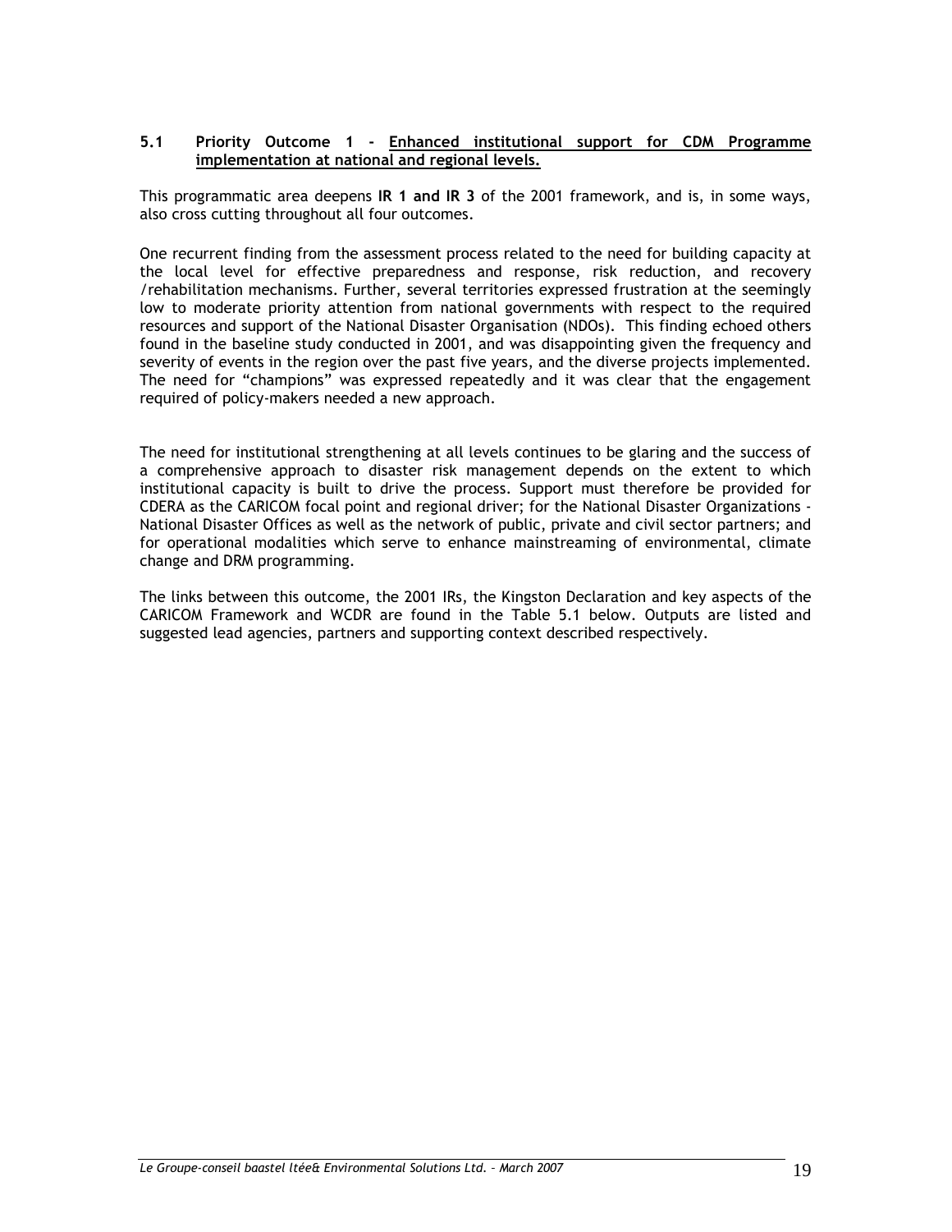### 5.1 Priority Outcome 1 - Enhanced institutional support for CDM Programme implementation at national and regional levels.

This programmatic area deepens **IR 1 and IR 3** of the 2001 framework, and is, in some ways, also cross cutting throughout all four outcomes.

One recurrent finding from the assessment process related to the need for building capacity at the local level for effective preparedness and response, risk reduction, and recovery /rehabilitation mechanisms. Further, several territories expressed frustration at the seemingly low to moderate priority attention from national governments with respect to the required resources and support of the National Disaster Organisation (NDOs). This finding echoed others found in the baseline study conducted in 2001, and was disappointing given the frequency and severity of events in the region over the past five years, and the diverse projects implemented. The need for "champions" was expressed repeatedly and it was clear that the engagement required of policy-makers needed a new approach.

The need for institutional strengthening at all levels continues to be glaring and the success of a comprehensive approach to disaster risk management depends on the extent to which institutional capacity is built to drive the process. Support must therefore be provided for CDERA as the CARICOM focal point and regional driver; for the National Disaster Organizations - National Disaster Offices as well as the network of public, private and civil sector partners; and for operational modalities which serve to enhance mainstreaming of environmental, climate change and DRM programming.

The links between this outcome, the 2001 IRs, the Kingston Declaration and key aspects of the CARICOM Framework and WCDR are found in the Table 5.1 below. Outputs are listed and suggested lead agencies, partners and supporting context described respectively.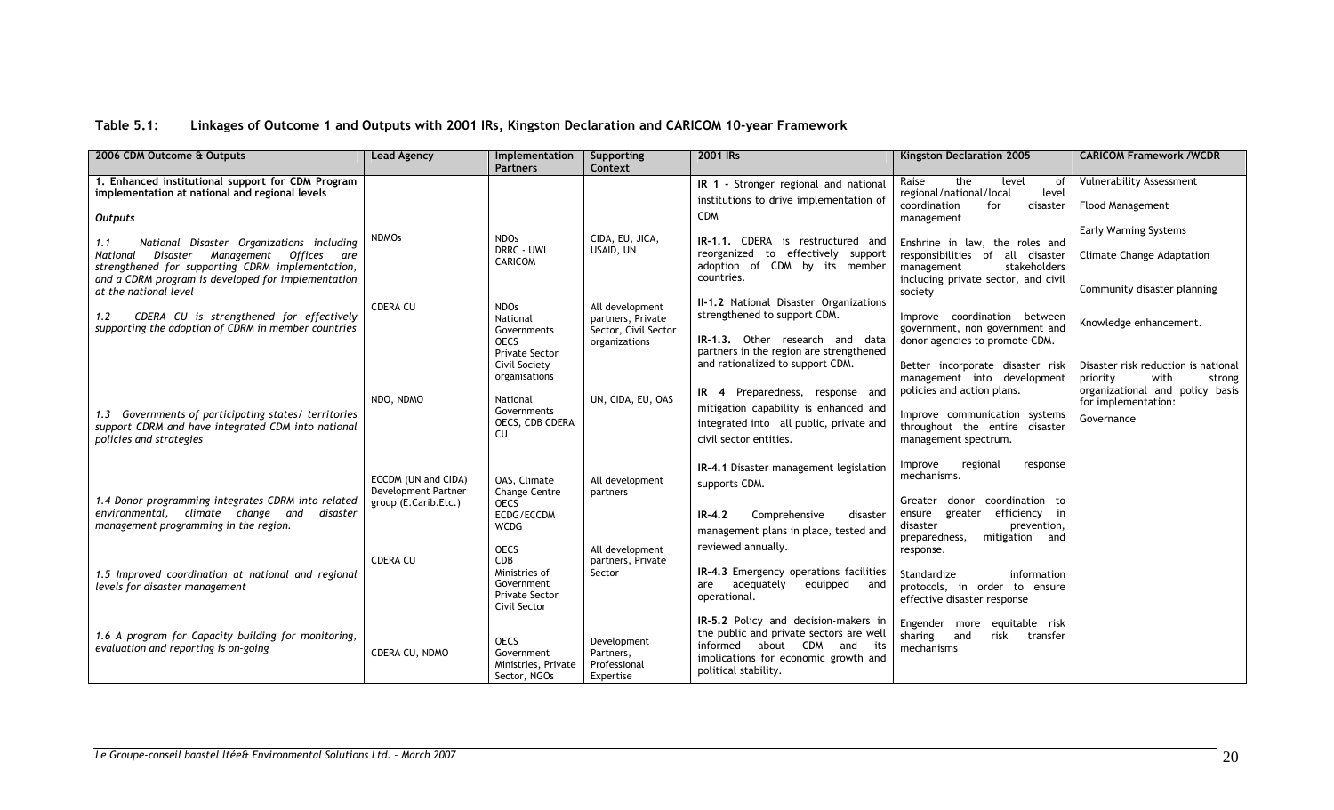**Table 5.1: Linkages of Outcome 1 and Outputs with 2001 IRs, Kingston Declaration and CARICOM 10-year Framework**

| 2006 CDM Outcome & Outputs | Lead Agency | Implementation Partners | Supporting Context | 2001 IRs | Kingston Declaration 2005 | CARICOM Framework /WCDR |
|---|---|---|---|---|---|---|
| **1. Enhanced institutional support for CDM Program implementation at national and regional levels**<br><br>***Outputs*** | | | | **IR 1** - Stronger regional and national institutions to drive implementation of CDM | Raise the level of regional/national/local level coordination for disaster management | Vulnerability Assessment<br><br>Flood Management<br><br>Early Warning Systems |
| *1.1 National Disaster Organizations including National Disaster Management Offices are strengthened for supporting CDRM implementation, and a CDRM program is developed for implementation at the national level* | NDMOs | NDOs<br>DRRC - UWI<br>CARICOM | CIDA, EU, JICA, USAID, UN | **IR-1.1.** CDERA is restructured and reorganized to effectively support adoption of CDM by its member countries. | Enshrine in law, the roles and responsibilities of all disaster management stakeholders including private sector, and civil society | Climate Change Adaptation<br><br>Community disaster planning |
| *1.2 CDERA CU is strengthened for effectively supporting the adoption of CDRM in member countries* | CDERA CU | NDOs<br>National Governments<br>OECS<br>Private Sector<br>Civil Society organisations | All development partners, Private Sector, Civil Sector organizations | **II-1.2** National Disaster Organizations strengthened to support CDM.<br><br>**IR-1.3.** Other research and data partners in the region are strengthened and rationalized to support CDM. | Improve coordination between government, non government and donor agencies to promote CDM.<br><br>Better incorporate disaster risk management into development policies and action plans. | Knowledge enhancement.<br><br>Disaster risk reduction is national priority with strong organizational and policy basis for implementation:<br><br>Governance |
| *1.3 Governments of participating states/ territories support CDRM and have integrated CDM into national policies and strategies* | NDO, NDMO | National Governments<br>OECS, CDB CDERA CU | UN, CIDA, EU, OAS | **IR 4** Preparedness, response and mitigation capability is enhanced and integrated into all public, private and civil sector entities. | Improve communication systems throughout the entire disaster management spectrum. | |
| *1.4 Donor programming integrates CDRM into related environmental, climate change and disaster management programming in the region.* | ECCDM (UN and CIDA) Development Partner group (E.Carib.Etc.) | OAS, Climate Change Centre<br>OECS<br>ECDG/ECCDM<br>WCDG | All development partners | **IR-4.1** Disaster management legislation supports CDM.<br><br>**IR-4.2** Comprehensive disaster management plans in place, tested and reviewed annually. | Improve regional response mechanisms.<br><br>Greater donor coordination to ensure greater efficiency in disaster prevention, preparedness, mitigation and response. | |
| *1.5 Improved coordination at national and regional levels for disaster management* | CDERA CU | OECS<br>CDB<br>Ministries of Government<br>Private Sector<br>Civil Sector | All development partners, Private Sector | **IR-4.3** Emergency operations facilities are adequately equipped and operational. | Standardize information protocols, in order to ensure effective disaster response | |
| *1.6 A program for Capacity building for monitoring, evaluation and reporting is on-going* | CDERA CU, NDMO | OECS<br>Government Ministries, Private Sector, NGOs | Development Partners, Professional Expertise | **IR-5.2** Policy and decision-makers in the public and private sectors are well informed about CDM and its implications for economic growth and political stability. | Engender more equitable risk sharing and risk transfer mechanisms | |

*Le Groupe-conseil baastel ltée& Environmental Solutions Ltd. – March 2007*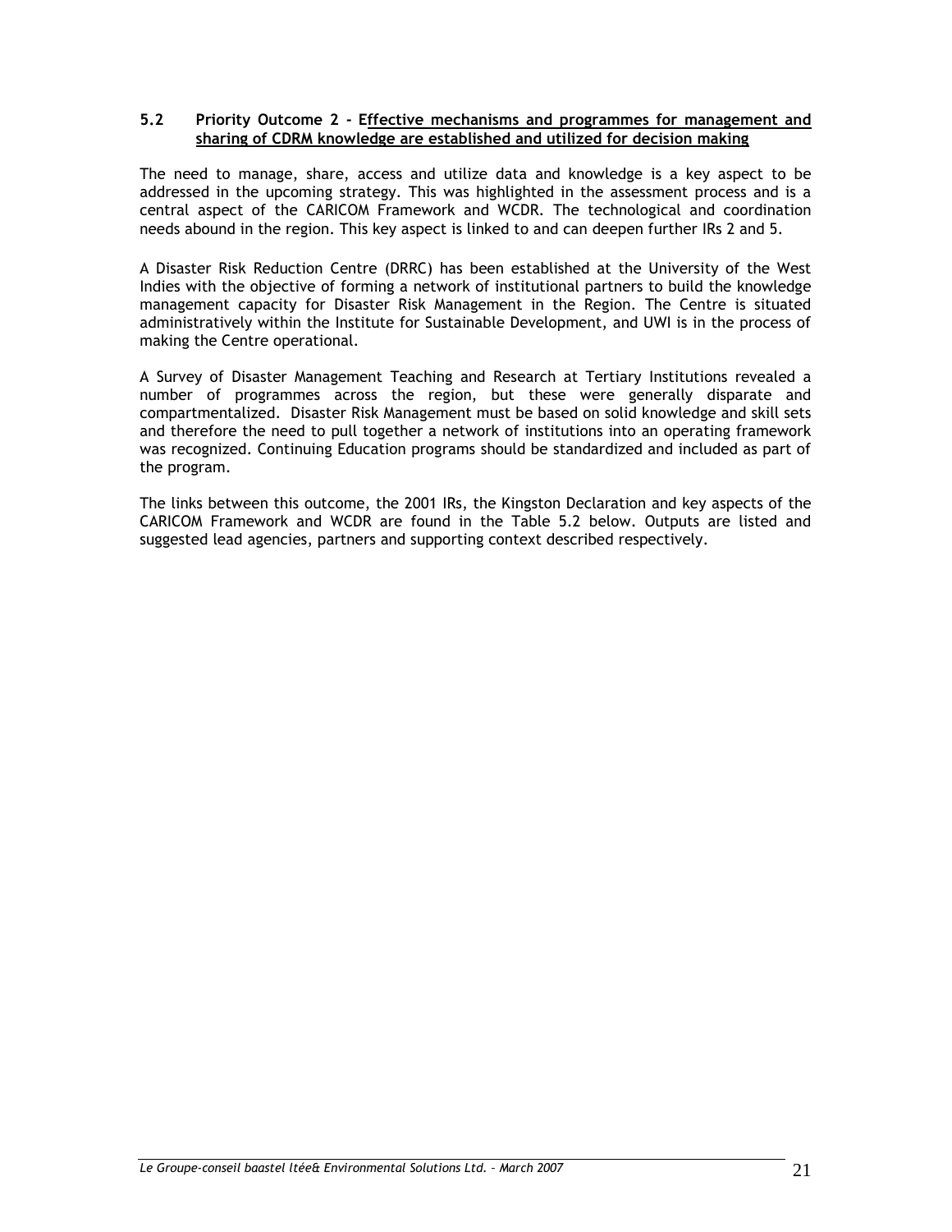### 5.2 Priority Outcome 2 - Effective mechanisms and programmes for management and sharing of CDRM knowledge are established and utilized for decision making

The need to manage, share, access and utilize data and knowledge is a key aspect to be addressed in the upcoming strategy. This was highlighted in the assessment process and is a central aspect of the CARICOM Framework and WCDR. The technological and coordination needs abound in the region. This key aspect is linked to and can deepen further IRs 2 and 5.

A Disaster Risk Reduction Centre (DRRC) has been established at the University of the West Indies with the objective of forming a network of institutional partners to build the knowledge management capacity for Disaster Risk Management in the Region. The Centre is situated administratively within the Institute for Sustainable Development, and UWI is in the process of making the Centre operational.

A Survey of Disaster Management Teaching and Research at Tertiary Institutions revealed a number of programmes across the region, but these were generally disparate and compartmentalized. Disaster Risk Management must be based on solid knowledge and skill sets and therefore the need to pull together a network of institutions into an operating framework was recognized. Continuing Education programs should be standardized and included as part of the program.

The links between this outcome, the 2001 IRs, the Kingston Declaration and key aspects of the CARICOM Framework and WCDR are found in the Table 5.2 below. Outputs are listed and suggested lead agencies, partners and supporting context described respectively.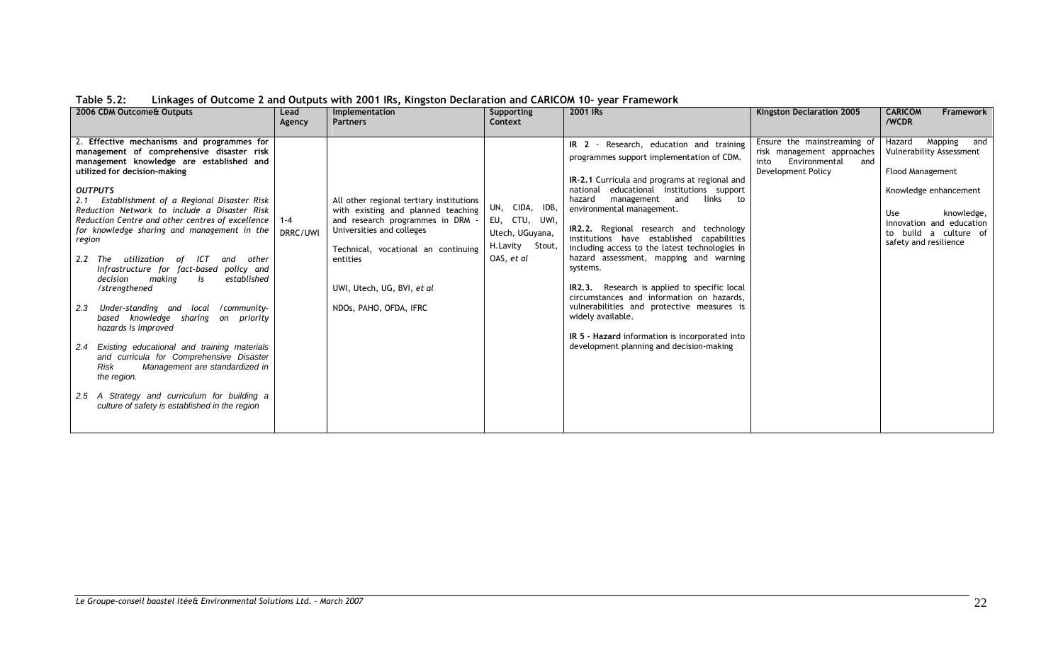**Table 5.2: Linkages of Outcome 2 and Outputs with 2001 IRs, Kingston Declaration and CARICOM 10- year Framework**

| 2006 CDM Outcome& Outputs | Lead Agency | Implementation Partners | Supporting Context | 2001 IRs | Kingston Declaration 2005 | CARICOM Framework /WCDR |
|---|---|---|---|---|---|---|
| **2. Effective mechanisms and programmes for management of comprehensive disaster risk management knowledge are established and utilized for decision-making**<br><br>***OUTPUTS***<br>*2.1 Establishment of a Regional Disaster Risk Reduction Network to include a Disaster Risk Reduction Centre and other centres of excellence for knowledge sharing and management in the region*<br><br>*2.2 The utilization of ICT and other Infrastructure for fact-based policy and decision making is established /strengthened*<br><br>*2.3 Under-standing and local /community-based knowledge sharing on priority hazards is improved*<br><br>*2.4 Existing educational and training materials and curricula for Comprehensive Disaster Risk Management are standardized in the region.*<br><br>*2.5 A Strategy and curriculum for building a culture of safety is established in the region* | 1-4 DRRC/UWI | All other regional tertiary institutions with existing and planned teaching and research programmes in DRM - Universities and colleges<br><br>Technical, vocational an continuing entities<br><br>UWI, Utech, UG, BVI, *et al*<br><br>NDOs, PAHO, OFDA, IFRC | UN, CIDA, IDB, EU, CTU, UWI, Utech, UGuyana, H.Lavity Stout, OAS, *et al* | **IR 2** - Research, education and training programmes support implementation of CDM.<br><br>**IR-2.1** Curricula and programs at regional and national educational institutions support hazard management and links to environmental management.<br><br>**IR2.2.** Regional research and technology institutions have established capabilities including access to the latest technologies in hazard assessment, mapping and warning systems.<br><br>**IR2.3.** Research is applied to specific local circumstances and information on hazards, vulnerabilities and protective measures is widely available.<br><br>**IR 5 - Hazard** information is incorporated into development planning and decision-making | Ensure the mainstreaming of risk management approaches into Environmental and Development Policy | Hazard Mapping and Vulnerability Assessment<br><br>Flood Management<br><br>Knowledge enhancement<br><br>Use knowledge, innovation and education to build a culture of safety and resilience |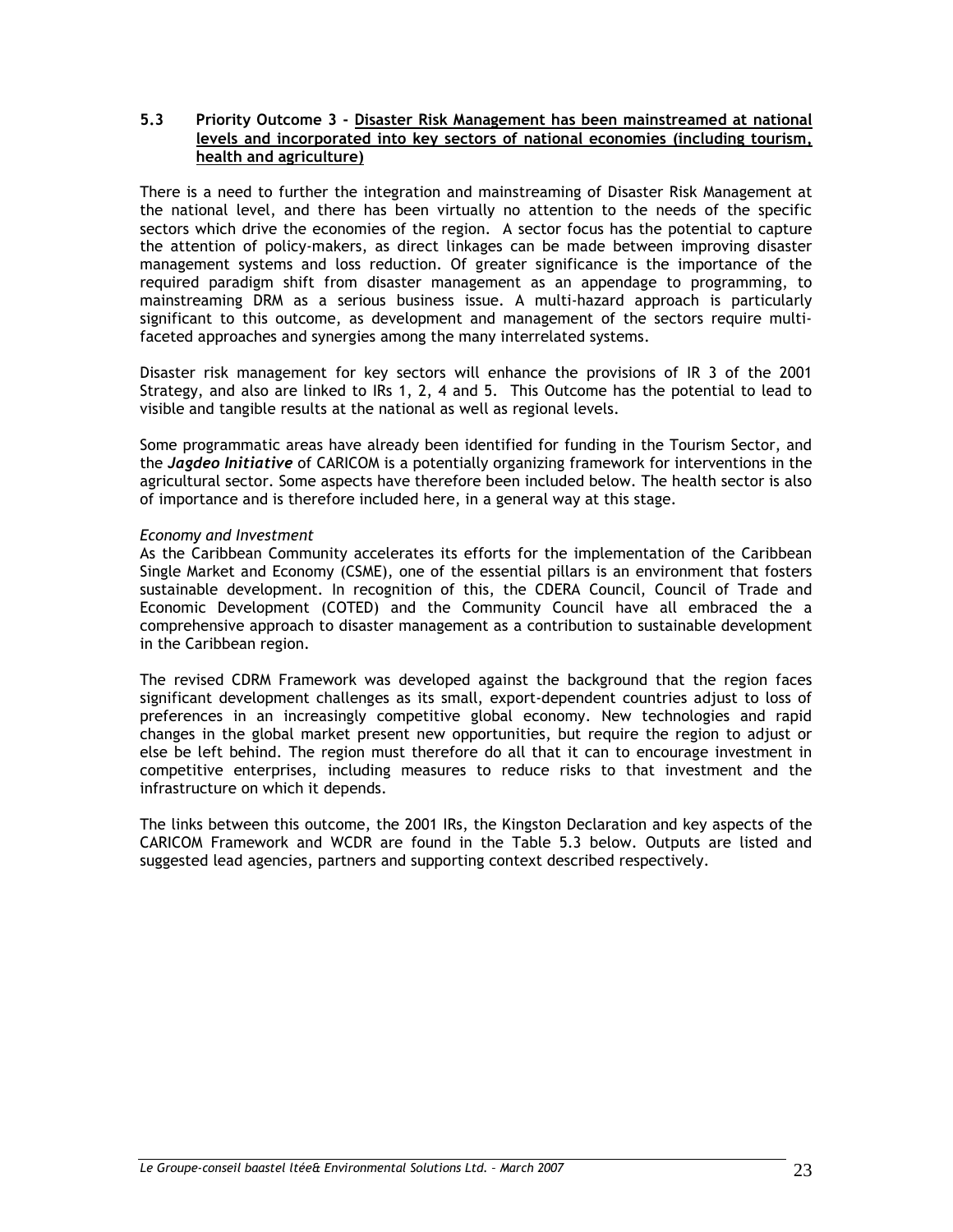### 5.3 Priority Outcome 3 - Disaster Risk Management has been mainstreamed at national levels and incorporated into key sectors of national economies (including tourism, health and agriculture)

There is a need to further the integration and mainstreaming of Disaster Risk Management at the national level, and there has been virtually no attention to the needs of the specific sectors which drive the economies of the region. A sector focus has the potential to capture the attention of policy-makers, as direct linkages can be made between improving disaster management systems and loss reduction. Of greater significance is the importance of the required paradigm shift from disaster management as an appendage to programming, to mainstreaming DRM as a serious business issue. A multi-hazard approach is particularly significant to this outcome, as development and management of the sectors require multi-faceted approaches and synergies among the many interrelated systems.

Disaster risk management for key sectors will enhance the provisions of IR 3 of the 2001 Strategy, and also are linked to IRs 1, 2, 4 and 5. This Outcome has the potential to lead to visible and tangible results at the national as well as regional levels.

Some programmatic areas have already been identified for funding in the Tourism Sector, and the ***Jagdeo Initiative*** of CARICOM is a potentially organizing framework for interventions in the agricultural sector. Some aspects have therefore been included below. The health sector is also of importance and is therefore included here, in a general way at this stage.

*Economy and Investment*

As the Caribbean Community accelerates its efforts for the implementation of the Caribbean Single Market and Economy (CSME), one of the essential pillars is an environment that fosters sustainable development. In recognition of this, the CDERA Council, Council of Trade and Economic Development (COTED) and the Community Council have all embraced the a comprehensive approach to disaster management as a contribution to sustainable development in the Caribbean region.

The revised CDRM Framework was developed against the background that the region faces significant development challenges as its small, export-dependent countries adjust to loss of preferences in an increasingly competitive global economy. New technologies and rapid changes in the global market present new opportunities, but require the region to adjust or else be left behind. The region must therefore do all that it can to encourage investment in competitive enterprises, including measures to reduce risks to that investment and the infrastructure on which it depends.

The links between this outcome, the 2001 IRs, the Kingston Declaration and key aspects of the CARICOM Framework and WCDR are found in the Table 5.3 below. Outputs are listed and suggested lead agencies, partners and supporting context described respectively.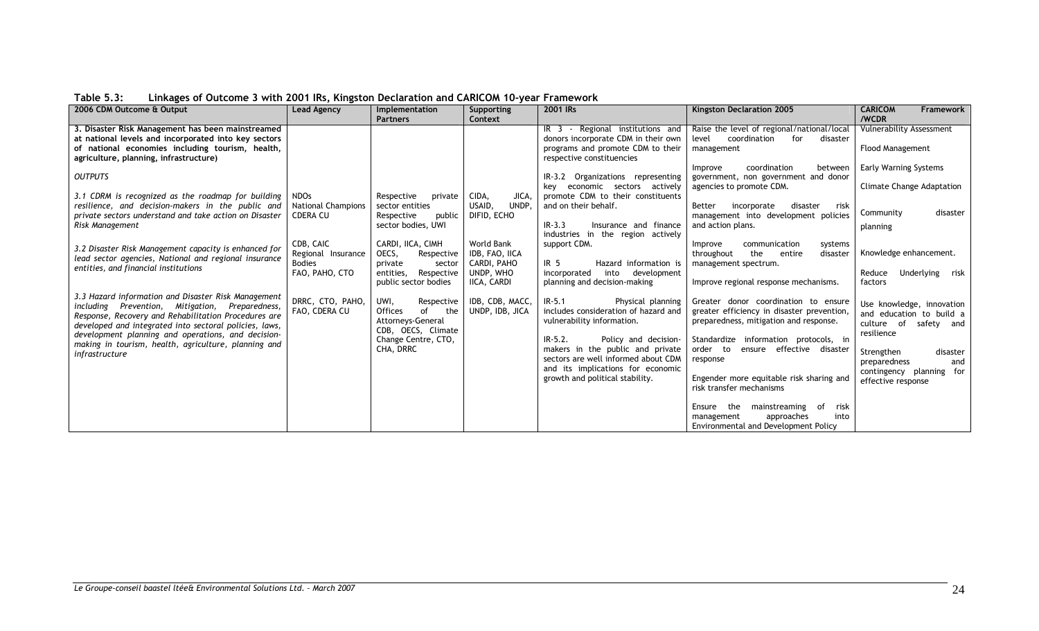**Table 5.3: Linkages of Outcome 3 with 2001 IRs, Kingston Declaration and CARICOM 10-year Framework**

| 2006 CDM Outcome & Output | Lead Agency | Implementation Partners | Supporting Context | 2001 IRs | Kingston Declaration 2005 | CARICOM Framework /WCDR |
|---|---|---|---|---|---|---|
| **3. Disaster Risk Management has been mainstreamed at national levels and incorporated into key sectors of national economies including tourism, health, agriculture, planning, infrastructure)**<br><br>*OUTPUTS*<br><br>*3.1 CDRM is recognized as the roadmap for building resilience, and decision-makers in the public and private sectors understand and take action on Disaster Risk Management*<br><br>*3.2 Disaster Risk Management capacity is enhanced for lead sector agencies, National and regional insurance entities, and financial institutions*<br><br>*3.3 Hazard information and Disaster Risk Management including Prevention, Mitigation, Preparedness, Response, Recovery and Rehabilitation Procedures are developed and integrated into sectoral policies, laws, development planning and operations, and decision-making in tourism, health, agriculture, planning and infrastructure* | NDOs<br>National Champions<br>CDERA CU<br><br>CDB, CAIC<br>Regional Insurance Bodies<br>FAO, PAHO, CTO<br><br>DRRC, CTO, PAHO, FAO, CDERA CU | Respective private sector entities<br>Respective public sector bodies, UWI<br><br>CARDI, IICA, CIMH<br>OECS, Respective private sector entities, Respective public sector bodies<br><br>UWI, Respective Offices of the Attorneys-General<br>CDB, OECS, Climate Change Centre, CTO, CHA, DRRC | CIDA, JICA, USAID, UNDP, DIFID, ECHO<br><br>World Bank<br>IDB, FAO, IICA<br>CARDI, PAHO<br>UNDP, WHO<br>IICA, CARDI<br><br>IDB, CDB, MACC, UNDP, IDB, JICA | IR 3 - Regional institutions and donors incorporate CDM in their own programs and promote CDM to their respective constituencies<br><br>IR-3.2 Organizations representing key economic sectors actively promote CDM to their constituents and on their behalf.<br><br>IR-3.3 Insurance and finance industries in the region actively support CDM.<br><br>IR 5 Hazard information is incorporated into development planning and decision-making<br><br>IR-5.1 Physical planning includes consideration of hazard and vulnerability information.<br><br>IR-5.2. Policy and decision-makers in the public and private sectors are well informed about CDM and its implications for economic growth and political stability. | Raise the level of regional/national/local level coordination for disaster management<br><br>Improve coordination between government, non government and donor agencies to promote CDM.<br><br>Better incorporate disaster risk management into development policies and action plans.<br><br>Improve communication systems throughout the entire disaster management spectrum.<br><br>Improve regional response mechanisms.<br><br>Greater donor coordination to ensure greater efficiency in disaster prevention, preparedness, mitigation and response.<br><br>Standardize information protocols, in order to ensure effective disaster response<br><br>Engender more equitable risk sharing and risk transfer mechanisms<br><br>Ensure the mainstreaming of risk management approaches into Environmental and Development Policy | Vulnerability Assessment<br><br>Flood Management<br><br>Early Warning Systems<br><br>Climate Change Adaptation<br><br>Community disaster planning<br><br>Knowledge enhancement.<br><br>Reduce Underlying risk factors<br><br>Use knowledge, innovation and education to build a culture of safety and resilience<br><br>Strengthen disaster preparedness and contingency planning for effective response |

*Le Groupe-conseil baastel ltée& Environmental Solutions Ltd. – March 2007*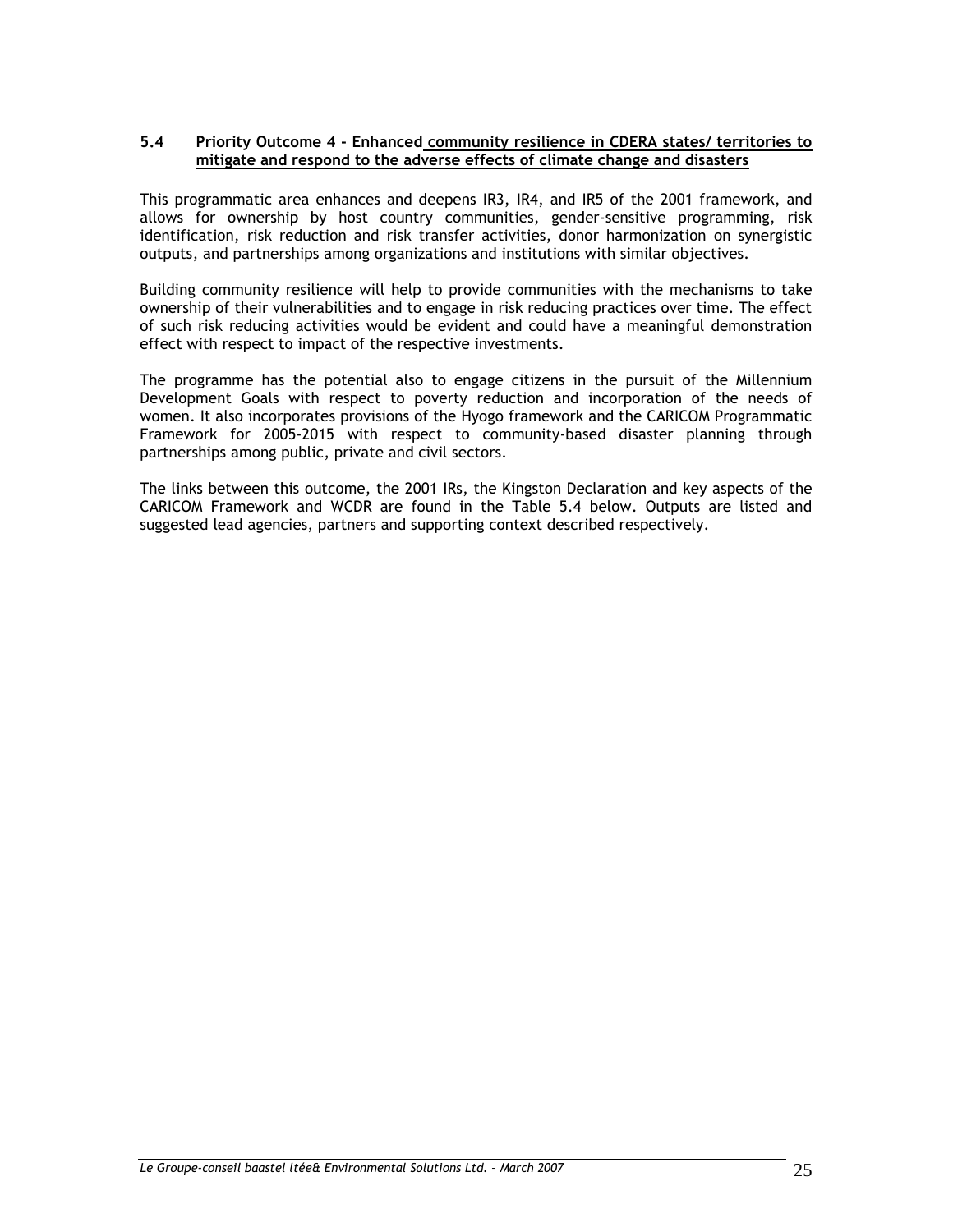### 5.4 Priority Outcome 4 - Enhanced community resilience in CDERA states/ territories to mitigate and respond to the adverse effects of climate change and disasters

This programmatic area enhances and deepens IR3, IR4, and IR5 of the 2001 framework, and allows for ownership by host country communities, gender-sensitive programming, risk identification, risk reduction and risk transfer activities, donor harmonization on synergistic outputs, and partnerships among organizations and institutions with similar objectives.

Building community resilience will help to provide communities with the mechanisms to take ownership of their vulnerabilities and to engage in risk reducing practices over time. The effect of such risk reducing activities would be evident and could have a meaningful demonstration effect with respect to impact of the respective investments.

The programme has the potential also to engage citizens in the pursuit of the Millennium Development Goals with respect to poverty reduction and incorporation of the needs of women. It also incorporates provisions of the Hyogo framework and the CARICOM Programmatic Framework for 2005-2015 with respect to community-based disaster planning through partnerships among public, private and civil sectors.

The links between this outcome, the 2001 IRs, the Kingston Declaration and key aspects of the CARICOM Framework and WCDR are found in the Table 5.4 below. Outputs are listed and suggested lead agencies, partners and supporting context described respectively.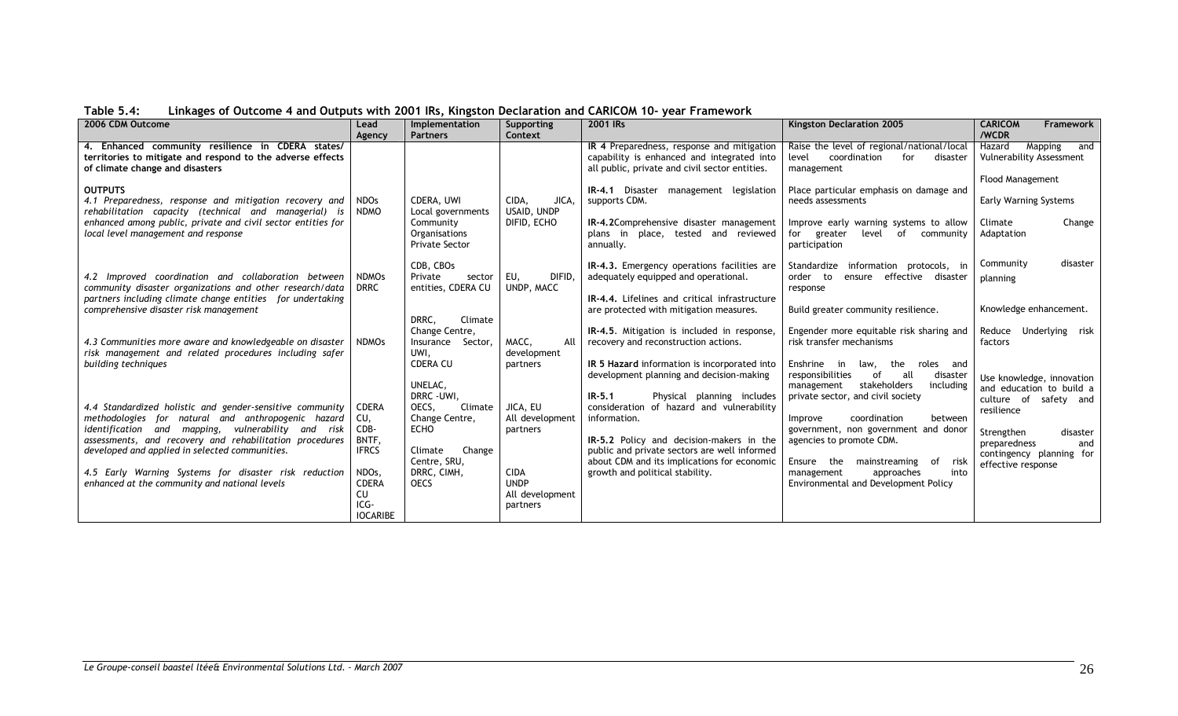**Table 5.4: Linkages of Outcome 4 and Outputs with 2001 IRs, Kingston Declaration and CARICOM 10- year Framework**

| 2006 CDM Outcome | Lead Agency | Implementation Partners | Supporting Context | 2001 IRs | Kingston Declaration 2005 | CARICOM Framework /WCDR |
|---|---|---|---|---|---|---|
| **4. Enhanced community resilience in CDERA states/ territories to mitigate and respond to the adverse effects of climate change and disasters** | | | | **IR 4** Preparedness, response and mitigation capability is enhanced and integrated into all public, private and civil sector entities. | Raise the level of regional/national/local level coordination for disaster management | Hazard Mapping and Vulnerability Assessment |
| **OUTPUTS** *4.1 Preparedness, response and mitigation recovery and rehabilitation capacity (technical and managerial) is enhanced among public, private and civil sector entities for local level management and response* | NDOs NDMO | CDERA, UWI Local governments Community Organisations Private Sector | CIDA, JICA, USAID, UNDP DIFID, ECHO | **IR-4.1** Disaster management legislation supports CDM. **IR-4.2**Comprehensive disaster management plans in place, tested and reviewed annually. | Place particular emphasis on damage and needs assessments Improve early warning systems to allow for greater level of community participation | Flood Management Early Warning Systems Climate Change Adaptation |
| *4.2 Improved coordination and collaboration between community disaster organizations and other research/data partners including climate change entities for undertaking comprehensive disaster risk management* | NDMOs DRRC | CDB, CBOs Private sector entities, CDERA CU | EU, DIFID, UNDP, MACC | **IR-4.3.** Emergency operations facilities are adequately equipped and operational. **IR-4.4.** Lifelines and critical infrastructure are protected with mitigation measures. | Standardize information protocols, in order to ensure effective disaster response Build greater community resilience. | Community disaster planning Knowledge enhancement. |
| *4.3 Communities more aware and knowledgeable on disaster risk management and related procedures including safer building techniques* | NDMOs | DRRC, Climate Change Centre, Insurance Sector, UWI, CDERA CU | MACC, All development partners | **IR-4.5**. Mitigation is included in response, recovery and reconstruction actions. **IR 5 Hazard** information is incorporated into development planning and decision-making | Engender more equitable risk sharing and risk transfer mechanisms Enshrine in law, the roles and responsibilities of all disaster management stakeholders including private sector, and civil society | Reduce Underlying risk factors Use knowledge, innovation and education to build a culture of safety and resilience |
| *4.4 Standardized holistic and gender-sensitive community methodologies for natural and anthropogenic hazard identification and mapping, vulnerability and risk assessments, and recovery and rehabilitation procedures developed and applied in selected communities.* | CDERA CU, CDB-BNTF, IFRCS | UNELAC, DRRC -UWI, OECS, Climate Change Centre, ECHO Climate Change Centre, SRU, | JICA, EU All development partners | **IR-5.1** Physical planning includes consideration of hazard and vulnerability information. **IR-5.2** Policy and decision-makers in the public and private sectors are well informed about CDM and its implications for economic growth and political stability. | Improve coordination between government, non government and donor agencies to promote CDM. Ensure the mainstreaming of risk management approaches into Environmental and Development Policy | Strengthen disaster preparedness and contingency planning for effective response |
| *4.5 Early Warning Systems for disaster risk reduction enhanced at the community and national levels* | NDOs, CDERA CU ICG-IOCARIBE | DRRC, CIMH, OECS | CIDA UNDP All development partners | | | |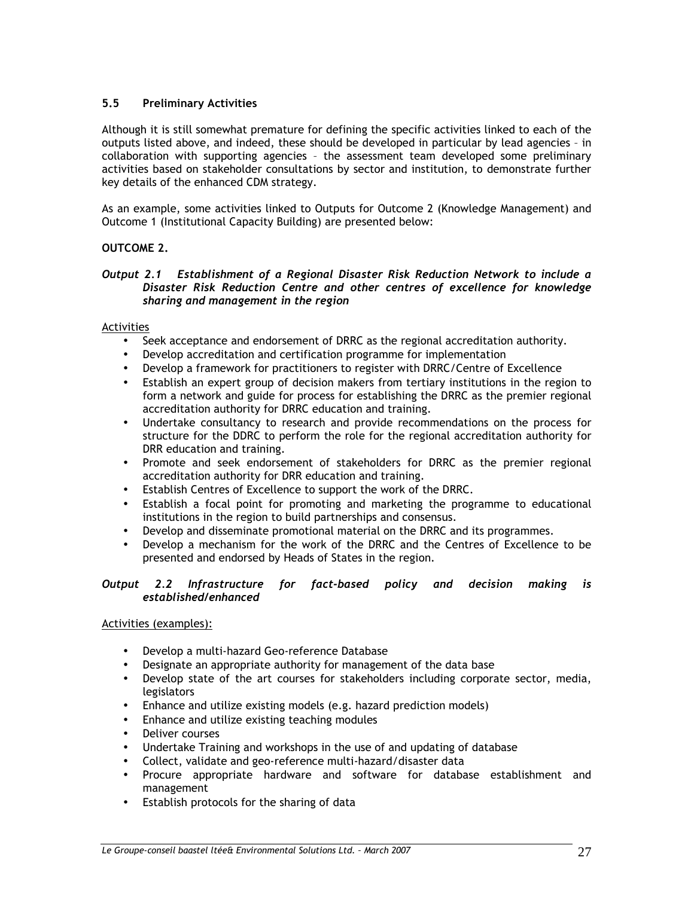### 5.5 Preliminary Activities

Although it is still somewhat premature for defining the specific activities linked to each of the outputs listed above, and indeed, these should be developed in particular by lead agencies – in collaboration with supporting agencies – the assessment team developed some preliminary activities based on stakeholder consultations by sector and institution, to demonstrate further key details of the enhanced CDM strategy.

As an example, some activities linked to Outputs for Outcome 2 (Knowledge Management) and Outcome 1 (Institutional Capacity Building) are presented below:

**OUTCOME 2.**

***Output 2.1 Establishment of a Regional Disaster Risk Reduction Network to include a Disaster Risk Reduction Centre and other centres of excellence for knowledge sharing and management in the region***

Activities

- Seek acceptance and endorsement of DRRC as the regional accreditation authority.
- Develop accreditation and certification programme for implementation
- Develop a framework for practitioners to register with DRRC/Centre of Excellence
- Establish an expert group of decision makers from tertiary institutions in the region to form a network and guide for process for establishing the DRRC as the premier regional accreditation authority for DRRC education and training.
- Undertake consultancy to research and provide recommendations on the process for structure for the DDRC to perform the role for the regional accreditation authority for DRR education and training.
- Promote and seek endorsement of stakeholders for DRRC as the premier regional accreditation authority for DRR education and training.
- Establish Centres of Excellence to support the work of the DRRC.
- Establish a focal point for promoting and marketing the programme to educational institutions in the region to build partnerships and consensus.
- Develop and disseminate promotional material on the DRRC and its programmes.
- Develop a mechanism for the work of the DRRC and the Centres of Excellence to be presented and endorsed by Heads of States in the region.

***Output 2.2 Infrastructure for fact-based policy and decision making is established/enhanced***

Activities (examples):

- Develop a multi-hazard Geo-reference Database
- Designate an appropriate authority for management of the data base
- Develop state of the art courses for stakeholders including corporate sector, media, legislators
- Enhance and utilize existing models (e.g. hazard prediction models)
- Enhance and utilize existing teaching modules
- Deliver courses
- Undertake Training and workshops in the use of and updating of database
- Collect, validate and geo-reference multi-hazard/disaster data
- Procure appropriate hardware and software for database establishment and management
- Establish protocols for the sharing of data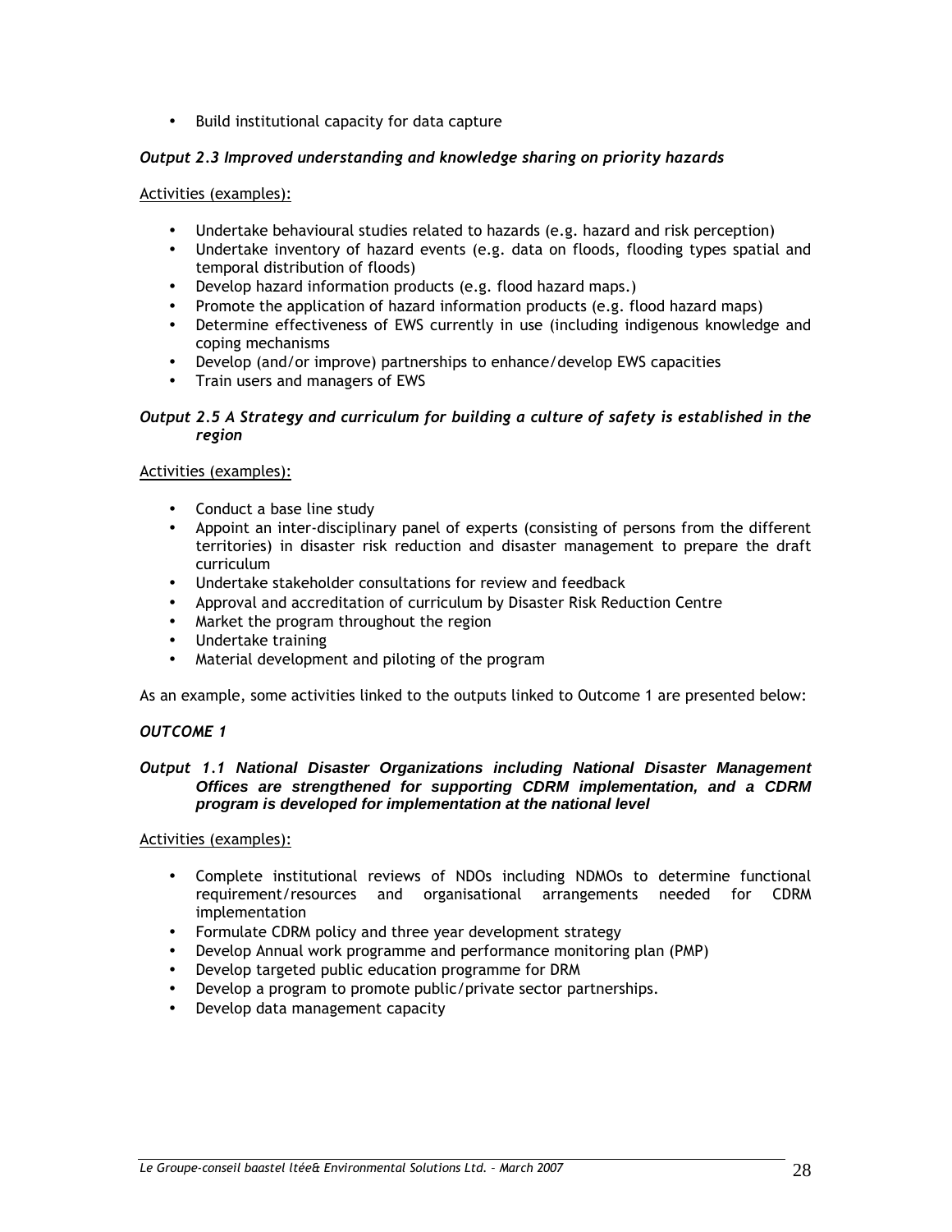- Build institutional capacity for data capture

***Output 2.3 Improved understanding and knowledge sharing on priority hazards***

Activities (examples):

- Undertake behavioural studies related to hazards (e.g. hazard and risk perception)
- Undertake inventory of hazard events (e.g. data on floods, flooding types spatial and temporal distribution of floods)
- Develop hazard information products (e.g. flood hazard maps.)
- Promote the application of hazard information products (e.g. flood hazard maps)
- Determine effectiveness of EWS currently in use (including indigenous knowledge and coping mechanisms
- Develop (and/or improve) partnerships to enhance/develop EWS capacities
- Train users and managers of EWS

***Output 2.5 A Strategy and curriculum for building a culture of safety is established in the region***

Activities (examples):

- Conduct a base line study
- Appoint an inter-disciplinary panel of experts (consisting of persons from the different territories) in disaster risk reduction and disaster management to prepare the draft curriculum
- Undertake stakeholder consultations for review and feedback
- Approval and accreditation of curriculum by Disaster Risk Reduction Centre
- Market the program throughout the region
- Undertake training
- Material development and piloting of the program

As an example, some activities linked to the outputs linked to Outcome 1 are presented below:

***OUTCOME 1***

***Output 1.1 National Disaster Organizations including National Disaster Management Offices are strengthened for supporting CDRM implementation, and a CDRM program is developed for implementation at the national level***

Activities (examples):

- Complete institutional reviews of NDOs including NDMOs to determine functional requirement/resources and organisational arrangements needed for CDRM implementation
- Formulate CDRM policy and three year development strategy
- Develop Annual work programme and performance monitoring plan (PMP)
- Develop targeted public education programme for DRM
- Develop a program to promote public/private sector partnerships.
- Develop data management capacity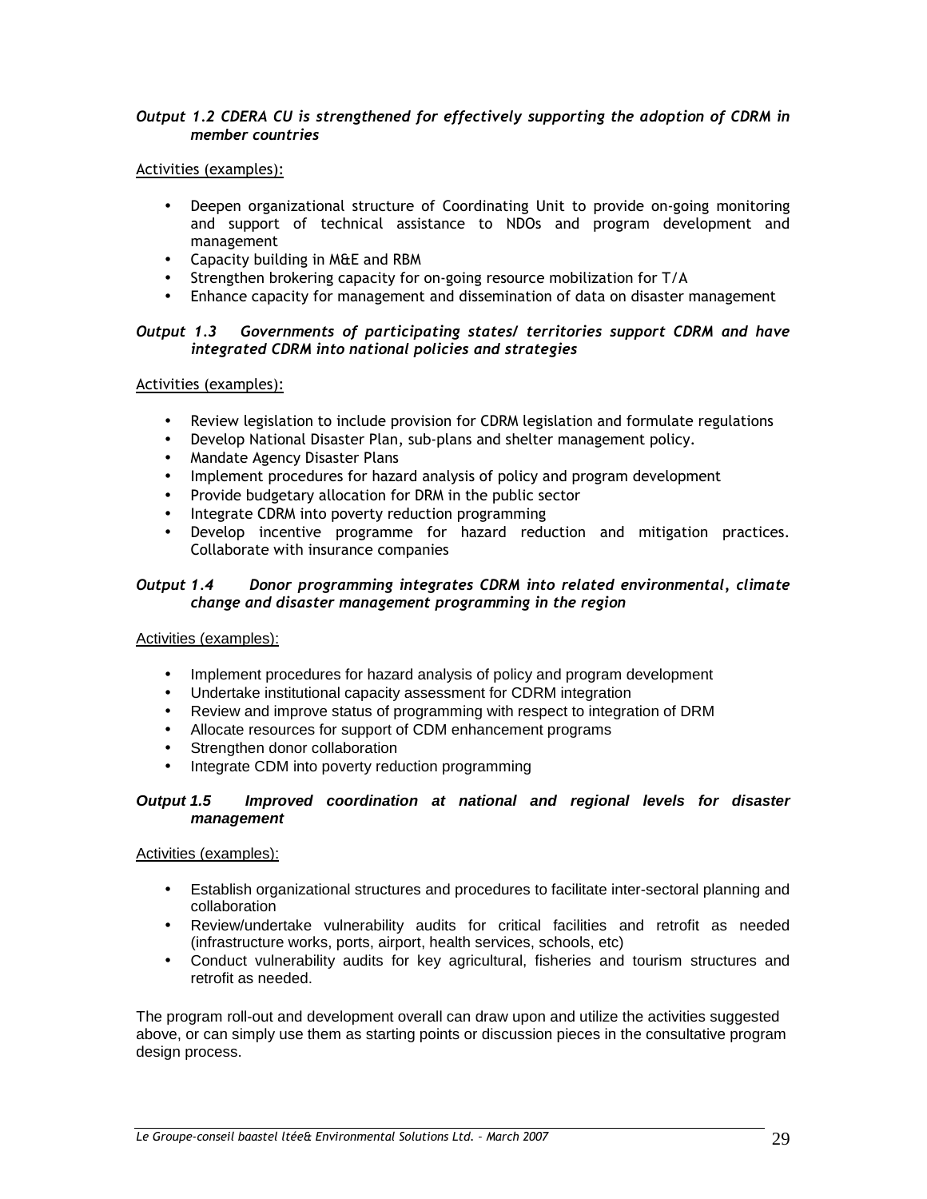***Output 1.2 CDERA CU is strengthened for effectively supporting the adoption of CDRM in member countries***

Activities (examples):

- Deepen organizational structure of Coordinating Unit to provide on-going monitoring and support of technical assistance to NDOs and program development and management
- Capacity building in M&E and RBM
- Strengthen brokering capacity for on-going resource mobilization for T/A
- Enhance capacity for management and dissemination of data on disaster management

***Output 1.3 Governments of participating states/ territories support CDRM and have integrated CDRM into national policies and strategies***

Activities (examples):

- Review legislation to include provision for CDRM legislation and formulate regulations
- Develop National Disaster Plan, sub-plans and shelter management policy.
- Mandate Agency Disaster Plans
- Implement procedures for hazard analysis of policy and program development
- Provide budgetary allocation for DRM in the public sector
- Integrate CDRM into poverty reduction programming
- Develop incentive programme for hazard reduction and mitigation practices. Collaborate with insurance companies

***Output 1.4 Donor programming integrates CDRM into related environmental, climate change and disaster management programming in the region***

Activities (examples):

- Implement procedures for hazard analysis of policy and program development
- Undertake institutional capacity assessment for CDRM integration
- Review and improve status of programming with respect to integration of DRM
- Allocate resources for support of CDM enhancement programs
- Strengthen donor collaboration
- Integrate CDM into poverty reduction programming

***Output 1.5 Improved coordination at national and regional levels for disaster management***

Activities (examples):

- Establish organizational structures and procedures to facilitate inter-sectoral planning and collaboration
- Review/undertake vulnerability audits for critical facilities and retrofit as needed (infrastructure works, ports, airport, health services, schools, etc)
- Conduct vulnerability audits for key agricultural, fisheries and tourism structures and retrofit as needed.

The program roll-out and development overall can draw upon and utilize the activities suggested above, or can simply use them as starting points or discussion pieces in the consultative program design process.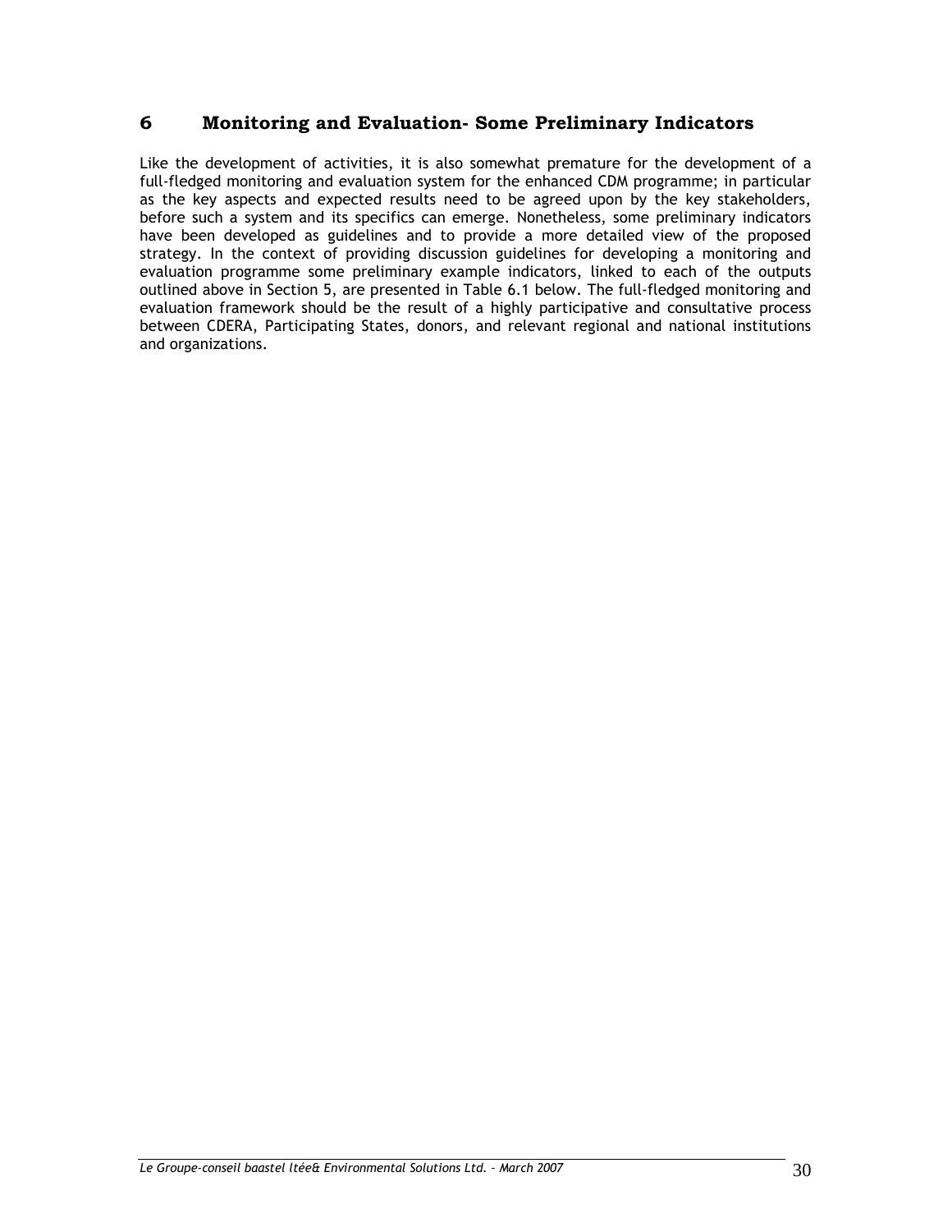# 6 Monitoring and Evaluation- Some Preliminary Indicators

Like the development of activities, it is also somewhat premature for the development of a full-fledged monitoring and evaluation system for the enhanced CDM programme; in particular as the key aspects and expected results need to be agreed upon by the key stakeholders, before such a system and its specifics can emerge. Nonetheless, some preliminary indicators have been developed as guidelines and to provide a more detailed view of the proposed strategy. In the context of providing discussion guidelines for developing a monitoring and evaluation programme some preliminary example indicators, linked to each of the outputs outlined above in Section 5, are presented in Table 6.1 below. The full-fledged monitoring and evaluation framework should be the result of a highly participative and consultative process between CDERA, Participating States, donors, and relevant regional and national institutions and organizations.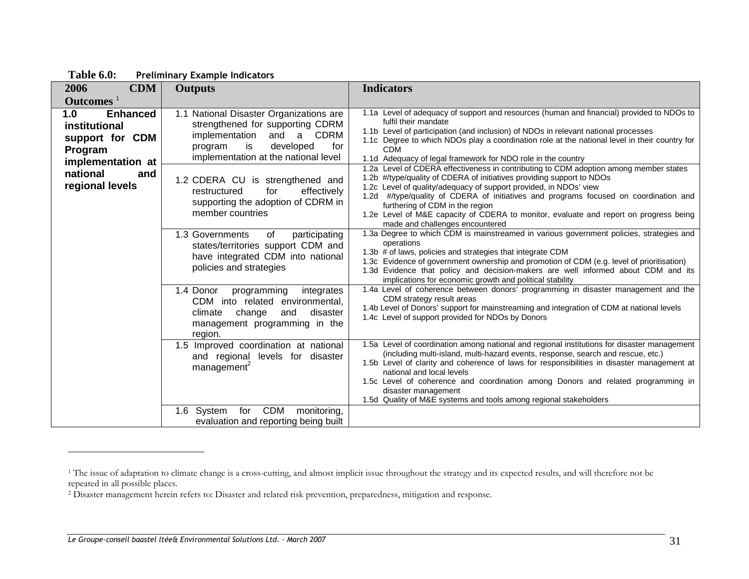**Table 6.0: Preliminary Example Indicators**

| 2006 CDM Outcomes [1] | Outputs | Indicators |
|---|---|---|
| **1.0 Enhanced institutional support for CDM Program implementation at national and regional levels** | 1.1 National Disaster Organizations are strengthened for supporting CDRM implementation and a CDRM program is developed for implementation at the national level | 1.1a Level of adequacy of support and resources (human and financial) provided to NDOs to fulfil their mandate<br>1.1b Level of participation (and inclusion) of NDOs in relevant national processes<br>1.1c Degree to which NDOs play a coordination role at the national level in their country for CDM<br>1.1d Adequacy of legal framework for NDO role in the country |
| | 1.2 CDERA CU is strengthened and restructured for effectively supporting the adoption of CDRM in member countries | 1.2a Level of CDERA effectiveness in contributing to CDM adoption among member states<br>1.2b #/type/quality of CDERA of initiatives providing support to NDOs<br>1.2c Level of quality/adequacy of support provided, in NDOs' view<br>1.2d #/type/quality of CDERA of initiatives and programs focused on coordination and furthering of CDM in the region<br>1.2e Level of M&E capacity of CDERA to monitor, evaluate and report on progress being made and challenges encountered |
| | 1.3 Governments of participating states/territories support CDM and have integrated CDM into national policies and strategies | 1.3a Degree to which CDM is mainstreamed in various government policies, strategies and operations<br>1.3b # of laws, policies and strategies that integrate CDM<br>1.3c Evidence of government ownership and promotion of CDM (e.g. level of prioritisation)<br>1.3d Evidence that policy and decision-makers are well informed about CDM and its implications for economic growth and political stability |
| | 1.4 Donor programming integrates CDM into related environmental, climate change and disaster management programming in the region. | 1.4a Level of coherence between donors' programming in disaster management and the CDM strategy result areas<br>1.4b Level of Donors' support for mainstreaming and integration of CDM at national levels<br>1.4c Level of support provided for NDOs by Donors |
| | 1.5 Improved coordination at national and regional levels for disaster management[2] | 1.5a Level of coordination among national and regional institutions for disaster management (including multi-island, multi-hazard events, response, search and rescue, etc.)<br>1.5b Level of clarity and coherence of laws for responsibilities in disaster management at national and local levels<br>1.5c Level of coherence and coordination among Donors and related programming in disaster management<br>1.5d Quality of M&E systems and tools among regional stakeholders |
| | 1.6 System for CDM monitoring, evaluation and reporting being built | |

---

[1] The issue of adaptation to climate change is a cross-cutting, and almost implicit issue throughout the strategy and its expected results, and will therefore not be repeated in all possible places.

[2] Disaster management herein refers to: Disaster and related risk prevention, preparedness, mitigation and response.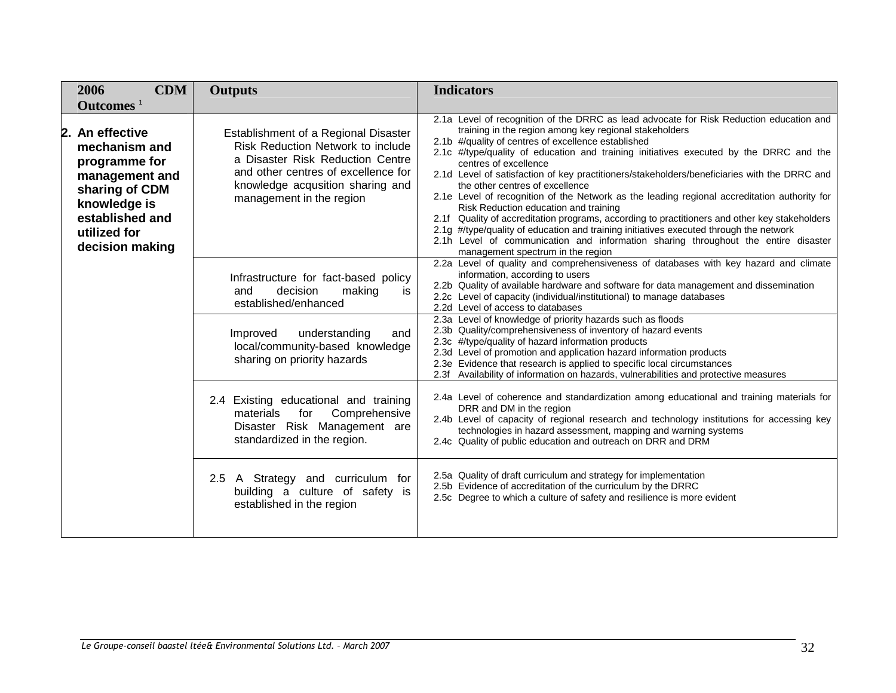| 2006 CDM Outcomes [1] | Outputs | Indicators |
|---|---|---|
| **2. An effective mechanism and programme for management and sharing of CDM knowledge is established and utilized for decision making** | Establishment of a Regional Disaster Risk Reduction Network to include a Disaster Risk Reduction Centre and other centres of excellence for knowledge acqusition sharing and management in the region | 2.1a Level of recognition of the DRRC as lead advocate for Risk Reduction education and training in the region among key regional stakeholders<br>2.1b #/quality of centres of excellence established<br>2.1c #/type/quality of education and training initiatives executed by the DRRC and the centres of excellence<br>2.1d Level of satisfaction of key practitioners/stakeholders/beneficiaries with the DRRC and the other centres of excellence<br>2.1e Level of recognition of the Network as the leading regional accreditation authority for Risk Reduction education and training<br>2.1f Quality of accreditation programs, according to practitioners and other key stakeholders<br>2.1g #/type/quality of education and training initiatives executed through the network<br>2.1h Level of communication and information sharing throughout the entire disaster management spectrum in the region |
| | Infrastructure for fact-based policy and decision making is established/enhanced | 2.2a Level of quality and comprehensiveness of databases with key hazard and climate information, according to users<br>2.2b Quality of available hardware and software for data management and dissemination<br>2.2c Level of capacity (individual/institutional) to manage databases<br>2.2d Level of access to databases |
| | Improved understanding and local/community-based knowledge sharing on priority hazards | 2.3a Level of knowledge of priority hazards such as floods<br>2.3b Quality/comprehensiveness of inventory of hazard events<br>2.3c #/type/quality of hazard information products<br>2.3d Level of promotion and application hazard information products<br>2.3e Evidence that research is applied to specific local circumstances<br>2.3f Availability of information on hazards, vulnerabilities and protective measures |
| | 2.4 Existing educational and training materials for Comprehensive Disaster Risk Management are standardized in the region. | 2.4a Level of coherence and standardization among educational and training materials for DRR and DM in the region<br>2.4b Level of capacity of regional research and technology institutions for accessing key technologies in hazard assessment, mapping and warning systems<br>2.4c Quality of public education and outreach on DRR and DRM |
| | 2.5 A Strategy and curriculum for building a culture of safety is established in the region | 2.5a Quality of draft curriculum and strategy for implementation<br>2.5b Evidence of accreditation of the curriculum by the DRRC<br>2.5c Degree to which a culture of safety and resilience is more evident |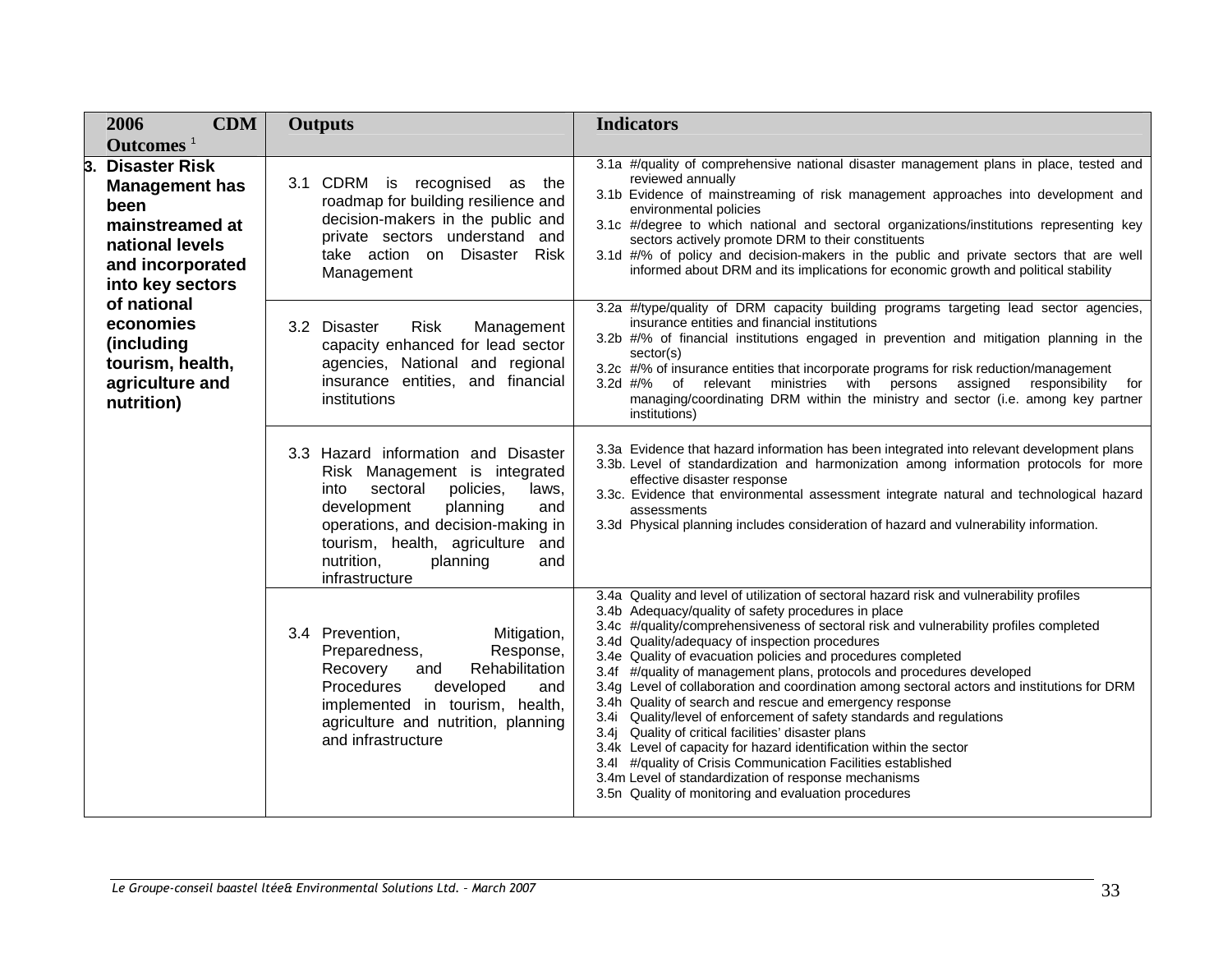| 2006 CDM Outcomes [1] | Outputs | Indicators |
|---|---|---|
| **3. Disaster Risk Management has been mainstreamed at national levels and incorporated into key sectors of national economies (including tourism, health, agriculture and nutrition)** | 3.1 CDRM is recognised as the roadmap for building resilience and decision-makers in the public and private sectors understand and take action on Disaster Risk Management | 3.1a #/quality of comprehensive national disaster management plans in place, tested and reviewed annually<br>3.1b Evidence of mainstreaming of risk management approaches into development and environmental policies<br>3.1c #/degree to which national and sectoral organizations/institutions representing key sectors actively promote DRM to their constituents<br>3.1d #/% of policy and decision-makers in the public and private sectors that are well informed about DRM and its implications for economic growth and political stability |
| | 3.2 Disaster Risk Management capacity enhanced for lead sector agencies, National and regional insurance entities, and financial institutions | 3.2a #/type/quality of DRM capacity building programs targeting lead sector agencies, insurance entities and financial institutions<br>3.2b #/% of financial institutions engaged in prevention and mitigation planning in the sector(s)<br>3.2c #/% of insurance entities that incorporate programs for risk reduction/management<br>3.2d #/% of relevant ministries with persons assigned responsibility for managing/coordinating DRM within the ministry and sector (i.e. among key partner institutions) |
| | 3.3 Hazard information and Disaster Risk Management is integrated into sectoral policies, laws, development planning and operations, and decision-making in tourism, health, agriculture and nutrition, planning and infrastructure | 3.3a Evidence that hazard information has been integrated into relevant development plans<br>3.3b. Level of standardization and harmonization among information protocols for more effective disaster response<br>3.3c. Evidence that environmental assessment integrate natural and technological hazard assessments<br>3.3d Physical planning includes consideration of hazard and vulnerability information. |
| | 3.4 Prevention, Mitigation, Preparedness, Response, Recovery and Rehabilitation Procedures developed and implemented in tourism, health, agriculture and nutrition, planning and infrastructure | 3.4a Quality and level of utilization of sectoral hazard risk and vulnerability profiles<br>3.4b Adequacy/quality of safety procedures in place<br>3.4c #/quality/comprehensiveness of sectoral risk and vulnerability profiles completed<br>3.4d Quality/adequacy of inspection procedures<br>3.4e Quality of evacuation policies and procedures completed<br>3.4f #/quality of management plans, protocols and procedures developed<br>3.4g Level of collaboration and coordination among sectoral actors and institutions for DRM<br>3.4h Quality of search and rescue and emergency response<br>3.4i Quality/level of enforcement of safety standards and regulations<br>3.4j Quality of critical facilities' disaster plans<br>3.4k Level of capacity for hazard identification within the sector<br>3.4l #/quality of Crisis Communication Facilities established<br>3.4m Level of standardization of response mechanisms<br>3.5n Quality of monitoring and evaluation procedures |

*Le Groupe-conseil baastel ltée& Environmental Solutions Ltd. – March 2007*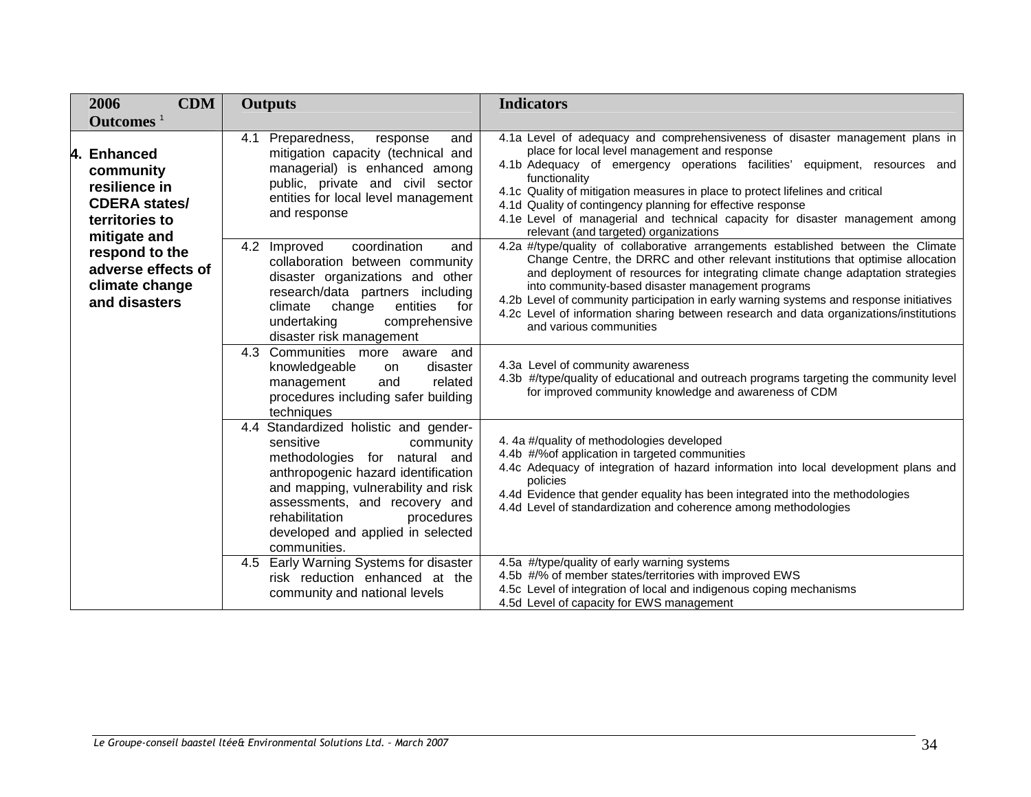| 2006 CDM Outcomes [1] | Outputs | Indicators |
|---|---|---|
| **4. Enhanced community resilience in CDERA states/ territories to mitigate and respond to the adverse effects of climate change and disasters** | 4.1 Preparedness, response and mitigation capacity (technical and managerial) is enhanced among public, private and civil sector entities for local level management and response | 4.1a Level of adequacy and comprehensiveness of disaster management plans in place for local level management and response<br>4.1b Adequacy of emergency operations facilities' equipment, resources and functionality<br>4.1c Quality of mitigation measures in place to protect lifelines and critical<br>4.1d Quality of contingency planning for effective response<br>4.1e Level of managerial and technical capacity for disaster management among relevant (and targeted) organizations |
| | 4.2 Improved coordination and collaboration between community disaster organizations and other research/data partners including climate change entities for undertaking comprehensive disaster risk management | 4.2a #/type/quality of collaborative arrangements established between the Climate Change Centre, the DRRC and other relevant institutions that optimise allocation and deployment of resources for integrating climate change adaptation strategies into community-based disaster management programs<br>4.2b Level of community participation in early warning systems and response initiatives<br>4.2c Level of information sharing between research and data organizations/institutions and various communities |
| | 4.3 Communities more aware and knowledgeable on disaster management and related procedures including safer building techniques | 4.3a Level of community awareness<br>4.3b #/type/quality of educational and outreach programs targeting the community level for improved community knowledge and awareness of CDM |
| | 4.4 Standardized holistic and gender-sensitive community methodologies for natural and anthropogenic hazard identification and mapping, vulnerability and risk assessments, and recovery and rehabilitation procedures developed and applied in selected communities. | 4. 4a #/quality of methodologies developed<br>4.4b #/%of application in targeted communities<br>4.4c Adequacy of integration of hazard information into local development plans and policies<br>4.4d Evidence that gender equality has been integrated into the methodologies<br>4.4d Level of standardization and coherence among methodologies |
| | 4.5 Early Warning Systems for disaster risk reduction enhanced at the community and national levels | 4.5a #/type/quality of early warning systems<br>4.5b #/% of member states/territories with improved EWS<br>4.5c Level of integration of local and indigenous coping mechanisms<br>4.5d Level of capacity for EWS management |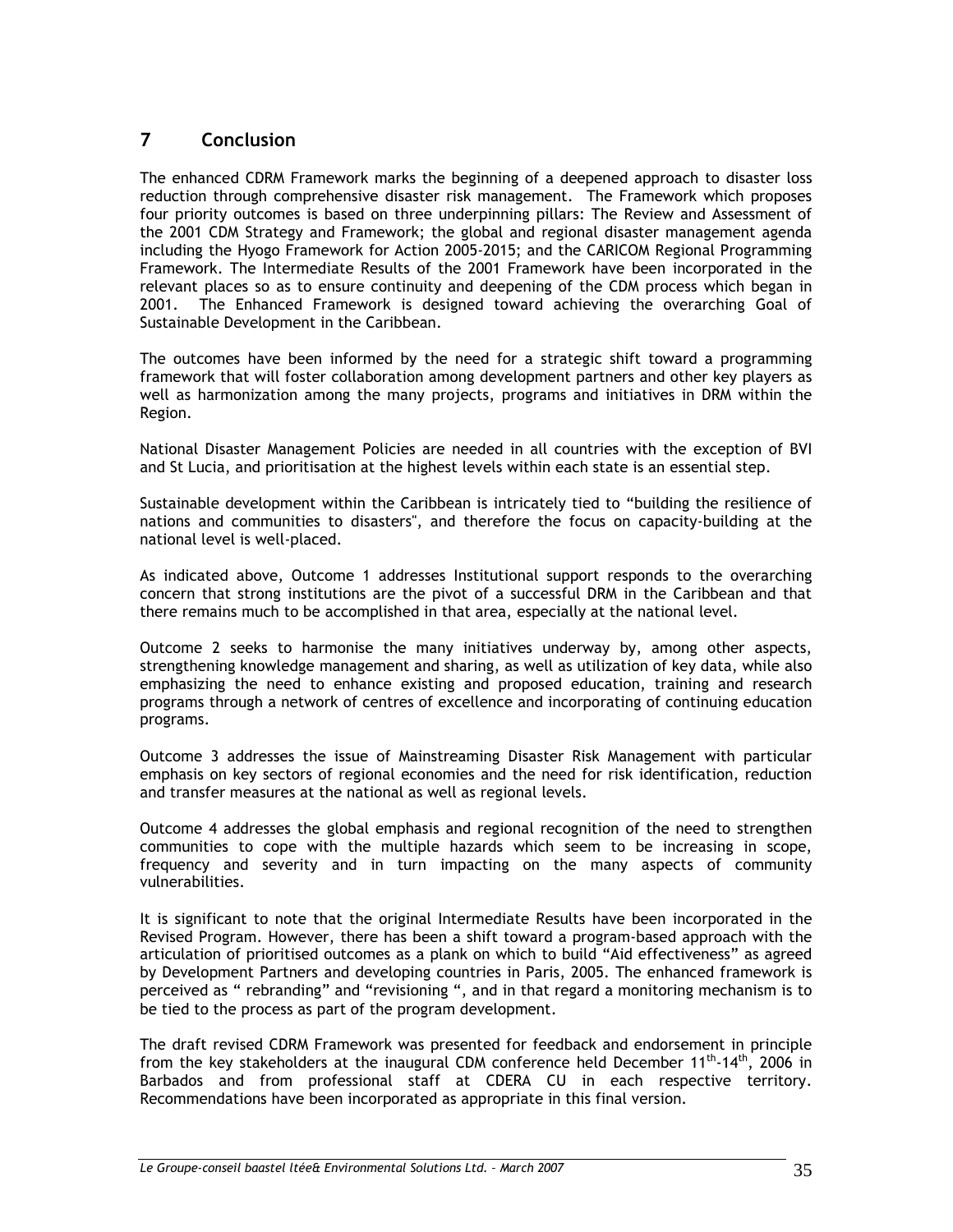## 7 Conclusion

The enhanced CDRM Framework marks the beginning of a deepened approach to disaster loss reduction through comprehensive disaster risk management. The Framework which proposes four priority outcomes is based on three underpinning pillars: The Review and Assessment of the 2001 CDM Strategy and Framework; the global and regional disaster management agenda including the Hyogo Framework for Action 2005-2015; and the CARICOM Regional Programming Framework. The Intermediate Results of the 2001 Framework have been incorporated in the relevant places so as to ensure continuity and deepening of the CDM process which began in 2001. The Enhanced Framework is designed toward achieving the overarching Goal of Sustainable Development in the Caribbean.

The outcomes have been informed by the need for a strategic shift toward a programming framework that will foster collaboration among development partners and other key players as well as harmonization among the many projects, programs and initiatives in DRM within the Region.

National Disaster Management Policies are needed in all countries with the exception of BVI and St Lucia, and prioritisation at the highest levels within each state is an essential step.

Sustainable development within the Caribbean is intricately tied to "building the resilience of nations and communities to disasters", and therefore the focus on capacity-building at the national level is well-placed.

As indicated above, Outcome 1 addresses Institutional support responds to the overarching concern that strong institutions are the pivot of a successful DRM in the Caribbean and that there remains much to be accomplished in that area, especially at the national level.

Outcome 2 seeks to harmonise the many initiatives underway by, among other aspects, strengthening knowledge management and sharing, as well as utilization of key data, while also emphasizing the need to enhance existing and proposed education, training and research programs through a network of centres of excellence and incorporating of continuing education programs.

Outcome 3 addresses the issue of Mainstreaming Disaster Risk Management with particular emphasis on key sectors of regional economies and the need for risk identification, reduction and transfer measures at the national as well as regional levels.

Outcome 4 addresses the global emphasis and regional recognition of the need to strengthen communities to cope with the multiple hazards which seem to be increasing in scope, frequency and severity and in turn impacting on the many aspects of community vulnerabilities.

It is significant to note that the original Intermediate Results have been incorporated in the Revised Program. However, there has been a shift toward a program-based approach with the articulation of prioritised outcomes as a plank on which to build "Aid effectiveness" as agreed by Development Partners and developing countries in Paris, 2005. The enhanced framework is perceived as " rebranding" and "revisioning ", and in that regard a monitoring mechanism is to be tied to the process as part of the program development.

The draft revised CDRM Framework was presented for feedback and endorsement in principle from the key stakeholders at the inaugural CDM conference held December 11th-14th, 2006 in Barbados and from professional staff at CDERA CU in each respective territory. Recommendations have been incorporated as appropriate in this final version.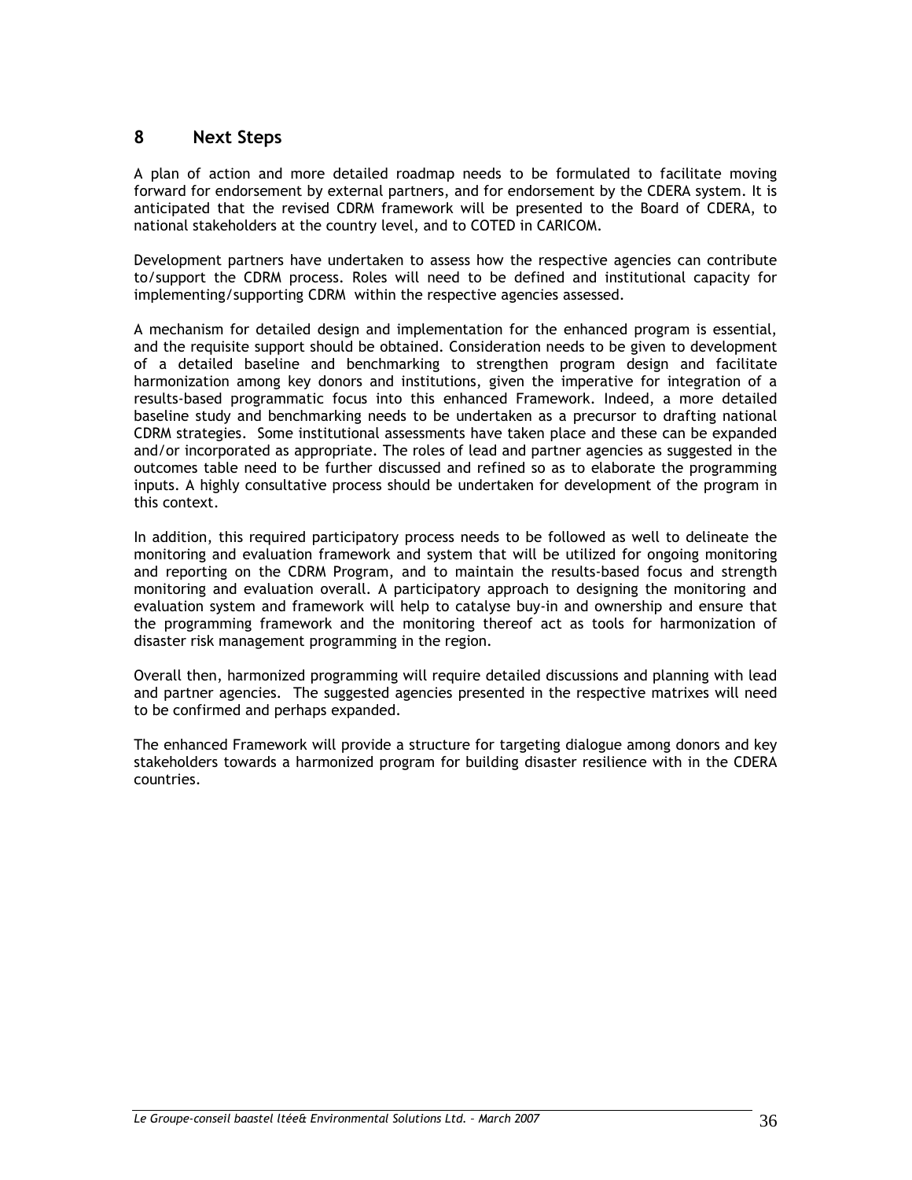# 8 Next Steps

A plan of action and more detailed roadmap needs to be formulated to facilitate moving forward for endorsement by external partners, and for endorsement by the CDERA system. It is anticipated that the revised CDRM framework will be presented to the Board of CDERA, to national stakeholders at the country level, and to COTED in CARICOM.

Development partners have undertaken to assess how the respective agencies can contribute to/support the CDRM process. Roles will need to be defined and institutional capacity for implementing/supporting CDRM within the respective agencies assessed.

A mechanism for detailed design and implementation for the enhanced program is essential, and the requisite support should be obtained. Consideration needs to be given to development of a detailed baseline and benchmarking to strengthen program design and facilitate harmonization among key donors and institutions, given the imperative for integration of a results-based programmatic focus into this enhanced Framework. Indeed, a more detailed baseline study and benchmarking needs to be undertaken as a precursor to drafting national CDRM strategies. Some institutional assessments have taken place and these can be expanded and/or incorporated as appropriate. The roles of lead and partner agencies as suggested in the outcomes table need to be further discussed and refined so as to elaborate the programming inputs. A highly consultative process should be undertaken for development of the program in this context.

In addition, this required participatory process needs to be followed as well to delineate the monitoring and evaluation framework and system that will be utilized for ongoing monitoring and reporting on the CDRM Program, and to maintain the results-based focus and strength monitoring and evaluation overall. A participatory approach to designing the monitoring and evaluation system and framework will help to catalyse buy-in and ownership and ensure that the programming framework and the monitoring thereof act as tools for harmonization of disaster risk management programming in the region.

Overall then, harmonized programming will require detailed discussions and planning with lead and partner agencies. The suggested agencies presented in the respective matrixes will need to be confirmed and perhaps expanded.

The enhanced Framework will provide a structure for targeting dialogue among donors and key stakeholders towards a harmonized program for building disaster resilience with in the CDERA countries.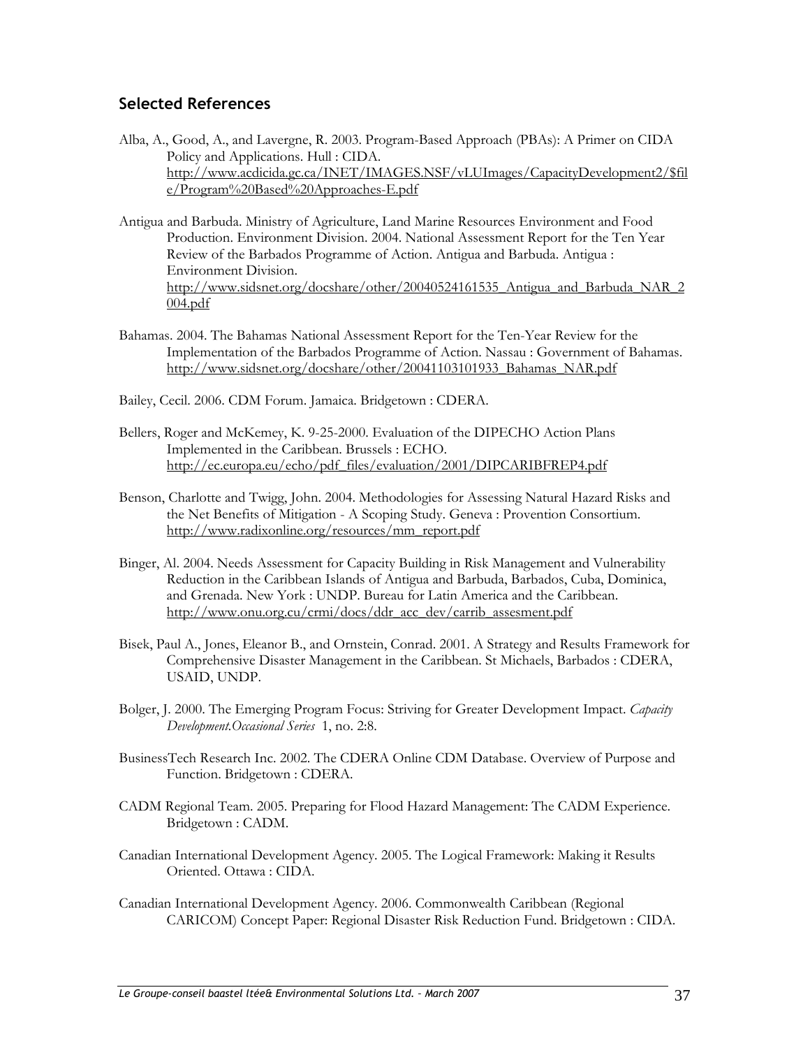## Selected References

Alba, A., Good, A., and Lavergne, R. 2003. Program-Based Approach (PBAs): A Primer on CIDA Policy and Applications. Hull : CIDA. http://www.acdicida.gc.ca/INET/IMAGES.NSF/vLUImages/CapacityDevelopment2/$file/Program%20Based%20Approaches-E.pdf

Antigua and Barbuda. Ministry of Agriculture, Land Marine Resources Environment and Food Production. Environment Division. 2004. National Assessment Report for the Ten Year Review of the Barbados Programme of Action. Antigua and Barbuda. Antigua : Environment Division. http://www.sidsnet.org/docshare/other/20040524161535_Antigua_and_Barbuda_NAR_2004.pdf

Bahamas. 2004. The Bahamas National Assessment Report for the Ten-Year Review for the Implementation of the Barbados Programme of Action. Nassau : Government of Bahamas. http://www.sidsnet.org/docshare/other/20041103101933_Bahamas_NAR.pdf

Bailey, Cecil. 2006. CDM Forum. Jamaica. Bridgetown : CDERA.

Bellers, Roger and McKemey, K. 9-25-2000. Evaluation of the DIPECHO Action Plans Implemented in the Caribbean. Brussels : ECHO. http://ec.europa.eu/echo/pdf_files/evaluation/2001/DIPCARIBFREP4.pdf

Benson, Charlotte and Twigg, John. 2004. Methodologies for Assessing Natural Hazard Risks and the Net Benefits of Mitigation - A Scoping Study. Geneva : Provention Consortium. http://www.radixonline.org/resources/mm_report.pdf

Binger, Al. 2004. Needs Assessment for Capacity Building in Risk Management and Vulnerability Reduction in the Caribbean Islands of Antigua and Barbuda, Barbados, Cuba, Dominica, and Grenada. New York : UNDP. Bureau for Latin America and the Caribbean. http://www.onu.org.cu/crmi/docs/ddr_acc_dev/carrib_assesment.pdf

Bisek, Paul A., Jones, Eleanor B., and Ornstein, Conrad. 2001. A Strategy and Results Framework for Comprehensive Disaster Management in the Caribbean. St Michaels, Barbados : CDERA, USAID, UNDP.

Bolger, J. 2000. The Emerging Program Focus: Striving for Greater Development Impact. *Capacity Development.Occasional Series* 1, no. 2:8.

BusinessTech Research Inc. 2002. The CDERA Online CDM Database. Overview of Purpose and Function. Bridgetown : CDERA.

CADM Regional Team. 2005. Preparing for Flood Hazard Management: The CADM Experience. Bridgetown : CADM.

Canadian International Development Agency. 2005. The Logical Framework: Making it Results Oriented. Ottawa : CIDA.

Canadian International Development Agency. 2006. Commonwealth Caribbean (Regional CARICOM) Concept Paper: Regional Disaster Risk Reduction Fund. Bridgetown : CIDA.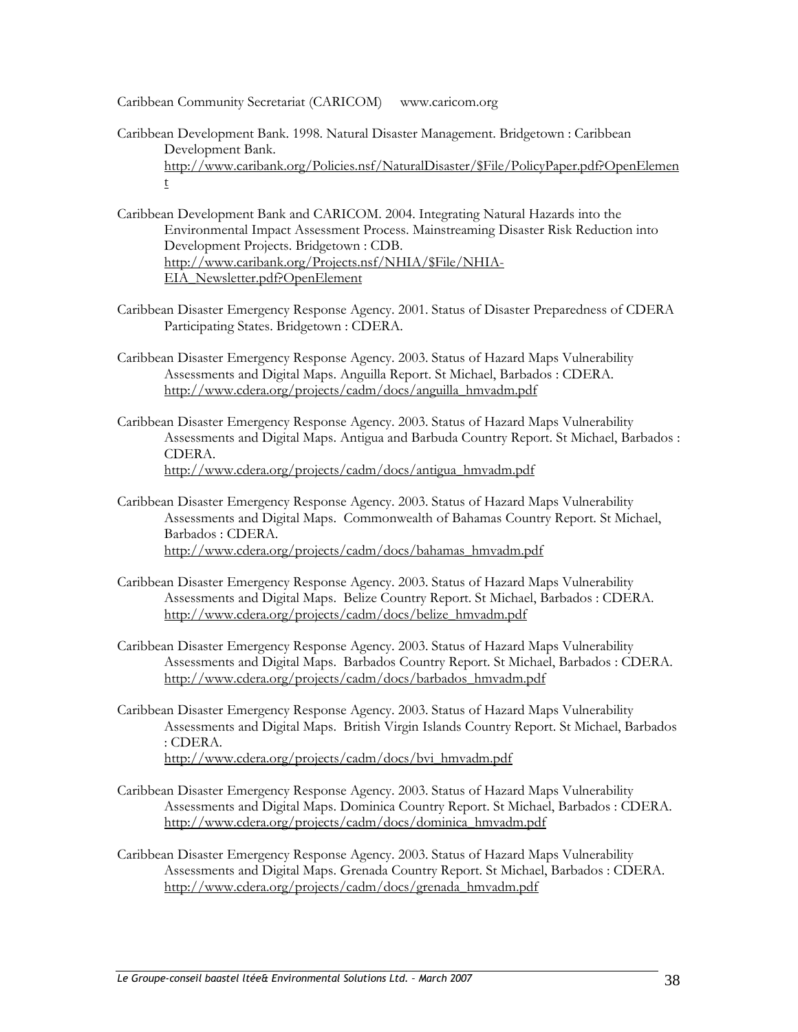Caribbean Community Secretariat (CARICOM) www.caricom.org

Caribbean Development Bank. 1998. Natural Disaster Management. Bridgetown : Caribbean Development Bank. http://www.caribank.org/Policies.nsf/NaturalDisaster/$File/PolicyPaper.pdf?OpenElement

Caribbean Development Bank and CARICOM. 2004. Integrating Natural Hazards into the Environmental Impact Assessment Process. Mainstreaming Disaster Risk Reduction into Development Projects. Bridgetown : CDB. http://www.caribank.org/Projects.nsf/NHIA/$File/NHIA-EIA_Newsletter.pdf?OpenElement

Caribbean Disaster Emergency Response Agency. 2001. Status of Disaster Preparedness of CDERA Participating States. Bridgetown : CDERA.

Caribbean Disaster Emergency Response Agency. 2003. Status of Hazard Maps Vulnerability Assessments and Digital Maps. Anguilla Report. St Michael, Barbados : CDERA. http://www.cdera.org/projects/cadm/docs/anguilla_hmvadm.pdf

Caribbean Disaster Emergency Response Agency. 2003. Status of Hazard Maps Vulnerability Assessments and Digital Maps. Antigua and Barbuda Country Report. St Michael, Barbados : CDERA. http://www.cdera.org/projects/cadm/docs/antigua_hmvadm.pdf

Caribbean Disaster Emergency Response Agency. 2003. Status of Hazard Maps Vulnerability Assessments and Digital Maps. Commonwealth of Bahamas Country Report. St Michael, Barbados : CDERA. http://www.cdera.org/projects/cadm/docs/bahamas_hmvadm.pdf

Caribbean Disaster Emergency Response Agency. 2003. Status of Hazard Maps Vulnerability Assessments and Digital Maps. Belize Country Report. St Michael, Barbados : CDERA. http://www.cdera.org/projects/cadm/docs/belize_hmvadm.pdf

Caribbean Disaster Emergency Response Agency. 2003. Status of Hazard Maps Vulnerability Assessments and Digital Maps. Barbados Country Report. St Michael, Barbados : CDERA. http://www.cdera.org/projects/cadm/docs/barbados_hmvadm.pdf

Caribbean Disaster Emergency Response Agency. 2003. Status of Hazard Maps Vulnerability Assessments and Digital Maps. British Virgin Islands Country Report. St Michael, Barbados : CDERA. http://www.cdera.org/projects/cadm/docs/bvi_hmvadm.pdf

Caribbean Disaster Emergency Response Agency. 2003. Status of Hazard Maps Vulnerability Assessments and Digital Maps. Dominica Country Report. St Michael, Barbados : CDERA. http://www.cdera.org/projects/cadm/docs/dominica_hmvadm.pdf

Caribbean Disaster Emergency Response Agency. 2003. Status of Hazard Maps Vulnerability Assessments and Digital Maps. Grenada Country Report. St Michael, Barbados : CDERA. http://www.cdera.org/projects/cadm/docs/grenada_hmvadm.pdf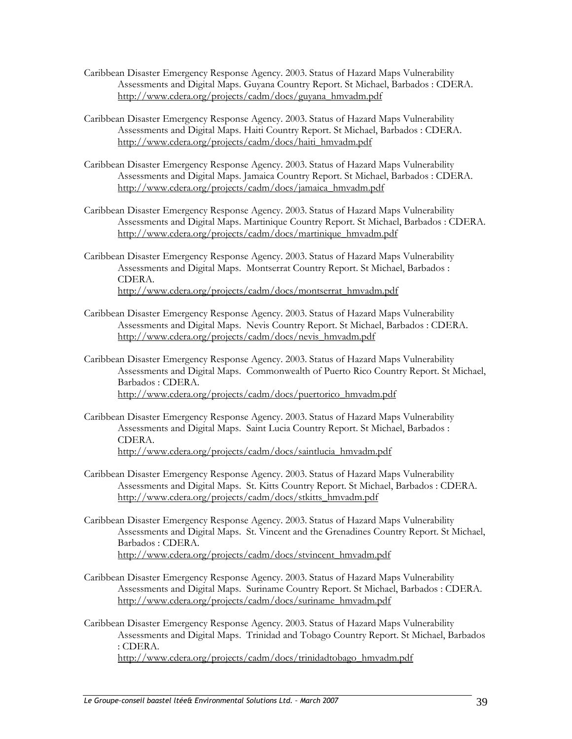Caribbean Disaster Emergency Response Agency. 2003. Status of Hazard Maps Vulnerability Assessments and Digital Maps. Guyana Country Report. St Michael, Barbados : CDERA. http://www.cdera.org/projects/cadm/docs/guyana_hmvadm.pdf

Caribbean Disaster Emergency Response Agency. 2003. Status of Hazard Maps Vulnerability Assessments and Digital Maps. Haiti Country Report. St Michael, Barbados : CDERA. http://www.cdera.org/projects/cadm/docs/haiti_hmvadm.pdf

Caribbean Disaster Emergency Response Agency. 2003. Status of Hazard Maps Vulnerability Assessments and Digital Maps. Jamaica Country Report. St Michael, Barbados : CDERA. http://www.cdera.org/projects/cadm/docs/jamaica_hmvadm.pdf

Caribbean Disaster Emergency Response Agency. 2003. Status of Hazard Maps Vulnerability Assessments and Digital Maps. Martinique Country Report. St Michael, Barbados : CDERA. http://www.cdera.org/projects/cadm/docs/martinique_hmvadm.pdf

Caribbean Disaster Emergency Response Agency. 2003. Status of Hazard Maps Vulnerability Assessments and Digital Maps. Montserrat Country Report. St Michael, Barbados : CDERA. http://www.cdera.org/projects/cadm/docs/montserrat_hmvadm.pdf

Caribbean Disaster Emergency Response Agency. 2003. Status of Hazard Maps Vulnerability Assessments and Digital Maps. Nevis Country Report. St Michael, Barbados : CDERA. http://www.cdera.org/projects/cadm/docs/nevis_hmvadm.pdf

Caribbean Disaster Emergency Response Agency. 2003. Status of Hazard Maps Vulnerability Assessments and Digital Maps. Commonwealth of Puerto Rico Country Report. St Michael, Barbados : CDERA. http://www.cdera.org/projects/cadm/docs/puertorico_hmvadm.pdf

Caribbean Disaster Emergency Response Agency. 2003. Status of Hazard Maps Vulnerability Assessments and Digital Maps. Saint Lucia Country Report. St Michael, Barbados : CDERA. http://www.cdera.org/projects/cadm/docs/saintlucia_hmvadm.pdf

Caribbean Disaster Emergency Response Agency. 2003. Status of Hazard Maps Vulnerability Assessments and Digital Maps. St. Kitts Country Report. St Michael, Barbados : CDERA. http://www.cdera.org/projects/cadm/docs/stkitts_hmvadm.pdf

Caribbean Disaster Emergency Response Agency. 2003. Status of Hazard Maps Vulnerability Assessments and Digital Maps. St. Vincent and the Grenadines Country Report. St Michael, Barbados : CDERA. http://www.cdera.org/projects/cadm/docs/stvincent_hmvadm.pdf

Caribbean Disaster Emergency Response Agency. 2003. Status of Hazard Maps Vulnerability Assessments and Digital Maps. Suriname Country Report. St Michael, Barbados : CDERA. http://www.cdera.org/projects/cadm/docs/suriname_hmvadm.pdf

Caribbean Disaster Emergency Response Agency. 2003. Status of Hazard Maps Vulnerability Assessments and Digital Maps. Trinidad and Tobago Country Report. St Michael, Barbados : CDERA. http://www.cdera.org/projects/cadm/docs/trinidadtobago_hmvadm.pdf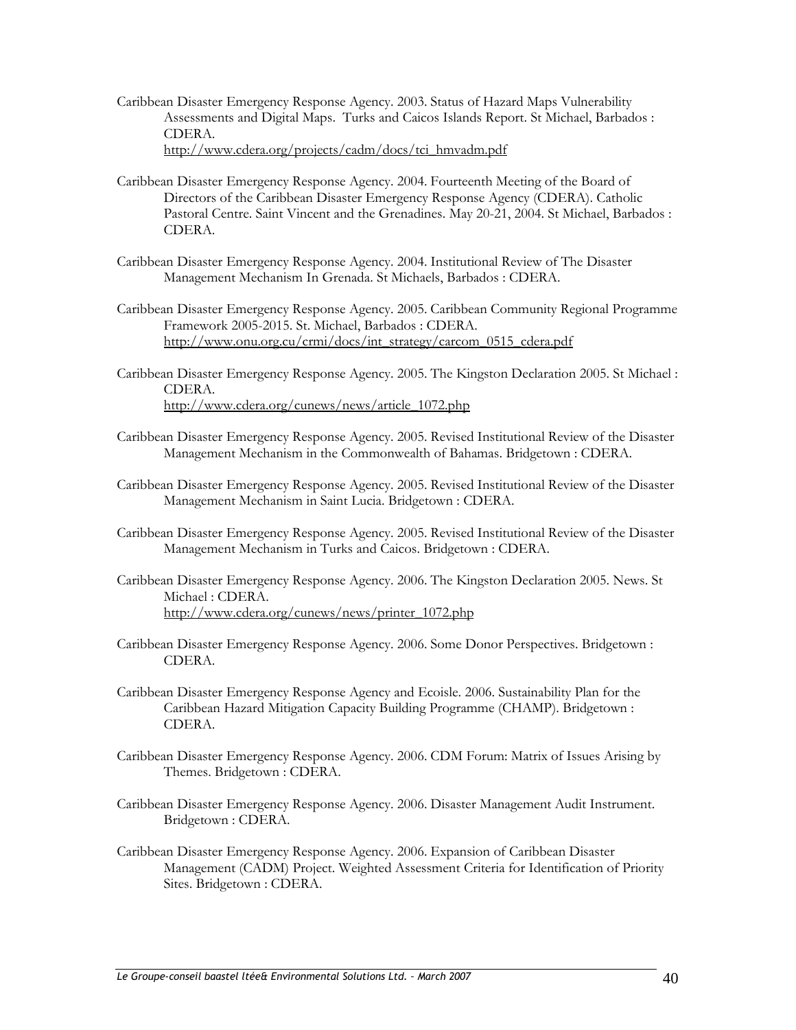Caribbean Disaster Emergency Response Agency. 2003. Status of Hazard Maps Vulnerability Assessments and Digital Maps. Turks and Caicos Islands Report. St Michael, Barbados : CDERA.
http://www.cdera.org/projects/cadm/docs/tci_hmvadm.pdf

Caribbean Disaster Emergency Response Agency. 2004. Fourteenth Meeting of the Board of Directors of the Caribbean Disaster Emergency Response Agency (CDERA). Catholic Pastoral Centre. Saint Vincent and the Grenadines. May 20-21, 2004. St Michael, Barbados : CDERA.

Caribbean Disaster Emergency Response Agency. 2004. Institutional Review of The Disaster Management Mechanism In Grenada. St Michaels, Barbados : CDERA.

Caribbean Disaster Emergency Response Agency. 2005. Caribbean Community Regional Programme Framework 2005-2015. St. Michael, Barbados : CDERA.
http://www.onu.org.cu/crmi/docs/int_strategy/carcom_0515_cdera.pdf

Caribbean Disaster Emergency Response Agency. 2005. The Kingston Declaration 2005. St Michael : CDERA.
http://www.cdera.org/cunews/news/article_1072.php

Caribbean Disaster Emergency Response Agency. 2005. Revised Institutional Review of the Disaster Management Mechanism in the Commonwealth of Bahamas. Bridgetown : CDERA.

Caribbean Disaster Emergency Response Agency. 2005. Revised Institutional Review of the Disaster Management Mechanism in Saint Lucia. Bridgetown : CDERA.

Caribbean Disaster Emergency Response Agency. 2005. Revised Institutional Review of the Disaster Management Mechanism in Turks and Caicos. Bridgetown : CDERA.

Caribbean Disaster Emergency Response Agency. 2006. The Kingston Declaration 2005. News. St Michael : CDERA.
http://www.cdera.org/cunews/news/printer_1072.php

Caribbean Disaster Emergency Response Agency. 2006. Some Donor Perspectives. Bridgetown : CDERA.

Caribbean Disaster Emergency Response Agency and Ecoisle. 2006. Sustainability Plan for the Caribbean Hazard Mitigation Capacity Building Programme (CHAMP). Bridgetown : CDERA.

Caribbean Disaster Emergency Response Agency. 2006. CDM Forum: Matrix of Issues Arising by Themes. Bridgetown : CDERA.

Caribbean Disaster Emergency Response Agency. 2006. Disaster Management Audit Instrument. Bridgetown : CDERA.

Caribbean Disaster Emergency Response Agency. 2006. Expansion of Caribbean Disaster Management (CADM) Project. Weighted Assessment Criteria for Identification of Priority Sites. Bridgetown : CDERA.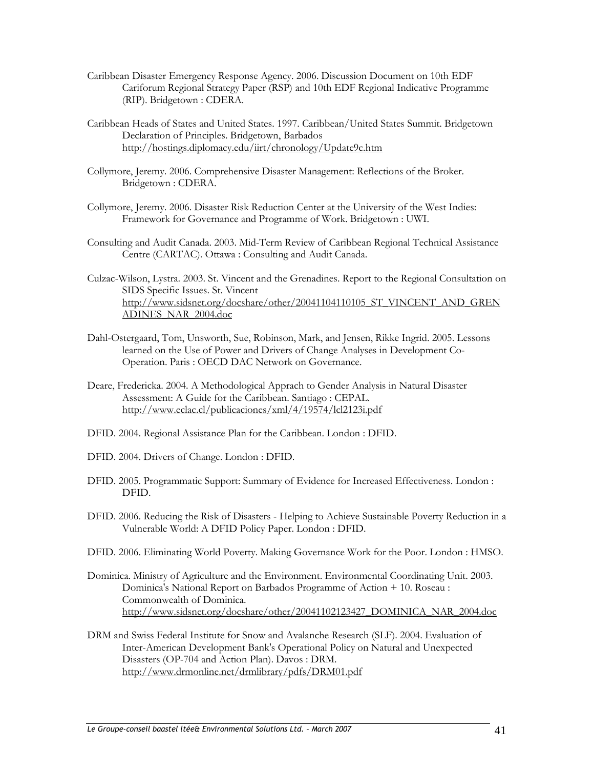Caribbean Disaster Emergency Response Agency. 2006. Discussion Document on 10th EDF Cariforum Regional Strategy Paper (RSP) and 10th EDF Regional Indicative Programme (RIP). Bridgetown : CDERA.

Caribbean Heads of States and United States. 1997. Caribbean/United States Summit. Bridgetown Declaration of Principles. Bridgetown, Barbados http://hostings.diplomacy.edu/iirt/chronology/Update9c.htm

Collymore, Jeremy. 2006. Comprehensive Disaster Management: Reflections of the Broker. Bridgetown : CDERA.

Collymore, Jeremy. 2006. Disaster Risk Reduction Center at the University of the West Indies: Framework for Governance and Programme of Work. Bridgetown : UWI.

Consulting and Audit Canada. 2003. Mid-Term Review of Caribbean Regional Technical Assistance Centre (CARTAC). Ottawa : Consulting and Audit Canada.

Culzac-Wilson, Lystra. 2003. St. Vincent and the Grenadines. Report to the Regional Consultation on SIDS Specific Issues. St. Vincent http://www.sidsnet.org/docshare/other/20041104110105_ST_VINCENT_AND_GRENADINES_NAR_2004.doc

Dahl-Ostergaard, Tom, Unsworth, Sue, Robinson, Mark, and Jensen, Rikke Ingrid. 2005. Lessons learned on the Use of Power and Drivers of Change Analyses in Development Co-Operation. Paris : OECD DAC Network on Governance.

Deare, Fredericka. 2004. A Methodological Apprach to Gender Analysis in Natural Disaster Assessment: A Guide for the Caribbean. Santiago : CEPAL. http://www.eclac.cl/publicaciones/xml/4/19574/lcl2123i.pdf

DFID. 2004. Regional Assistance Plan for the Caribbean. London : DFID.

DFID. 2004. Drivers of Change. London : DFID.

DFID. 2005. Programmatic Support: Summary of Evidence for Increased Effectiveness. London : DFID.

DFID. 2006. Reducing the Risk of Disasters - Helping to Achieve Sustainable Poverty Reduction in a Vulnerable World: A DFID Policy Paper. London : DFID.

DFID. 2006. Eliminating World Poverty. Making Governance Work for the Poor. London : HMSO.

Dominica. Ministry of Agriculture and the Environment. Environmental Coordinating Unit. 2003. Dominica's National Report on Barbados Programme of Action + 10. Roseau : Commonwealth of Dominica. http://www.sidsnet.org/docshare/other/20041102123427_DOMINICA_NAR_2004.doc

DRM and Swiss Federal Institute for Snow and Avalanche Research (SLF). 2004. Evaluation of Inter-American Development Bank's Operational Policy on Natural and Unexpected Disasters (OP-704 and Action Plan). Davos : DRM. http://www.drmonline.net/drmlibrary/pdfs/DRM01.pdf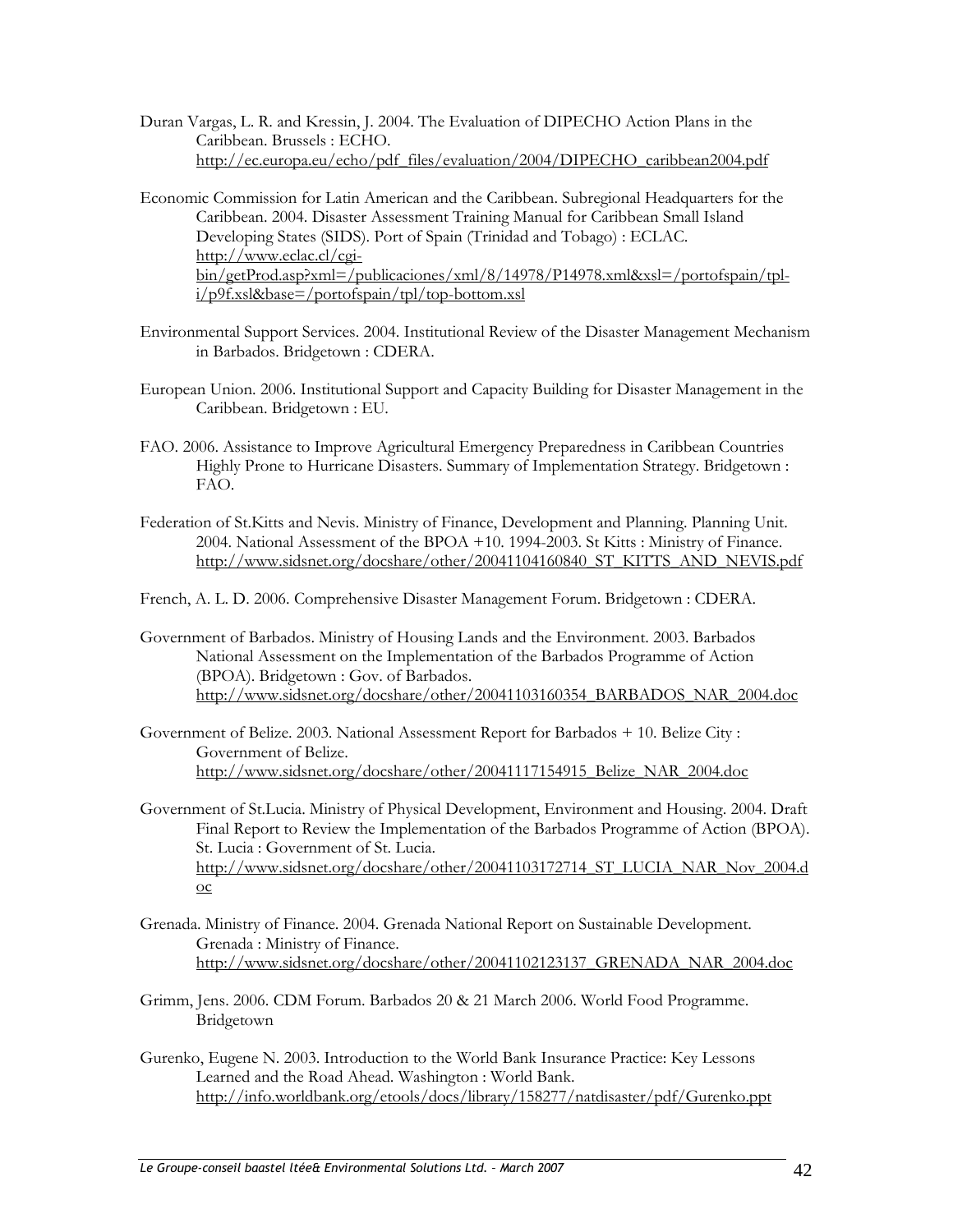Duran Vargas, L. R. and Kressin, J. 2004. The Evaluation of DIPECHO Action Plans in the Caribbean. Brussels : ECHO. http://ec.europa.eu/echo/pdf_files/evaluation/2004/DIPECHO_caribbean2004.pdf

Economic Commission for Latin American and the Caribbean. Subregional Headquarters for the Caribbean. 2004. Disaster Assessment Training Manual for Caribbean Small Island Developing States (SIDS). Port of Spain (Trinidad and Tobago) : ECLAC. http://www.eclac.cl/cgi-bin/getProd.asp?xml=/publicaciones/xml/8/14978/P14978.xml&xsl=/portofspain/tpl-i/p9f.xsl&base=/portofspain/tpl/top-bottom.xsl

Environmental Support Services. 2004. Institutional Review of the Disaster Management Mechanism in Barbados. Bridgetown : CDERA.

European Union. 2006. Institutional Support and Capacity Building for Disaster Management in the Caribbean. Bridgetown : EU.

FAO. 2006. Assistance to Improve Agricultural Emergency Preparedness in Caribbean Countries Highly Prone to Hurricane Disasters. Summary of Implementation Strategy. Bridgetown : FAO.

Federation of St.Kitts and Nevis. Ministry of Finance, Development and Planning. Planning Unit. 2004. National Assessment of the BPOA +10. 1994-2003. St Kitts : Ministry of Finance. http://www.sidsnet.org/docshare/other/20041104160840_ST_KITTS_AND_NEVIS.pdf

French, A. L. D. 2006. Comprehensive Disaster Management Forum. Bridgetown : CDERA.

Government of Barbados. Ministry of Housing Lands and the Environment. 2003. Barbados National Assessment on the Implementation of the Barbados Programme of Action (BPOA). Bridgetown : Gov. of Barbados. http://www.sidsnet.org/docshare/other/20041103160354_BARBADOS_NAR_2004.doc

Government of Belize. 2003. National Assessment Report for Barbados + 10. Belize City : Government of Belize. http://www.sidsnet.org/docshare/other/20041117154915_Belize_NAR_2004.doc

Government of St.Lucia. Ministry of Physical Development, Environment and Housing. 2004. Draft Final Report to Review the Implementation of the Barbados Programme of Action (BPOA). St. Lucia : Government of St. Lucia. http://www.sidsnet.org/docshare/other/20041103172714_ST_LUCIA_NAR_Nov_2004.doc

Grenada. Ministry of Finance. 2004. Grenada National Report on Sustainable Development. Grenada : Ministry of Finance. http://www.sidsnet.org/docshare/other/20041102123137_GRENADA_NAR_2004.doc

Grimm, Jens. 2006. CDM Forum. Barbados 20 & 21 March 2006. World Food Programme. Bridgetown

Gurenko, Eugene N. 2003. Introduction to the World Bank Insurance Practice: Key Lessons Learned and the Road Ahead. Washington : World Bank. http://info.worldbank.org/etools/docs/library/158277/natdisaster/pdf/Gurenko.ppt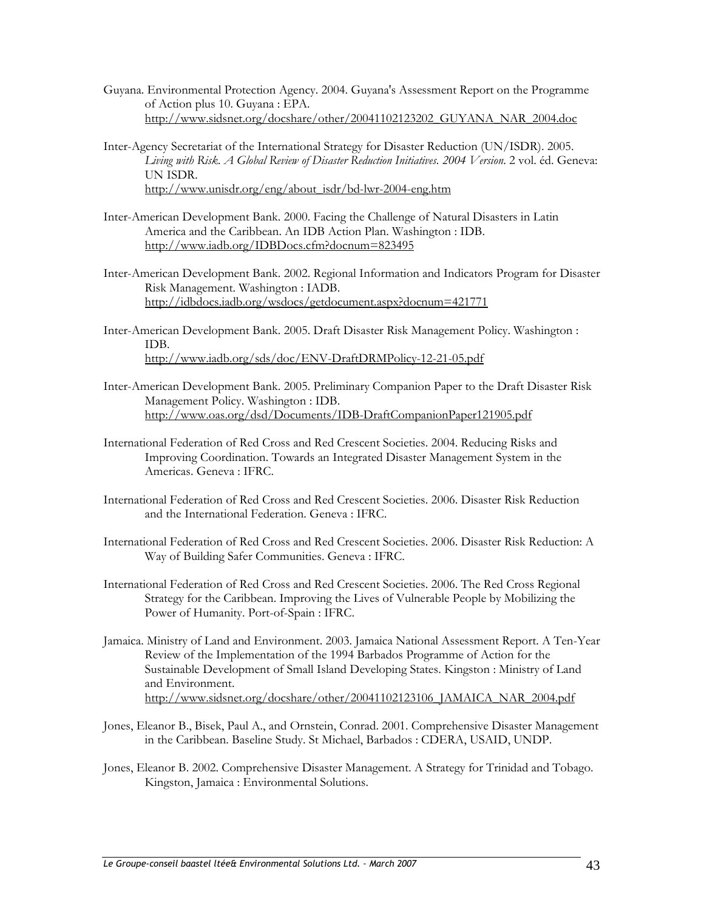Guyana. Environmental Protection Agency. 2004. Guyana's Assessment Report on the Programme of Action plus 10. Guyana : EPA.
http://www.sidsnet.org/docshare/other/20041102123202_GUYANA_NAR_2004.doc

Inter-Agency Secretariat of the International Strategy for Disaster Reduction (UN/ISDR). 2005. *Living with Risk. A Global Review of Disaster Reduction Initiatives. 2004 Version*. 2 vol. éd. Geneva: UN ISDR.
http://www.unisdr.org/eng/about_isdr/bd-lwr-2004-eng.htm

Inter-American Development Bank. 2000. Facing the Challenge of Natural Disasters in Latin America and the Caribbean. An IDB Action Plan. Washington : IDB.
http://www.iadb.org/IDBDocs.cfm?docnum=823495

Inter-American Development Bank. 2002. Regional Information and Indicators Program for Disaster Risk Management. Washington : IADB.
http://idbdocs.iadb.org/wsdocs/getdocument.aspx?docnum=421771

Inter-American Development Bank. 2005. Draft Disaster Risk Management Policy. Washington : IDB.
http://www.iadb.org/sds/doc/ENV-DraftDRMPolicy-12-21-05.pdf

Inter-American Development Bank. 2005. Preliminary Companion Paper to the Draft Disaster Risk Management Policy. Washington : IDB.
http://www.oas.org/dsd/Documents/IDB-DraftCompanionPaper121905.pdf

International Federation of Red Cross and Red Crescent Societies. 2004. Reducing Risks and Improving Coordination. Towards an Integrated Disaster Management System in the Americas. Geneva : IFRC.

International Federation of Red Cross and Red Crescent Societies. 2006. Disaster Risk Reduction and the International Federation. Geneva : IFRC.

International Federation of Red Cross and Red Crescent Societies. 2006. Disaster Risk Reduction: A Way of Building Safer Communities. Geneva : IFRC.

International Federation of Red Cross and Red Crescent Societies. 2006. The Red Cross Regional Strategy for the Caribbean. Improving the Lives of Vulnerable People by Mobilizing the Power of Humanity. Port-of-Spain : IFRC.

Jamaica. Ministry of Land and Environment. 2003. Jamaica National Assessment Report. A Ten-Year Review of the Implementation of the 1994 Barbados Programme of Action for the Sustainable Development of Small Island Developing States. Kingston : Ministry of Land and Environment.
http://www.sidsnet.org/docshare/other/20041102123106_JAMAICA_NAR_2004.pdf

Jones, Eleanor B., Bisek, Paul A., and Ornstein, Conrad. 2001. Comprehensive Disaster Management in the Caribbean. Baseline Study. St Michael, Barbados : CDERA, USAID, UNDP.

Jones, Eleanor B. 2002. Comprehensive Disaster Management. A Strategy for Trinidad and Tobago. Kingston, Jamaica : Environmental Solutions.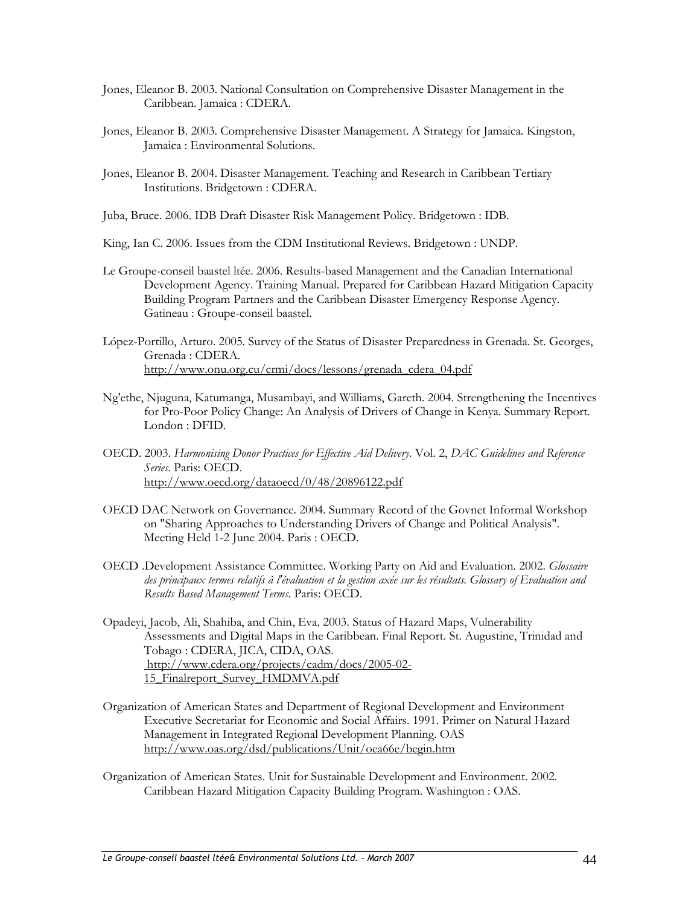Jones, Eleanor B. 2003. National Consultation on Comprehensive Disaster Management in the Caribbean. Jamaica : CDERA.

Jones, Eleanor B. 2003. Comprehensive Disaster Management. A Strategy for Jamaica. Kingston, Jamaica : Environmental Solutions.

Jones, Eleanor B. 2004. Disaster Management. Teaching and Research in Caribbean Tertiary Institutions. Bridgetown : CDERA.

Juba, Bruce. 2006. IDB Draft Disaster Risk Management Policy. Bridgetown : IDB.

King, Ian C. 2006. Issues from the CDM Institutional Reviews. Bridgetown : UNDP.

Le Groupe-conseil baastel ltée. 2006. Results-based Management and the Canadian International Development Agency. Training Manual. Prepared for Caribbean Hazard Mitigation Capacity Building Program Partners and the Caribbean Disaster Emergency Response Agency. Gatineau : Groupe-conseil baastel.

López-Portillo, Arturo. 2005. Survey of the Status of Disaster Preparedness in Grenada. St. Georges, Grenada : CDERA. http://www.onu.org.cu/crmi/docs/lessons/grenada_cdera_04.pdf

Ng'ethe, Njuguna, Katumanga, Musambayi, and Williams, Gareth. 2004. Strengthening the Incentives for Pro-Poor Policy Change: An Analysis of Drivers of Change in Kenya. Summary Report. London : DFID.

OECD. 2003. *Harmonising Donor Practices for Effective Aid Delivery*. Vol. 2, *DAC Guidelines and Reference Series*. Paris: OECD. http://www.oecd.org/dataoecd/0/48/20896122.pdf

OECD DAC Network on Governance. 2004. Summary Record of the Govnet Informal Workshop on "Sharing Approaches to Understanding Drivers of Change and Political Analysis". Meeting Held 1-2 June 2004. Paris : OECD.

OECD .Development Assistance Committee. Working Party on Aid and Evaluation. 2002. *Glossaire des principaux termes relatifs à l'évaluation et la gestion axée sur les résultats. Glossary of Evaluation and Results Based Management Terms*. Paris: OECD.

Opadeyi, Jacob, Ali, Shahiba, and Chin, Eva. 2003. Status of Hazard Maps, Vulnerability Assessments and Digital Maps in the Caribbean. Final Report. St. Augustine, Trinidad and Tobago : CDERA, JICA, CIDA, OAS. http://www.cdera.org/projects/cadm/docs/2005-02-15_Finalreport_Survey_HMDMVA.pdf

Organization of American States and Department of Regional Development and Environment Executive Secretariat for Economic and Social Affairs. 1991. Primer on Natural Hazard Management in Integrated Regional Development Planning. OAS http://www.oas.org/dsd/publications/Unit/oea66e/begin.htm

Organization of American States. Unit for Sustainable Development and Environment. 2002. Caribbean Hazard Mitigation Capacity Building Program. Washington : OAS.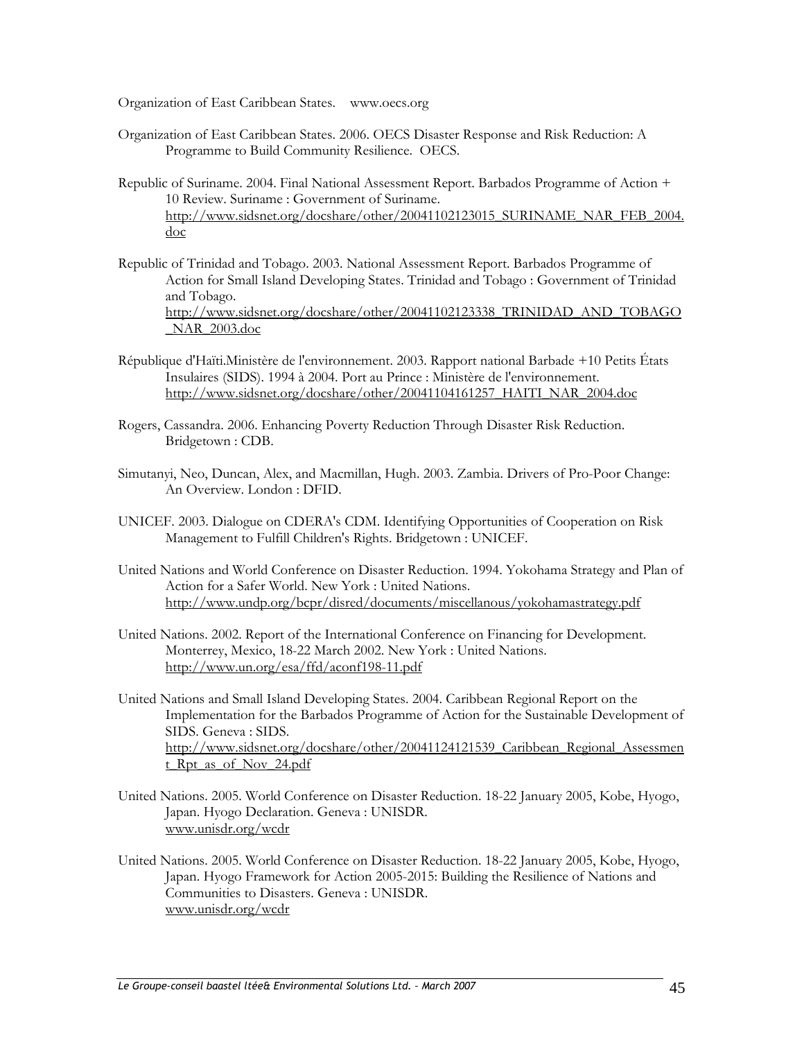Organization of East Caribbean States. www.oecs.org

Organization of East Caribbean States. 2006. OECS Disaster Response and Risk Reduction: A Programme to Build Community Resilience. OECS.

Republic of Suriname. 2004. Final National Assessment Report. Barbados Programme of Action + 10 Review. Suriname : Government of Suriname. http://www.sidsnet.org/docshare/other/20041102123015_SURINAME_NAR_FEB_2004.doc

Republic of Trinidad and Tobago. 2003. National Assessment Report. Barbados Programme of Action for Small Island Developing States. Trinidad and Tobago : Government of Trinidad and Tobago. http://www.sidsnet.org/docshare/other/20041102123338_TRINIDAD_AND_TOBAGO_NAR_2003.doc

République d'Haïti.Ministère de l'environnement. 2003. Rapport national Barbade +10 Petits États Insulaires (SIDS). 1994 à 2004. Port au Prince : Ministère de l'environnement. http://www.sidsnet.org/docshare/other/20041104161257_HAITI_NAR_2004.doc

Rogers, Cassandra. 2006. Enhancing Poverty Reduction Through Disaster Risk Reduction. Bridgetown : CDB.

Simutanyi, Neo, Duncan, Alex, and Macmillan, Hugh. 2003. Zambia. Drivers of Pro-Poor Change: An Overview. London : DFID.

UNICEF. 2003. Dialogue on CDERA's CDM. Identifying Opportunities of Cooperation on Risk Management to Fulfill Children's Rights. Bridgetown : UNICEF.

United Nations and World Conference on Disaster Reduction. 1994. Yokohama Strategy and Plan of Action for a Safer World. New York : United Nations. http://www.undp.org/bcpr/disred/documents/miscellanous/yokohamastrategy.pdf

United Nations. 2002. Report of the International Conference on Financing for Development. Monterrey, Mexico, 18-22 March 2002. New York : United Nations. http://www.un.org/esa/ffd/aconf198-11.pdf

United Nations and Small Island Developing States. 2004. Caribbean Regional Report on the Implementation for the Barbados Programme of Action for the Sustainable Development of SIDS. Geneva : SIDS. http://www.sidsnet.org/docshare/other/20041124121539_Caribbean_Regional_Assessment_Rpt_as_of_Nov_24.pdf

United Nations. 2005. World Conference on Disaster Reduction. 18-22 January 2005, Kobe, Hyogo, Japan. Hyogo Declaration. Geneva : UNISDR. www.unisdr.org/wcdr

United Nations. 2005. World Conference on Disaster Reduction. 18-22 January 2005, Kobe, Hyogo, Japan. Hyogo Framework for Action 2005-2015: Building the Resilience of Nations and Communities to Disasters. Geneva : UNISDR. www.unisdr.org/wcdr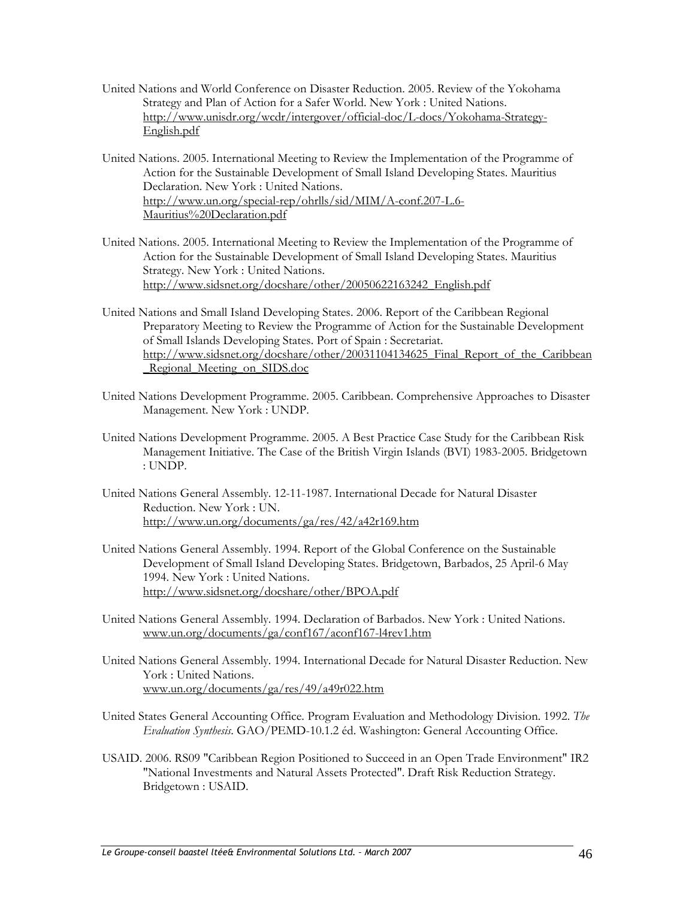United Nations and World Conference on Disaster Reduction. 2005. Review of the Yokohama Strategy and Plan of Action for a Safer World. New York : United Nations. http://www.unisdr.org/wcdr/intergover/official-doc/L-docs/Yokohama-Strategy-English.pdf

United Nations. 2005. International Meeting to Review the Implementation of the Programme of Action for the Sustainable Development of Small Island Developing States. Mauritius Declaration. New York : United Nations. http://www.un.org/special-rep/ohrlls/sid/MIM/A-conf.207-L.6-Mauritius%20Declaration.pdf

United Nations. 2005. International Meeting to Review the Implementation of the Programme of Action for the Sustainable Development of Small Island Developing States. Mauritius Strategy. New York : United Nations. http://www.sidsnet.org/docshare/other/20050622163242_English.pdf

United Nations and Small Island Developing States. 2006. Report of the Caribbean Regional Preparatory Meeting to Review the Programme of Action for the Sustainable Development of Small Islands Developing States. Port of Spain : Secretariat. http://www.sidsnet.org/docshare/other/20031104134625_Final_Report_of_the_Caribbean_Regional_Meeting_on_SIDS.doc

United Nations Development Programme. 2005. Caribbean. Comprehensive Approaches to Disaster Management. New York : UNDP.

United Nations Development Programme. 2005. A Best Practice Case Study for the Caribbean Risk Management Initiative. The Case of the British Virgin Islands (BVI) 1983-2005. Bridgetown : UNDP.

United Nations General Assembly. 12-11-1987. International Decade for Natural Disaster Reduction. New York : UN. http://www.un.org/documents/ga/res/42/a42r169.htm

United Nations General Assembly. 1994. Report of the Global Conference on the Sustainable Development of Small Island Developing States. Bridgetown, Barbados, 25 April-6 May 1994. New York : United Nations. http://www.sidsnet.org/docshare/other/BPOA.pdf

United Nations General Assembly. 1994. Declaration of Barbados. New York : United Nations. www.un.org/documents/ga/conf167/aconf167-l4rev1.htm

United Nations General Assembly. 1994. International Decade for Natural Disaster Reduction. New York : United Nations. www.un.org/documents/ga/res/49/a49r022.htm

United States General Accounting Office. Program Evaluation and Methodology Division. 1992. *The Evaluation Synthesis*. GAO/PEMD-10.1.2 éd. Washington: General Accounting Office.

USAID. 2006. RS09 "Caribbean Region Positioned to Succeed in an Open Trade Environment" IR2 "National Investments and Natural Assets Protected". Draft Risk Reduction Strategy. Bridgetown : USAID.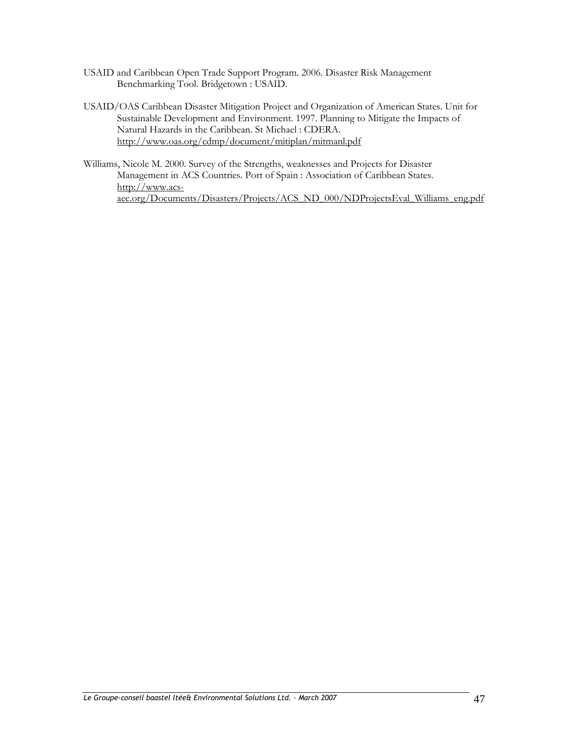USAID and Caribbean Open Trade Support Program. 2006. Disaster Risk Management Benchmarking Tool. Bridgetown : USAID.

USAID/OAS Caribbean Disaster Mitigation Project and Organization of American States. Unit for Sustainable Development and Environment. 1997. Planning to Mitigate the Impacts of Natural Hazards in the Caribbean. St Michael : CDERA. http://www.oas.org/cdmp/document/mitiplan/mitmanl.pdf

Williams, Nicole M. 2000. Survey of the Strengths, weaknesses and Projects for Disaster Management in ACS Countries. Port of Spain : Association of Caribbean States. http://www.acs-aec.org/Documents/Disasters/Projects/ACS_ND_000/NDProjectsEval_Williams_eng.pdf